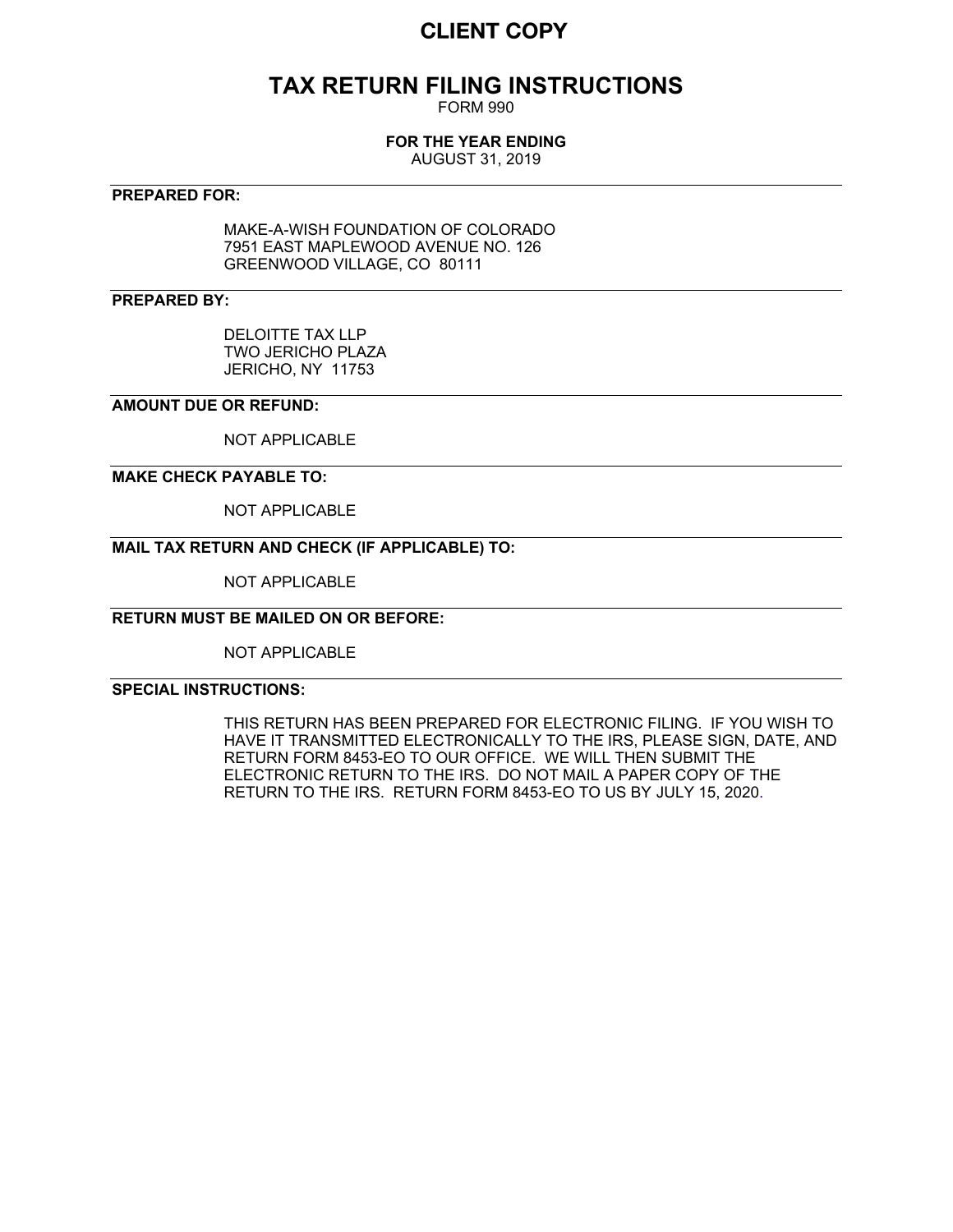# CLIENT COPY

## TAX RETURN FILING INSTRUCTIONS

FORM 990

**FOR THE YEAR ENDING**

AUGUST 31, 2019

---

**PREPARED FOR:**

MAKE-A-WISH FOUNDATION OF COLORADO
7951 EAST MAPLEWOOD AVENUE NO. 126
GREENWOOD VILLAGE, CO 80111

---

**PREPARED BY:**

DELOITTE TAX LLP
TWO JERICHO PLAZA
JERICHO, NY 11753

---

**AMOUNT DUE OR REFUND:**

NOT APPLICABLE

---

**MAKE CHECK PAYABLE TO:**

NOT APPLICABLE

---

**MAIL TAX RETURN AND CHECK (IF APPLICABLE) TO:**

NOT APPLICABLE

---

**RETURN MUST BE MAILED ON OR BEFORE:**

NOT APPLICABLE

---

**SPECIAL INSTRUCTIONS:**

THIS RETURN HAS BEEN PREPARED FOR ELECTRONIC FILING. IF YOU WISH TO HAVE IT TRANSMITTED ELECTRONICALLY TO THE IRS, PLEASE SIGN, DATE, AND RETURN FORM 8453-EO TO OUR OFFICE. WE WILL THEN SUBMIT THE ELECTRONIC RETURN TO THE IRS. DO NOT MAIL A PAPER COPY OF THE RETURN TO THE IRS. RETURN FORM 8453-EO TO US BY JULY 15, 2020.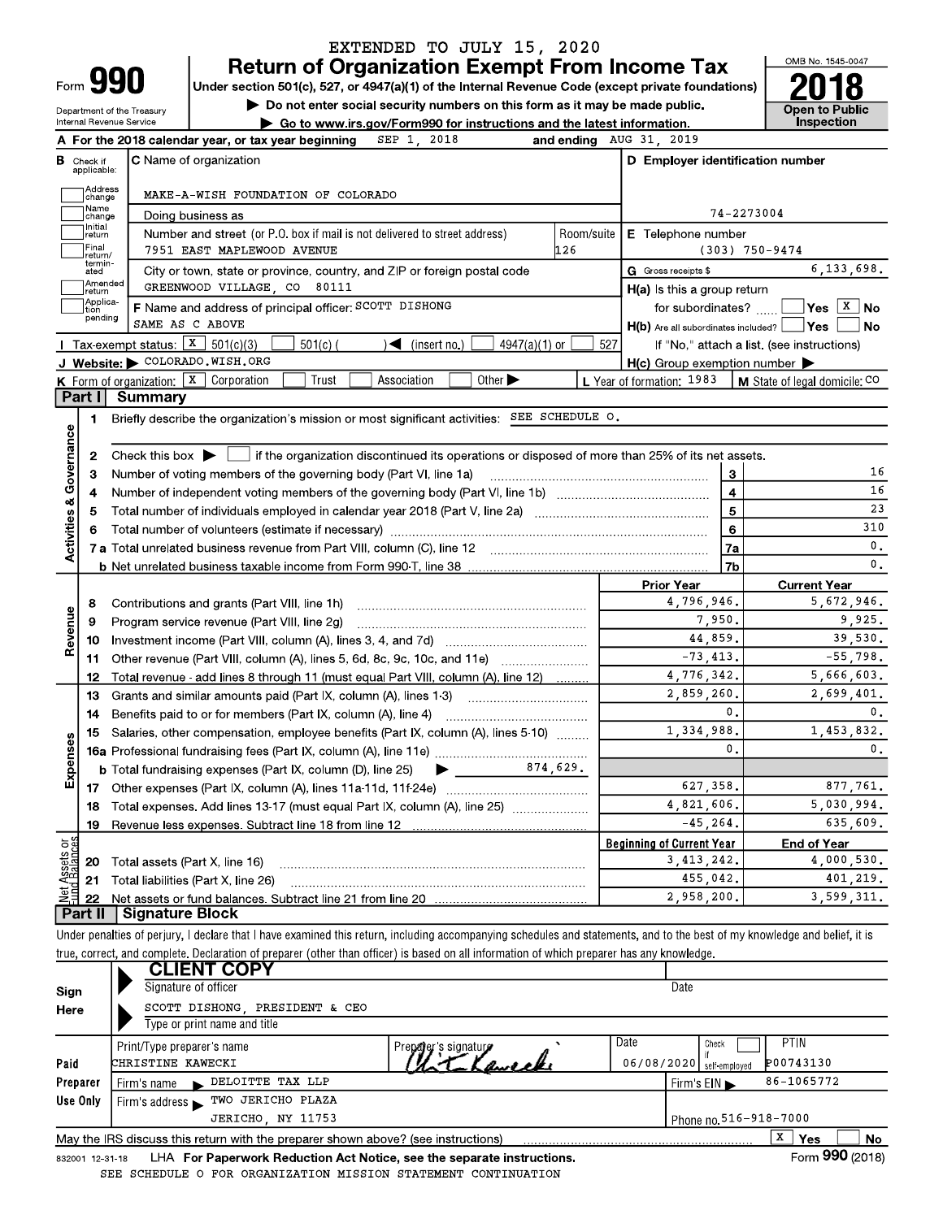EXTENDED TO JULY 15, 2020

# Form 990 — Return of Organization Exempt From Income Tax (2018)

Under section 501(c), 527, or 4947(a)(1) of the Internal Revenue Code (except private foundations)

▶ Do not enter social security numbers on this form as it may be made public.

▶ Go to www.irs.gov/Form990 for instructions and the latest information.

Department of the Treasury
Internal Revenue Service

OMB No. 1545-0047

**Open to Public Inspection**

**A** For the 2018 calendar year, or tax year beginning SEP 1, 2018 and ending AUG 31, 2019

**B** Check if applicable: Address change, Name change, Initial return, Final return/terminated, Amended return, Application pending

**C** Name of organization: MAKE-A-WISH FOUNDATION OF COLORADO

Doing business as

Number and street (or P.O. box if mail is not delivered to street address): 7951 EAST MAPLEWOOD AVENUE — Room/suite: 126

City or town, state or province, country, and ZIP or foreign postal code: GREENWOOD VILLAGE, CO 80111

**D** Employer identification number: 74-2273004

**E** Telephone number: (303) 750-9474

**G** Gross receipts $ 6,133,698.

**F** Name and address of principal officer: SCOTT DISHONG, SAME AS C ABOVE

**H(a)** Is this a group return for subordinates? Yes [ ] No [X]

**H(b)** Are all subordinates included? Yes [ ] No [ ]

If "No," attach a list. (see instructions)

**H(c)** Group exemption number ▶

**I** Tax-exempt status: [X] 501(c)(3) [ ] 501(c)( ) ◀ (insert no.) [ ] 4947(a)(1) or [ ] 527

**J** Website: ▶ COLORADO.WISH.ORG

**K** Form of organization: [X] Corporation [ ] Trust [ ] Association [ ] Other ▶

**L** Year of formation: 1983

**M** State of legal domicile: CO

## Part I Summary

**Activities & Governance**

1. Briefly describe the organization's mission or most significant activities: SEE SCHEDULE O.
2. Check this box ▶ [ ] if the organization discontinued its operations or disposed of more than 25% of its net assets.

| | | | |
|---|---|---|---|
| 3 | Number of voting members of the governing body (Part VI, line 1a) | 3 | 16 |
| 4 | Number of independent voting members of the governing body (Part VI, line 1b) | 4 | 16 |
| 5 | Total number of individuals employed in calendar year 2018 (Part V, line 2a) | 5 | 23 |
| 6 | Total number of volunteers (estimate if necessary) | 6 | 310 |
| 7a | Total unrelated business revenue from Part VIII, column (C), line 12 | 7a | 0. |
| b | Net unrelated business taxable income from Form 990-T, line 38 | 7b | 0. |

| | | Prior Year | Current Year |
|---|---|---|---|
| **Revenue** | | | |
| 8 | Contributions and grants (Part VIII, line 1h) | 4,796,946. | 5,672,946. |
| 9 | Program service revenue (Part VIII, line 2g) | 7,950. | 9,925. |
| 10 | Investment income (Part VIII, column (A), lines 3, 4, and 7d) | 44,859. | 39,530. |
| 11 | Other revenue (Part VIII, column (A), lines 5, 6d, 8c, 9c, 10c, and 11e) | -73,413. | -55,798. |
| 12 | Total revenue - add lines 8 through 11 (must equal Part VIII, column (A), line 12) | 4,776,342. | 5,666,603. |
| **Expenses** | | | |
| 13 | Grants and similar amounts paid (Part IX, column (A), lines 1-3) | 2,859,260. | 2,699,401. |
| 14 | Benefits paid to or for members (Part IX, column (A), line 4) | 0. | 0. |
| 15 | Salaries, other compensation, employee benefits (Part IX, column (A), lines 5-10) | 1,334,988. | 1,453,832. |
| 16a | Professional fundraising fees (Part IX, column (A), line 11e) | 0. | 0. |
| b | Total fundraising expenses (Part IX, column (D), line 25) ▶ 874,629. | | |
| 17 | Other expenses (Part IX, column (A), lines 11a-11d, 11f-24e) | 627,358. | 877,761. |
| 18 | Total expenses. Add lines 13-17 (must equal Part IX, column (A), line 25) | 4,821,606. | 5,030,994. |
| 19 | Revenue less expenses. Subtract line 18 from line 12 | -45,264. | 635,609. |

| | | Beginning of Current Year | End of Year |
|---|---|---|---|
| **Net Assets or Fund Balances** | | | |
| 20 | Total assets (Part X, line 16) | 3,413,242. | 4,000,530. |
| 21 | Total liabilities (Part X, line 26) | 455,042. | 401,219. |
| 22 | Net assets or fund balances. Subtract line 21 from line 20 | 2,958,200. | 3,599,311. |

## Part II Signature Block

Under penalties of perjury, I declare that I have examined this return, including accompanying schedules and statements, and to the best of my knowledge and belief, it is true, correct, and complete. Declaration of preparer (other than officer) is based on all information of which preparer has any knowledge.

**Sign Here**

**CLIENT COPY**

Signature of officer — Date

SCOTT DISHONG, PRESIDENT & CEO

Type or print name and title

**Paid Preparer Use Only**

| Print/Type preparer's name | Preparer's signature | Date | Check [ ] if self-employed | PTIN |
|---|---|---|---|---|
| CHRISTINE KAWECKI | Christine Kawecki | 06/08/2020 | | P00743130 |

Firm's name ▶ DELOITTE TAX LLP — Firm's EIN ▶ 86-1065772

Firm's address ▶ TWO JERICHO PLAZA, JERICHO, NY 11753 — Phone no. 516-918-7000

May the IRS discuss this return with the preparer shown above? (see instructions) [X] Yes [ ] No

832001 12-31-18 LHA For Paperwork Reduction Act Notice, see the separate instructions. Form **990** (2018)

SEE SCHEDULE O FOR ORGANIZATION MISSION STATEMENT CONTINUATION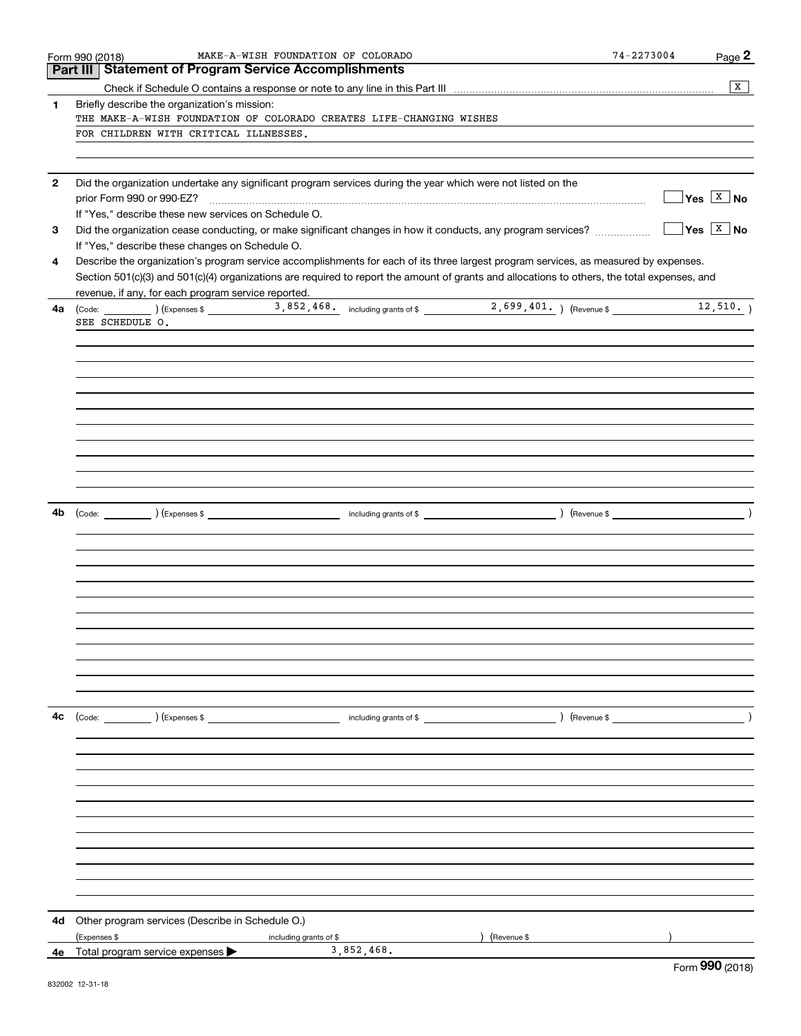Form 990 (2018) MAKE-A-WISH FOUNDATION OF COLORADO 74-2273004 Page 2

## Part III Statement of Program Service Accomplishments

Check if Schedule O contains a response or note to any line in this Part III ..... [X]

**1** Briefly describe the organization's mission:

THE MAKE-A-WISH FOUNDATION OF COLORADO CREATES LIFE-CHANGING WISHES FOR CHILDREN WITH CRITICAL ILLNESSES.

**2** Did the organization undertake any significant program services during the year which were not listed on the prior Form 990 or 990-EZ? ..... [ ] Yes [X] No

If "Yes," describe these new services on Schedule O.

**3** Did the organization cease conducting, or make significant changes in how it conducts, any program services? ..... [ ] Yes [X] No

If "Yes," describe these changes on Schedule O.

**4** Describe the organization's program service accomplishments for each of its three largest program services, as measured by expenses. Section 501(c)(3) and 501(c)(4) organizations are required to report the amount of grants and allocations to others, the total expenses, and revenue, if any, for each program service reported.

**4a** (Code: ) (Expenses $ 3,852,468. including grants of $ 2,699,401. ) (Revenue $ 12,510. )

SEE SCHEDULE O.

**4b** (Code: ) (Expenses $ including grants of $ ) (Revenue $ )

**4c** (Code: ) (Expenses $ including grants of $ ) (Revenue $ )

**4d** Other program services (Describe in Schedule O.)

(Expenses $ including grants of $ ) (Revenue $ )

**4e** Total program service expenses ▶ 3,852,468.

Form **990** (2018)

832002 12-31-18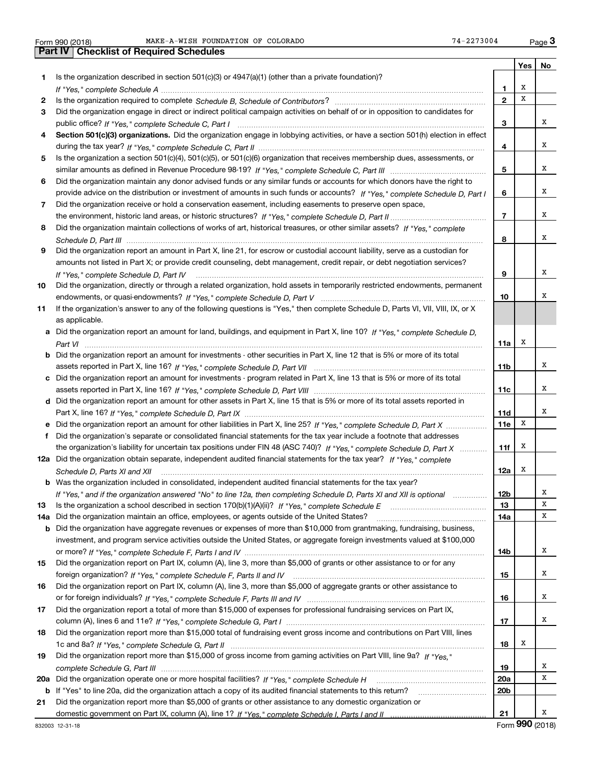Form 990 (2018) MAKE-A-WISH FOUNDATION OF COLORADO 74-2273004 Page 3

## Part IV Checklist of Required Schedules

| | | | Yes | No |
|---|---|---|---|---|
| 1 | Is the organization described in section 501(c)(3) or 4947(a)(1) (other than a private foundation)? *If "Yes," complete Schedule A* | 1 | X | |
| 2 | Is the organization required to complete *Schedule B, Schedule of Contributors*? | 2 | X | |
| 3 | Did the organization engage in direct or indirect political campaign activities on behalf of or in opposition to candidates for public office? *If "Yes," complete Schedule C, Part I* | 3 | | X |
| 4 | **Section 501(c)(3) organizations.** Did the organization engage in lobbying activities, or have a section 501(h) election in effect during the tax year? *If "Yes," complete Schedule C, Part II* | 4 | | X |
| 5 | Is the organization a section 501(c)(4), 501(c)(5), or 501(c)(6) organization that receives membership dues, assessments, or similar amounts as defined in Revenue Procedure 98-19? *If "Yes," complete Schedule C, Part III* | 5 | | X |
| 6 | Did the organization maintain any donor advised funds or any similar funds or accounts for which donors have the right to provide advice on the distribution or investment of amounts in such funds or accounts? *If "Yes," complete Schedule D, Part I* | 6 | | X |
| 7 | Did the organization receive or hold a conservation easement, including easements to preserve open space, the environment, historic land areas, or historic structures? *If "Yes," complete Schedule D, Part II* | 7 | | X |
| 8 | Did the organization maintain collections of works of art, historical treasures, or other similar assets? *If "Yes," complete Schedule D, Part III* | 8 | | X |
| 9 | Did the organization report an amount in Part X, line 21, for escrow or custodial account liability, serve as a custodian for amounts not listed in Part X; or provide credit counseling, debt management, credit repair, or debt negotiation services? *If "Yes," complete Schedule D, Part IV* | 9 | | X |
| 10 | Did the organization, directly or through a related organization, hold assets in temporarily restricted endowments, permanent endowments, or quasi-endowments? *If "Yes," complete Schedule D, Part V* | 10 | | X |
| 11 | If the organization's answer to any of the following questions is "Yes," then complete Schedule D, Parts VI, VII, VIII, IX, or X as applicable. | | | |
| a | Did the organization report an amount for land, buildings, and equipment in Part X, line 10? *If "Yes," complete Schedule D, Part VI* | 11a | X | |
| b | Did the organization report an amount for investments - other securities in Part X, line 12 that is 5% or more of its total assets reported in Part X, line 16? *If "Yes," complete Schedule D, Part VII* | 11b | | X |
| c | Did the organization report an amount for investments - program related in Part X, line 13 that is 5% or more of its total assets reported in Part X, line 16? *If "Yes," complete Schedule D, Part VIII* | 11c | | X |
| d | Did the organization report an amount for other assets in Part X, line 15 that is 5% or more of its total assets reported in Part X, line 16? *If "Yes," complete Schedule D, Part IX* | 11d | | X |
| e | Did the organization report an amount for other liabilities in Part X, line 25? *If "Yes," complete Schedule D, Part X* | 11e | X | |
| f | Did the organization's separate or consolidated financial statements for the tax year include a footnote that addresses the organization's liability for uncertain tax positions under FIN 48 (ASC 740)? *If "Yes," complete Schedule D, Part X* | 11f | X | |
| 12a | Did the organization obtain separate, independent audited financial statements for the tax year? *If "Yes," complete Schedule D, Parts XI and XII* | 12a | X | |
| b | Was the organization included in consolidated, independent audited financial statements for the tax year? *If "Yes," and if the organization answered "No" to line 12a, then completing Schedule D, Parts XI and XII is optional* | 12b | | X |
| 13 | Is the organization a school described in section 170(b)(1)(A)(ii)? *If "Yes," complete Schedule E* | 13 | | X |
| 14a | Did the organization maintain an office, employees, or agents outside of the United States? | 14a | | X |
| b | Did the organization have aggregate revenues or expenses of more than $10,000 from grantmaking, fundraising, business, investment, and program service activities outside the United States, or aggregate foreign investments valued at $100,000 or more? *If "Yes," complete Schedule F, Parts I and IV* | 14b | | X |
| 15 | Did the organization report on Part IX, column (A), line 3, more than $5,000 of grants or other assistance to or for any foreign organization? *If "Yes," complete Schedule F, Parts II and IV* | 15 | | X |
| 16 | Did the organization report on Part IX, column (A), line 3, more than $5,000 of aggregate grants or other assistance to or for foreign individuals? *If "Yes," complete Schedule F, Parts III and IV* | 16 | | X |
| 17 | Did the organization report a total of more than $15,000 of expenses for professional fundraising services on Part IX, column (A), lines 6 and 11e? *If "Yes," complete Schedule G, Part I* | 17 | | X |
| 18 | Did the organization report more than $15,000 total of fundraising event gross income and contributions on Part VIII, lines 1c and 8a? *If "Yes," complete Schedule G, Part II* | 18 | X | |
| 19 | Did the organization report more than $15,000 of gross income from gaming activities on Part VIII, line 9a? *If "Yes," complete Schedule G, Part III* | 19 | | X |
| 20a | Did the organization operate one or more hospital facilities? *If "Yes," complete Schedule H* | 20a | | X |
| b | If "Yes" to line 20a, did the organization attach a copy of its audited financial statements to this return? | 20b | | |
| 21 | Did the organization report more than $5,000 of grants or other assistance to any domestic organization or domestic government on Part IX, column (A), line 1? *If "Yes," complete Schedule I, Parts I and II* | 21 | | X |

832003 12-31-18 Form **990** (2018)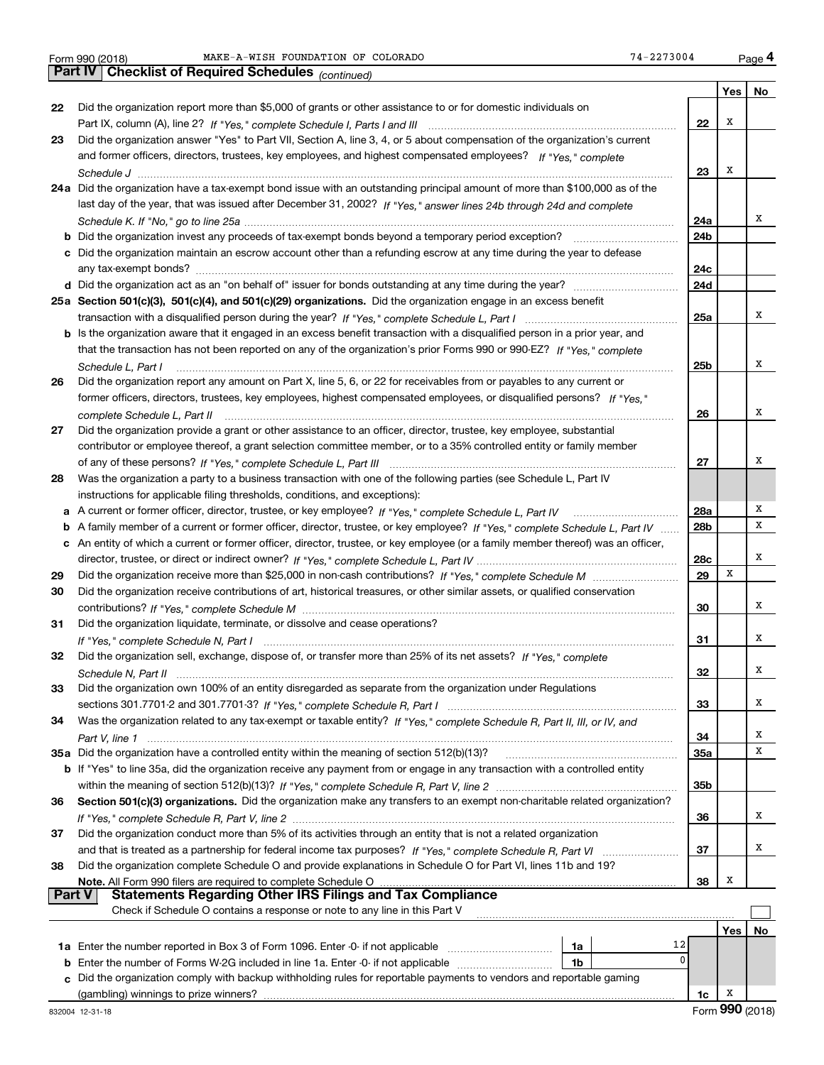Form 990 (2018) MAKE-A-WISH FOUNDATION OF COLORADO 74-2273004 Page 4

## Part IV | Checklist of Required Schedules *(continued)*

| | | | Yes | No |
|---|---|---|---|---|
| 22 | Did the organization report more than $5,000 of grants or other assistance to or for domestic individuals on Part IX, column (A), line 2? *If "Yes," complete Schedule I, Parts I and III* | 22 | X | |
| 23 | Did the organization answer "Yes" to Part VII, Section A, line 3, 4, or 5 about compensation of the organization's current and former officers, directors, trustees, key employees, and highest compensated employees? *If "Yes," complete Schedule J* | 23 | X | |
| 24a | Did the organization have a tax-exempt bond issue with an outstanding principal amount of more than $100,000 as of the last day of the year, that was issued after December 31, 2002? *If "Yes," answer lines 24b through 24d and complete Schedule K. If "No," go to line 25a* | 24a | | X |
| b | Did the organization invest any proceeds of tax-exempt bonds beyond a temporary period exception? | 24b | | |
| c | Did the organization maintain an escrow account other than a refunding escrow at any time during the year to defease any tax-exempt bonds? | 24c | | |
| d | Did the organization act as an "on behalf of" issuer for bonds outstanding at any time during the year? | 24d | | |
| 25a | **Section 501(c)(3), 501(c)(4), and 501(c)(29) organizations.** Did the organization engage in an excess benefit transaction with a disqualified person during the year? *If "Yes," complete Schedule L, Part I* | 25a | | X |
| b | Is the organization aware that it engaged in an excess benefit transaction with a disqualified person in a prior year, and that the transaction has not been reported on any of the organization's prior Forms 990 or 990-EZ? *If "Yes," complete Schedule L, Part I* | 25b | | X |
| 26 | Did the organization report any amount on Part X, line 5, 6, or 22 for receivables from or payables to any current or former officers, directors, trustees, key employees, highest compensated employees, or disqualified persons? *If "Yes," complete Schedule L, Part II* | 26 | | X |
| 27 | Did the organization provide a grant or other assistance to an officer, director, trustee, key employee, substantial contributor or employee thereof, a grant selection committee member, or to a 35% controlled entity or family member of any of these persons? *If "Yes," complete Schedule L, Part III* | 27 | | X |
| 28 | Was the organization a party to a business transaction with one of the following parties (see Schedule L, Part IV instructions for applicable filing thresholds, conditions, and exceptions): | | | |
| a | A current or former officer, director, trustee, or key employee? *If "Yes," complete Schedule L, Part IV* | 28a | | X |
| b | A family member of a current or former officer, director, trustee, or key employee? *If "Yes," complete Schedule L, Part IV* | 28b | | X |
| c | An entity of which a current or former officer, director, trustee, or key employee (or a family member thereof) was an officer, director, trustee, or direct or indirect owner? *If "Yes," complete Schedule L, Part IV* | 28c | | X |
| 29 | Did the organization receive more than $25,000 in non-cash contributions? *If "Yes," complete Schedule M* | 29 | X | |
| 30 | Did the organization receive contributions of art, historical treasures, or other similar assets, or qualified conservation contributions? *If "Yes," complete Schedule M* | 30 | | X |
| 31 | Did the organization liquidate, terminate, or dissolve and cease operations? *If "Yes," complete Schedule N, Part I* | 31 | | X |
| 32 | Did the organization sell, exchange, dispose of, or transfer more than 25% of its net assets? *If "Yes," complete Schedule N, Part II* | 32 | | X |
| 33 | Did the organization own 100% of an entity disregarded as separate from the organization under Regulations sections 301.7701-2 and 301.7701-3? *If "Yes," complete Schedule R, Part I* | 33 | | X |
| 34 | Was the organization related to any tax-exempt or taxable entity? *If "Yes," complete Schedule R, Part II, III, or IV, and Part V, line 1* | 34 | | X |
| 35a | Did the organization have a controlled entity within the meaning of section 512(b)(13)? | 35a | | X |
| b | If "Yes" to line 35a, did the organization receive any payment from or engage in any transaction with a controlled entity within the meaning of section 512(b)(13)? *If "Yes," complete Schedule R, Part V, line 2* | 35b | | |
| 36 | **Section 501(c)(3) organizations.** Did the organization make any transfers to an exempt non-charitable related organization? *If "Yes," complete Schedule R, Part V, line 2* | 36 | | X |
| 37 | Did the organization conduct more than 5% of its activities through an entity that is not a related organization and that is treated as a partnership for federal income tax purposes? *If "Yes," complete Schedule R, Part VI* | 37 | | X |
| 38 | Did the organization complete Schedule O and provide explanations in Schedule O for Part VI, lines 11b and 19? **Note.** All Form 990 filers are required to complete Schedule O | 38 | X | |

## Part V | Statements Regarding Other IRS Filings and Tax Compliance

Check if Schedule O contains a response or note to any line in this Part V ☐

| | | | | | Yes | No |
|---|---|---|---|---|---|---|
| 1a | Enter the number reported in Box 3 of Form 1096. Enter -0- if not applicable | 1a | 12 | | | |
| b | Enter the number of Forms W-2G included in line 1a. Enter -0- if not applicable | 1b | 0 | | | |
| c | Did the organization comply with backup withholding rules for reportable payments to vendors and reportable gaming (gambling) winnings to prize winners? | | | 1c | X | |

832004 12-31-18 Form **990** (2018)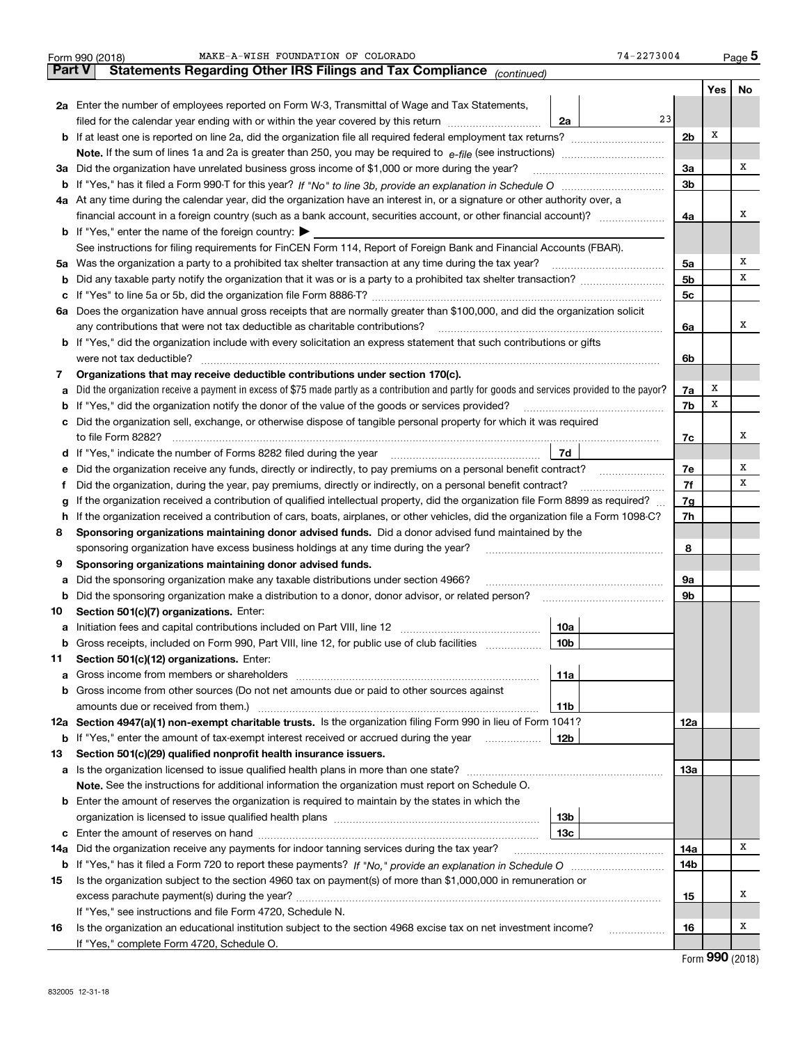Form 990 (2018) MAKE-A-WISH FOUNDATION OF COLORADO 74-2273004 Page 5

## Part V Statements Regarding Other IRS Filings and Tax Compliance *(continued)*

| | | | | | Yes | No |
|---|---|---|---|---|---|---|
| **2a** | Enter the number of employees reported on Form W-3, Transmittal of Wage and Tax Statements, filed for the calendar year ending with or within the year covered by this return | 2a | 23 | | | |
| **b** | If at least one is reported on line 2a, did the organization file all required federal employment tax returns? | | | 2b | X | |
| | **Note.** If the sum of lines 1a and 2a is greater than 250, you may be required to *e-file* (see instructions) | | | | | |
| **3a** | Did the organization have unrelated business gross income of $1,000 or more during the year? | | | 3a | | X |
| **b** | If "Yes," has it filed a Form 990-T for this year? *If "No" to line 3b, provide an explanation in Schedule O* | | | 3b | | |
| **4a** | At any time during the calendar year, did the organization have an interest in, or a signature or other authority over, a financial account in a foreign country (such as a bank account, securities account, or other financial account)? | | | 4a | | X |
| **b** | If "Yes," enter the name of the foreign country: ▶ | | | | | |
| | See instructions for filing requirements for FinCEN Form 114, Report of Foreign Bank and Financial Accounts (FBAR). | | | | | |
| **5a** | Was the organization a party to a prohibited tax shelter transaction at any time during the tax year? | | | 5a | | X |
| **b** | Did any taxable party notify the organization that it was or is a party to a prohibited tax shelter transaction? | | | 5b | | X |
| **c** | If "Yes" to line 5a or 5b, did the organization file Form 8886-T? | | | 5c | | |
| **6a** | Does the organization have annual gross receipts that are normally greater than $100,000, and did the organization solicit any contributions that were not tax deductible as charitable contributions? | | | 6a | | X |
| **b** | If "Yes," did the organization include with every solicitation an express statement that such contributions or gifts were not tax deductible? | | | 6b | | |
| **7** | **Organizations that may receive deductible contributions under section 170(c).** | | | | | |
| **a** | Did the organization receive a payment in excess of $75 made partly as a contribution and partly for goods and services provided to the payor? | | | 7a | X | |
| **b** | If "Yes," did the organization notify the donor of the value of the goods or services provided? | | | 7b | X | |
| **c** | Did the organization sell, exchange, or otherwise dispose of tangible personal property for which it was required to file Form 8282? | | | 7c | | X |
| **d** | If "Yes," indicate the number of Forms 8282 filed during the year | 7d | | | | |
| **e** | Did the organization receive any funds, directly or indirectly, to pay premiums on a personal benefit contract? | | | 7e | | X |
| **f** | Did the organization, during the year, pay premiums, directly or indirectly, on a personal benefit contract? | | | 7f | | X |
| **g** | If the organization received a contribution of qualified intellectual property, did the organization file Form 8899 as required? | | | 7g | | |
| **h** | If the organization received a contribution of cars, boats, airplanes, or other vehicles, did the organization file a Form 1098-C? | | | 7h | | |
| **8** | **Sponsoring organizations maintaining donor advised funds.** Did a donor advised fund maintained by the sponsoring organization have excess business holdings at any time during the year? | | | 8 | | |
| **9** | **Sponsoring organizations maintaining donor advised funds.** | | | | | |
| **a** | Did the sponsoring organization make any taxable distributions under section 4966? | | | 9a | | |
| **b** | Did the sponsoring organization make a distribution to a donor, donor advisor, or related person? | | | 9b | | |
| **10** | **Section 501(c)(7) organizations.** Enter: | | | | | |
| **a** | Initiation fees and capital contributions included on Part VIII, line 12 | 10a | | | | |
| **b** | Gross receipts, included on Form 990, Part VIII, line 12, for public use of club facilities | 10b | | | | |
| **11** | **Section 501(c)(12) organizations.** Enter: | | | | | |
| **a** | Gross income from members or shareholders | 11a | | | | |
| **b** | Gross income from other sources (Do not net amounts due or paid to other sources against amounts due or received from them.) | 11b | | | | |
| **12a** | **Section 4947(a)(1) non-exempt charitable trusts.** Is the organization filing Form 990 in lieu of Form 1041? | | | 12a | | |
| **b** | If "Yes," enter the amount of tax-exempt interest received or accrued during the year | 12b | | | | |
| **13** | **Section 501(c)(29) qualified nonprofit health insurance issuers.** | | | | | |
| **a** | Is the organization licensed to issue qualified health plans in more than one state? | | | 13a | | |
| | **Note.** See the instructions for additional information the organization must report on Schedule O. | | | | | |
| **b** | Enter the amount of reserves the organization is required to maintain by the states in which the organization is licensed to issue qualified health plans | 13b | | | | |
| **c** | Enter the amount of reserves on hand | 13c | | | | |
| **14a** | Did the organization receive any payments for indoor tanning services during the tax year? | | | 14a | | X |
| **b** | If "Yes," has it filed a Form 720 to report these payments? *If "No," provide an explanation in Schedule O* | | | 14b | | |
| **15** | Is the organization subject to the section 4960 tax on payment(s) of more than $1,000,000 in remuneration or excess parachute payment(s) during the year? | | | 15 | | X |
| | If "Yes," see instructions and file Form 4720, Schedule N. | | | | | |
| **16** | Is the organization an educational institution subject to the section 4968 excise tax on net investment income? | | | 16 | | X |
| | If "Yes," complete Form 4720, Schedule O. | | | | | |

Form **990** (2018)

832005 12-31-18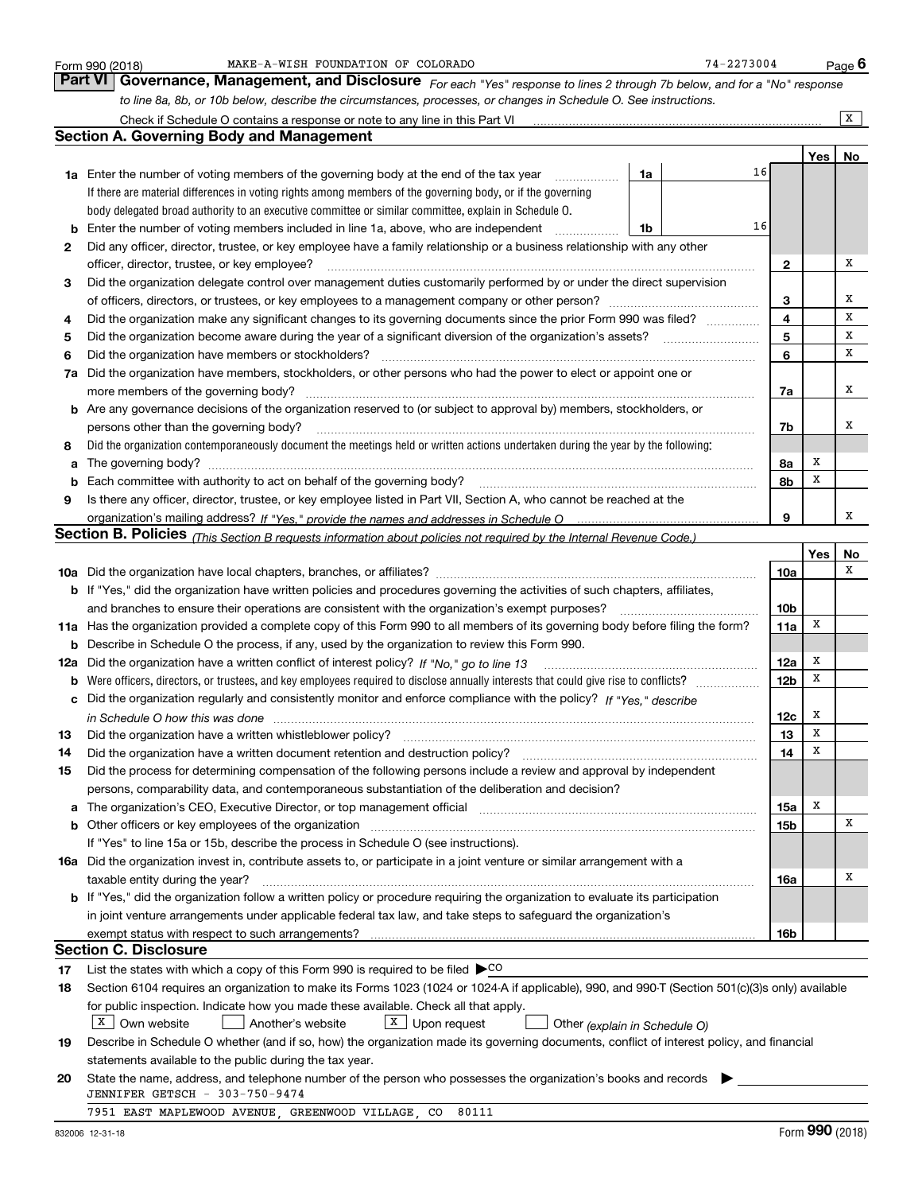Form 990 (2018) MAKE-A-WISH FOUNDATION OF COLORADO 74-2273004 Page 6

## Part VI Governance, Management, and Disclosure

*For each "Yes" response to lines 2 through 7b below, and for a "No" response to line 8a, 8b, or 10b below, describe the circumstances, processes, or changes in Schedule O. See instructions.*

Check if Schedule O contains a response or note to any line in this Part VI ..... X

### Section A. Governing Body and Management

| | | | | Yes | No |
|---|---|---|---|---|---|
| **1a** | Enter the number of voting members of the governing body at the end of the tax year | 1a | 16 | | |
| | If there are material differences in voting rights among members of the governing body, or if the governing body delegated broad authority to an executive committee or similar committee, explain in Schedule O. | | | | |
| **b** | Enter the number of voting members included in line 1a, above, who are independent | 1b | 16 | | |
| **2** | Did any officer, director, trustee, or key employee have a family relationship or a business relationship with any other officer, director, trustee, or key employee? | | 2 | | X |
| **3** | Did the organization delegate control over management duties customarily performed by or under the direct supervision of officers, directors, or trustees, or key employees to a management company or other person? | | 3 | | X |
| **4** | Did the organization make any significant changes to its governing documents since the prior Form 990 was filed? | | 4 | | X |
| **5** | Did the organization become aware during the year of a significant diversion of the organization's assets? | | 5 | | X |
| **6** | Did the organization have members or stockholders? | | 6 | | X |
| **7a** | Did the organization have members, stockholders, or other persons who had the power to elect or appoint one or more members of the governing body? | | 7a | | X |
| **b** | Are any governance decisions of the organization reserved to (or subject to approval by) members, stockholders, or persons other than the governing body? | | 7b | | X |
| **8** | Did the organization contemporaneously document the meetings held or written actions undertaken during the year by the following: | | | | |
| **a** | The governing body? | | 8a | X | |
| **b** | Each committee with authority to act on behalf of the governing body? | | 8b | X | |
| **9** | Is there any officer, director, trustee, or key employee listed in Part VII, Section A, who cannot be reached at the organization's mailing address? *If "Yes," provide the names and addresses in Schedule O* | | 9 | | X |

### Section B. Policies *(This Section B requests information about policies not required by the Internal Revenue Code.)*

| | | | Yes | No |
|---|---|---|---|---|
| **10a** | Did the organization have local chapters, branches, or affiliates? | 10a | | X |
| **b** | If "Yes," did the organization have written policies and procedures governing the activities of such chapters, affiliates, and branches to ensure their operations are consistent with the organization's exempt purposes? | 10b | | |
| **11a** | Has the organization provided a complete copy of this Form 990 to all members of its governing body before filing the form? | 11a | X | |
| **b** | Describe in Schedule O the process, if any, used by the organization to review this Form 990. | | | |
| **12a** | Did the organization have a written conflict of interest policy? *If "No," go to line 13* | 12a | X | |
| **b** | Were officers, directors, or trustees, and key employees required to disclose annually interests that could give rise to conflicts? | 12b | X | |
| **c** | Did the organization regularly and consistently monitor and enforce compliance with the policy? *If "Yes," describe in Schedule O how this was done* | 12c | X | |
| **13** | Did the organization have a written whistleblower policy? | 13 | X | |
| **14** | Did the organization have a written document retention and destruction policy? | 14 | X | |
| **15** | Did the process for determining compensation of the following persons include a review and approval by independent persons, comparability data, and contemporaneous substantiation of the deliberation and decision? | | | |
| **a** | The organization's CEO, Executive Director, or top management official | 15a | X | |
| **b** | Other officers or key employees of the organization | 15b | | X |
| | If "Yes" to line 15a or 15b, describe the process in Schedule O (see instructions). | | | |
| **16a** | Did the organization invest in, contribute assets to, or participate in a joint venture or similar arrangement with a taxable entity during the year? | 16a | | X |
| **b** | If "Yes," did the organization follow a written policy or procedure requiring the organization to evaluate its participation in joint venture arrangements under applicable federal tax law, and take steps to safeguard the organization's exempt status with respect to such arrangements? | 16b | | |

### Section C. Disclosure

**17** List the states with which a copy of this Form 990 is required to be filed ▶ CO

**18** Section 6104 requires an organization to make its Forms 1023 (1024 or 1024-A if applicable), 990, and 990-T (Section 501(c)(3)s only) available for public inspection. Indicate how you made these available. Check all that apply.

[X] Own website [ ] Another's website [X] Upon request [ ] Other *(explain in Schedule O)*

**19** Describe in Schedule O whether (and if so, how) the organization made its governing documents, conflict of interest policy, and financial statements available to the public during the tax year.

**20** State the name, address, and telephone number of the person who possesses the organization's books and records ▶

JENNIFER GETSCH - 303-750-9474
7951 EAST MAPLEWOOD AVENUE, GREENWOOD VILLAGE, CO 80111

832006 12-31-18 Form **990** (2018)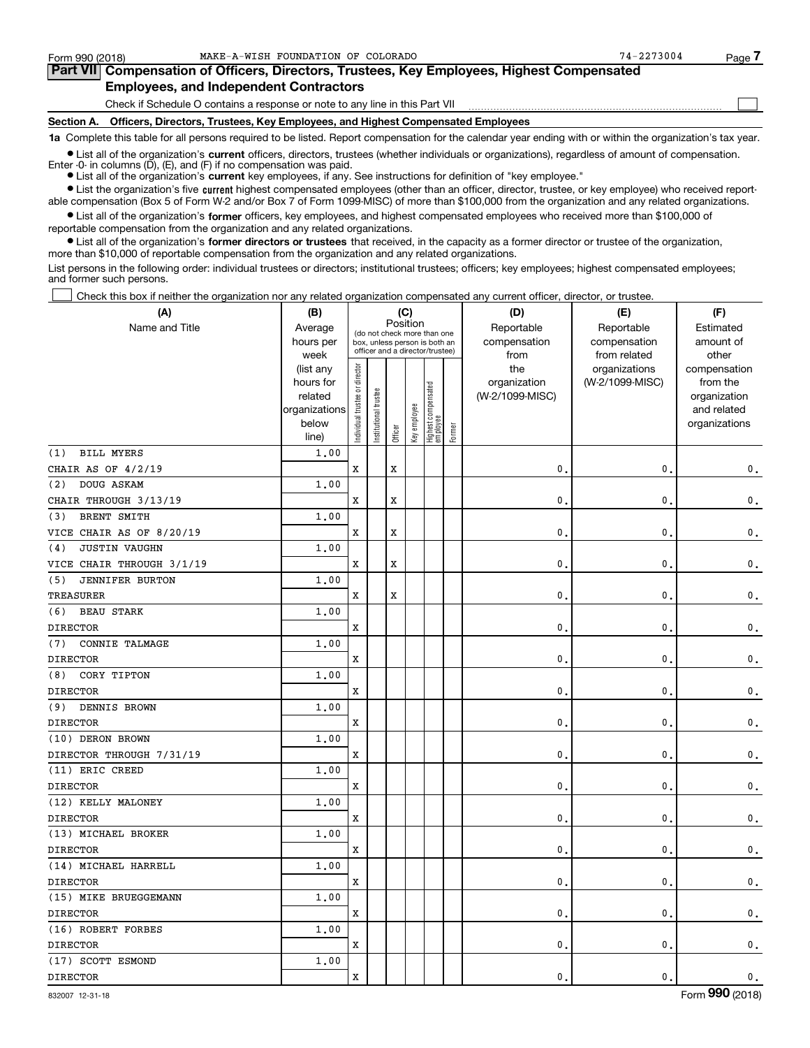Form 990 (2018) MAKE-A-WISH FOUNDATION OF COLORADO 74-2273004

## Part VII Compensation of Officers, Directors, Trustees, Key Employees, Highest Compensated Employees, and Independent Contractors

Check if Schedule O contains a response or note to any line in this Part VII

### Section A. Officers, Directors, Trustees, Key Employees, and Highest Compensated Employees

**1a** Complete this table for all persons required to be listed. Report compensation for the calendar year ending with or within the organization's tax year.

- List all of the organization's **current** officers, directors, trustees (whether individuals or organizations), regardless of amount of compensation. Enter -0- in columns (D), (E), and (F) if no compensation was paid.
- List all of the organization's **current** key employees, if any. See instructions for definition of "key employee."
- List the organization's five **current** highest compensated employees (other than an officer, director, trustee, or key employee) who received reportable compensation (Box 5 of Form W-2 and/or Box 7 of Form 1099-MISC) of more than $100,000 from the organization and any related organizations.
- List all of the organization's **former** officers, key employees, and highest compensated employees who received more than $100,000 of reportable compensation from the organization and any related organizations.
- List all of the organization's **former directors or trustees** that received, in the capacity as a former director or trustee of the organization, more than $10,000 of reportable compensation from the organization and any related organizations.

List persons in the following order: individual trustees or directors; institutional trustees; officers; key employees; highest compensated employees; and former such persons.

Check this box if neither the organization nor any related organization compensated any current officer, director, or trustee.

| (A) Name and Title | (B) Average hours per week (list any hours for related organizations below line) | (C) Position: Individual trustee or director | Institutional trustee | Officer | Key employee | Highest compensated employee | Former | (D) Reportable compensation from the organization (W-2/1099-MISC) | (E) Reportable compensation from related organizations (W-2/1099-MISC) | (F) Estimated amount of other compensation from the organization and related organizations |
|---|---|---|---|---|---|---|---|---|---|---|
| (1) BILL MYERS<br>CHAIR AS OF 4/2/19 | 1.00 | X | | X | | | | 0. | 0. | 0. |
| (2) DOUG ASKAM<br>CHAIR THROUGH 3/13/19 | 1.00 | X | | X | | | | 0. | 0. | 0. |
| (3) BRENT SMITH<br>VICE CHAIR AS OF 8/20/19 | 1.00 | X | | X | | | | 0. | 0. | 0. |
| (4) JUSTIN VAUGHN<br>VICE CHAIR THROUGH 3/1/19 | 1.00 | X | | X | | | | 0. | 0. | 0. |
| (5) JENNIFER BURTON<br>TREASURER | 1.00 | X | | X | | | | 0. | 0. | 0. |
| (6) BEAU STARK<br>DIRECTOR | 1.00 | X | | | | | | 0. | 0. | 0. |
| (7) CONNIE TALMAGE<br>DIRECTOR | 1.00 | X | | | | | | 0. | 0. | 0. |
| (8) CORY TIPTON<br>DIRECTOR | 1.00 | X | | | | | | 0. | 0. | 0. |
| (9) DENNIS BROWN<br>DIRECTOR | 1.00 | X | | | | | | 0. | 0. | 0. |
| (10) DERON BROWN<br>DIRECTOR THROUGH 7/31/19 | 1.00 | X | | | | | | 0. | 0. | 0. |
| (11) ERIC CREED<br>DIRECTOR | 1.00 | X | | | | | | 0. | 0. | 0. |
| (12) KELLY MALONEY<br>DIRECTOR | 1.00 | X | | | | | | 0. | 0. | 0. |
| (13) MICHAEL BROKER<br>DIRECTOR | 1.00 | X | | | | | | 0. | 0. | 0. |
| (14) MICHAEL HARRELL<br>DIRECTOR | 1.00 | X | | | | | | 0. | 0. | 0. |
| (15) MIKE BRUEGGEMANN<br>DIRECTOR | 1.00 | X | | | | | | 0. | 0. | 0. |
| (16) ROBERT FORBES<br>DIRECTOR | 1.00 | X | | | | | | 0. | 0. | 0. |
| (17) SCOTT ESMOND<br>DIRECTOR | 1.00 | X | | | | | | 0. | 0. | 0. |

832007 12-31-18 Form **990** (2018)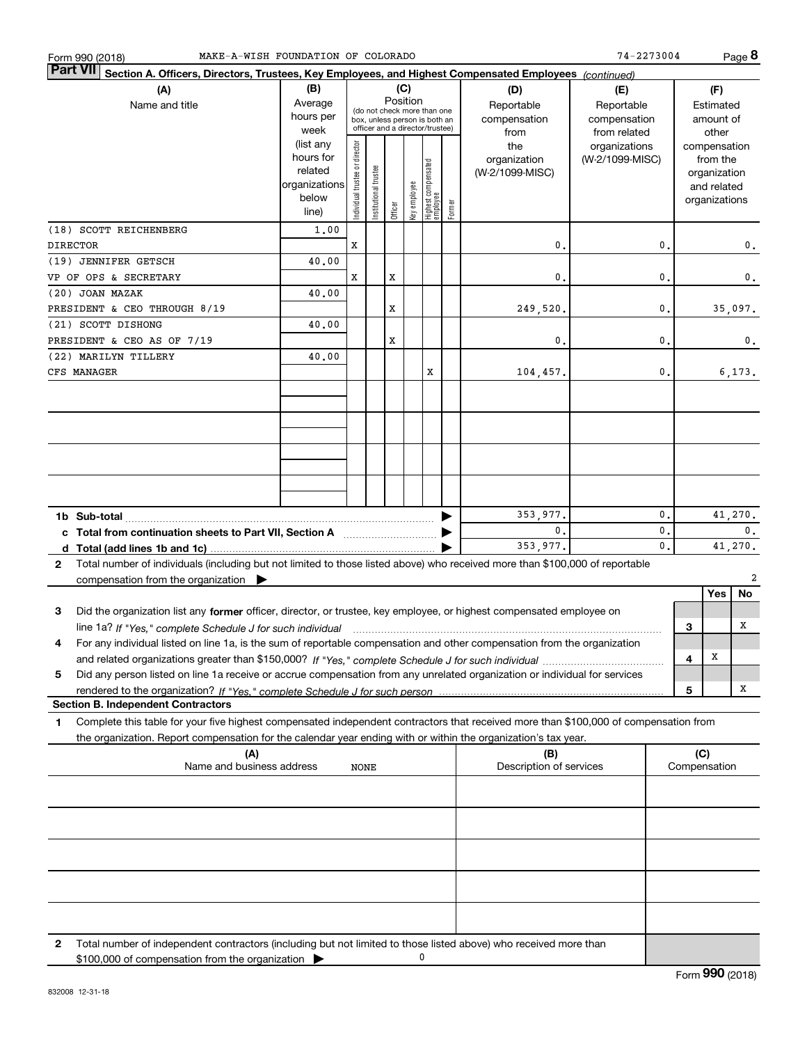Form 990 (2018) MAKE-A-WISH FOUNDATION OF COLORADO 74-2273004 Page **8**

**Part VII** **Section A. Officers, Directors, Trustees, Key Employees, and Highest Compensated Employees** *(continued)*

| (A) Name and title | (B) Average hours per week (list any hours for related organizations below line) | (C) Position: Individual trustee or director | Institutional trustee | Officer | Key employee | Highest compensated employee | Former | (D) Reportable compensation from the organization (W-2/1099-MISC) | (E) Reportable compensation from related organizations (W-2/1099-MISC) | (F) Estimated amount of other compensation from the organization and related organizations |
|---|---|---|---|---|---|---|---|---|---|---|
| (18) SCOTT REICHENBERG<br>DIRECTOR | 1.00 | X | | | | | | 0. | 0. | 0. |
| (19) JENNIFER GETSCH<br>VP OF OPS & SECRETARY | 40.00 | X | | X | | | | 0. | 0. | 0. |
| (20) JOAN MAZAK<br>PRESIDENT & CEO THROUGH 8/19 | 40.00 | | | X | | | | 249,520. | 0. | 35,097. |
| (21) SCOTT DISHONG<br>PRESIDENT & CEO AS OF 7/19 | 40.00 | | | X | | | | 0. | 0. | 0. |
| (22) MARILYN TILLERY<br>CFS MANAGER | 40.00 | | | | | X | | 104,457. | 0. | 6,173. |
| | | | | | | | | | | |
| | | | | | | | | | | |
| | | | | | | | | | | |
| | | | | | | | | | | |
| **1b Sub-total** | | | | | | | | 353,977. | 0. | 41,270. |
| **c Total from continuation sheets to Part VII, Section A** | | | | | | | | 0. | 0. | 0. |
| **d Total (add lines 1b and 1c)** | | | | | | | | 353,977. | 0. | 41,270. |

**2** Total number of individuals (including but not limited to those listed above) who received more than $100,000 of reportable compensation from the organization ▶ 2

| | | Yes | No |
|---|---|---|---|
| **3** Did the organization list any **former** officer, director, or trustee, key employee, or highest compensated employee on line 1a? *If "Yes," complete Schedule J for such individual* | 3 | | X |
| **4** For any individual listed on line 1a, is the sum of reportable compensation and other compensation from the organization and related organizations greater than $150,000? *If "Yes," complete Schedule J for such individual* | 4 | X | |
| **5** Did any person listed on line 1a receive or accrue compensation from any unrelated organization or individual for services rendered to the organization? *If "Yes," complete Schedule J for such person* | 5 | | X |

**Section B. Independent Contractors**

**1** Complete this table for your five highest compensated independent contractors that received more than $100,000 of compensation from the organization. Report compensation for the calendar year ending with or within the organization's tax year.

| (A) Name and business address | (B) Description of services | (C) Compensation |
|---|---|---|
| NONE | | |
| | | |
| | | |
| | | |
| | | |

**2** Total number of independent contractors (including but not limited to those listed above) who received more than $100,000 of compensation from the organization ▶ 0

832008 12-31-18 Form **990** (2018)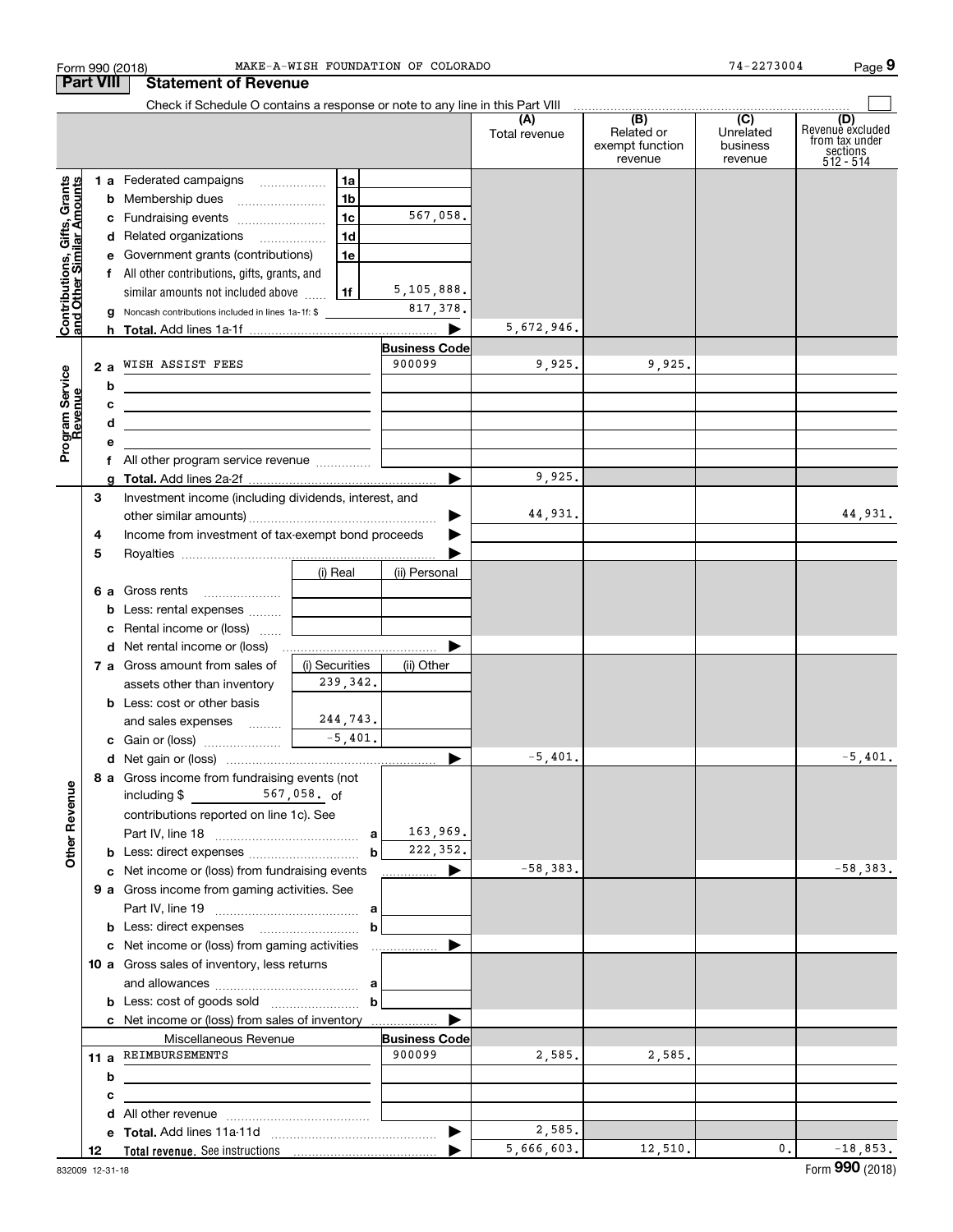Form 990 (2018) MAKE-A-WISH FOUNDATION OF COLORADO 74-2273004 Page 9

## Part VIII Statement of Revenue

Check if Schedule O contains a response or note to any line in this Part VIII

| | | | | (A) Total revenue | (B) Related or exempt function revenue | (C) Unrelated business revenue | (D) Revenue excluded from tax under sections 512 - 514 |
|---|---|---|---|---|---|---|---|
| **Contributions, Gifts, Grants and Other Similar Amounts** | 1 a Federated campaigns | 1a | | | | | |
| | b Membership dues | 1b | | | | | |
| | c Fundraising events | 1c | 567,058. | | | | |
| | d Related organizations | 1d | | | | | |
| | e Government grants (contributions) | 1e | | | | | |
| | f All other contributions, gifts, grants, and similar amounts not included above | 1f | 5,105,888. | | | | |
| | g Noncash contributions included in lines 1a-1f: $ | | 817,378. | | | | |
| | h **Total.** Add lines 1a-1f | | ▶ | 5,672,946. | | | |
| **Program Service Revenue** | | | Business Code | | | | |
| | 2 a WISH ASSIST FEES | | 900099 | 9,925. | 9,925. | | |
| | b | | | | | | |
| | c | | | | | | |
| | d | | | | | | |
| | e | | | | | | |
| | f All other program service revenue | | | | | | |
| | g **Total.** Add lines 2a-2f | | ▶ | 9,925. | | | |
| **Other Revenue** | 3 Investment income (including dividends, interest, and other similar amounts) | | ▶ | 44,931. | | | 44,931. |
| | 4 Income from investment of tax-exempt bond proceeds | | ▶ | | | | |
| | 5 Royalties | | ▶ | | | | |
| | | (i) Real | (ii) Personal | | | | |
| | 6 a Gross rents | | | | | | |
| | b Less: rental expenses | | | | | | |
| | c Rental income or (loss) | | | | | | |
| | d Net rental income or (loss) | | ▶ | | | | |
| | 7 a Gross amount from sales of assets other than inventory | (i) Securities 239,342. | (ii) Other | | | | |
| | b Less: cost or other basis and sales expenses | 244,743. | | | | | |
| | c Gain or (loss) | -5,401. | | | | | |
| | d Net gain or (loss) | | ▶ | -5,401. | | | -5,401. |
| | 8 a Gross income from fundraising events (not including $ 567,058. of contributions reported on line 1c). See Part IV, line 18 | a | 163,969. | | | | |
| | b Less: direct expenses | b | 222,352. | | | | |
| | c Net income or (loss) from fundraising events | | ▶ | -58,383. | | | -58,383. |
| | 9 a Gross income from gaming activities. See Part IV, line 19 | a | | | | | |
| | b Less: direct expenses | b | | | | | |
| | c Net income or (loss) from gaming activities | | ▶ | | | | |
| | 10 a Gross sales of inventory, less returns and allowances | a | | | | | |
| | b Less: cost of goods sold | b | | | | | |
| | c Net income or (loss) from sales of inventory | | ▶ | | | | |
| | Miscellaneous Revenue | | Business Code | | | | |
| | 11 a REIMBURSEMENTS | | 900099 | 2,585. | 2,585. | | |
| | b | | | | | | |
| | c | | | | | | |
| | d All other revenue | | | | | | |
| | e **Total.** Add lines 11a-11d | | ▶ | 2,585. | | | |
| | 12 **Total revenue.** See instructions | | ▶ | 5,666,603. | 12,510. | 0. | -18,853. |

832009 12-31-18 Form **990** (2018)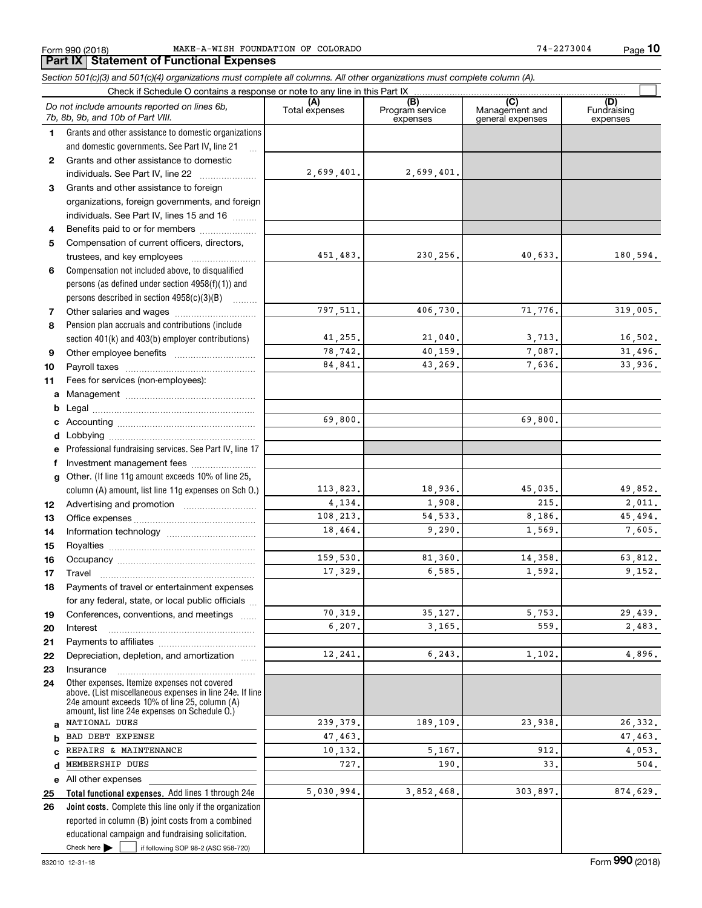Form 990 (2018) MAKE-A-WISH FOUNDATION OF COLORADO 74-2273004

## Part IX Statement of Functional Expenses

*Section 501(c)(3) and 501(c)(4) organizations must complete all columns. All other organizations must complete column (A).*

Check if Schedule O contains a response or note to any line in this Part IX

| | *Do not include amounts reported on lines 6b, 7b, 8b, 9b, and 10b of Part VIII.* | (A) Total expenses | (B) Program service expenses | (C) Management and general expenses | (D) Fundraising expenses |
|---|---|---|---|---|---|
| 1 | Grants and other assistance to domestic organizations and domestic governments. See Part IV, line 21 | | | | |
| 2 | Grants and other assistance to domestic individuals. See Part IV, line 22 | 2,699,401. | 2,699,401. | | |
| 3 | Grants and other assistance to foreign organizations, foreign governments, and foreign individuals. See Part IV, lines 15 and 16 | | | | |
| 4 | Benefits paid to or for members | | | | |
| 5 | Compensation of current officers, directors, trustees, and key employees | 451,483. | 230,256. | 40,633. | 180,594. |
| 6 | Compensation not included above, to disqualified persons (as defined under section 4958(f)(1)) and persons described in section 4958(c)(3)(B) | | | | |
| 7 | Other salaries and wages | 797,511. | 406,730. | 71,776. | 319,005. |
| 8 | Pension plan accruals and contributions (include section 401(k) and 403(b) employer contributions) | 41,255. | 21,040. | 3,713. | 16,502. |
| 9 | Other employee benefits | 78,742. | 40,159. | 7,087. | 31,496. |
| 10 | Payroll taxes | 84,841. | 43,269. | 7,636. | 33,936. |
| 11 | Fees for services (non-employees): | | | | |
| a | Management | | | | |
| b | Legal | | | | |
| c | Accounting | 69,800. | | 69,800. | |
| d | Lobbying | | | | |
| e | Professional fundraising services. See Part IV, line 17 | | | | |
| f | Investment management fees | | | | |
| g | Other. (If line 11g amount exceeds 10% of line 25, column (A) amount, list line 11g expenses on Sch O.) | 113,823. | 18,936. | 45,035. | 49,852. |
| 12 | Advertising and promotion | 4,134. | 1,908. | 215. | 2,011. |
| 13 | Office expenses | 108,213. | 54,533. | 8,186. | 45,494. |
| 14 | Information technology | 18,464. | 9,290. | 1,569. | 7,605. |
| 15 | Royalties | | | | |
| 16 | Occupancy | 159,530. | 81,360. | 14,358. | 63,812. |
| 17 | Travel | 17,329. | 6,585. | 1,592. | 9,152. |
| 18 | Payments of travel or entertainment expenses for any federal, state, or local public officials | | | | |
| 19 | Conferences, conventions, and meetings | 70,319. | 35,127. | 5,753. | 29,439. |
| 20 | Interest | 6,207. | 3,165. | 559. | 2,483. |
| 21 | Payments to affiliates | | | | |
| 22 | Depreciation, depletion, and amortization | 12,241. | 6,243. | 1,102. | 4,896. |
| 23 | Insurance | | | | |
| 24 | Other expenses. Itemize expenses not covered above. (List miscellaneous expenses in line 24e. If line 24e amount exceeds 10% of line 25, column (A) amount, list line 24e expenses on Schedule O.) | | | | |
| a | NATIONAL DUES | 239,379. | 189,109. | 23,938. | 26,332. |
| b | BAD DEBT EXPENSE | 47,463. | | | 47,463. |
| c | REPAIRS & MAINTENANCE | 10,132. | 5,167. | 912. | 4,053. |
| d | MEMBERSHIP DUES | 727. | 190. | 33. | 504. |
| e | All other expenses | | | | |
| 25 | **Total functional expenses.** Add lines 1 through 24e | 5,030,994. | 3,852,468. | 303,897. | 874,629. |
| 26 | **Joint costs.** Complete this line only if the organization reported in column (B) joint costs from a combined educational campaign and fundraising solicitation. Check here ☐ if following SOP 98-2 (ASC 958-720) | | | | |

832010 12-31-18

Form **990** (2018)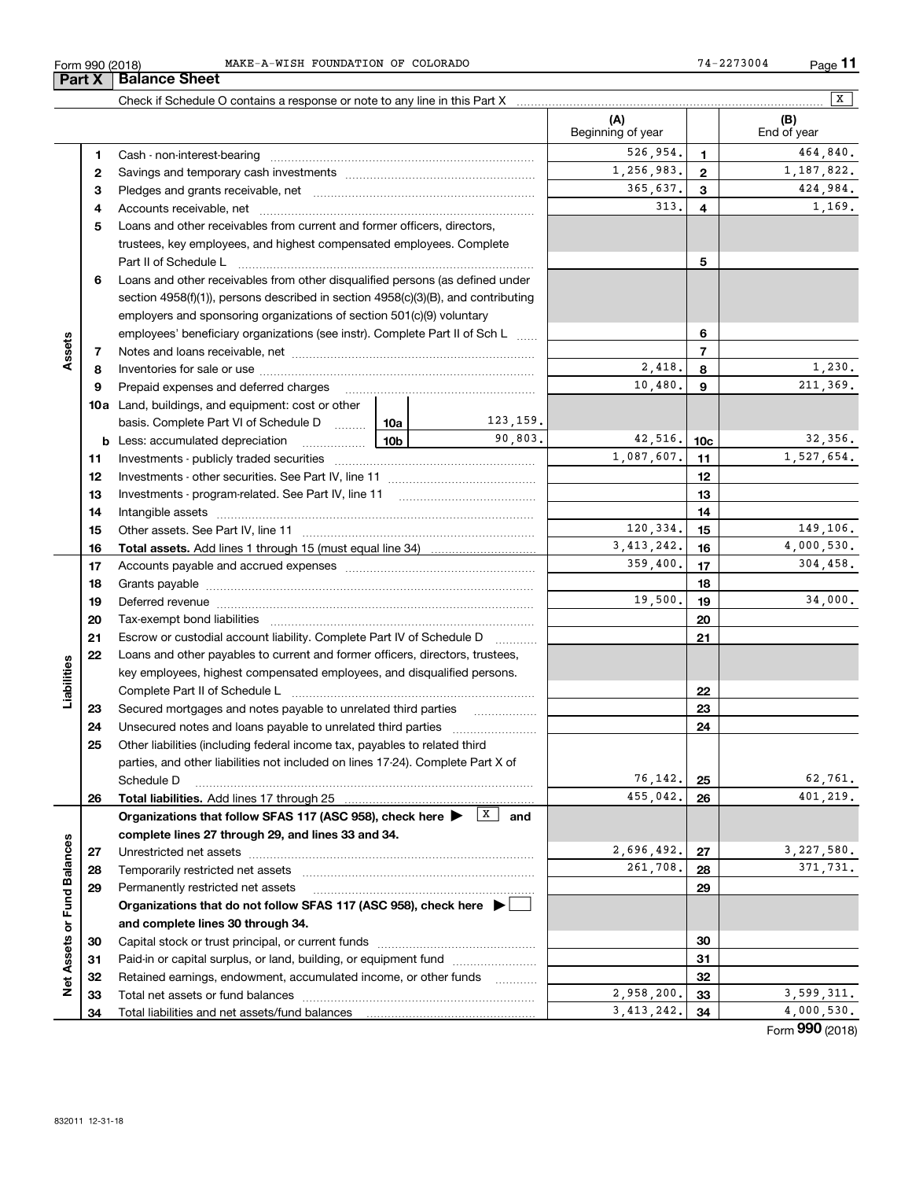Form 990 (2018) MAKE-A-WISH FOUNDATION OF COLORADO 74-2273004

## Part X Balance Sheet

Check if Schedule O contains a response or note to any line in this Part X [X]

| | | | | (A) Beginning of year | | (B) End of year |
|---|---|---|---|---|---|---|
| **Assets** | 1 | Cash - non-interest-bearing | | 526,954. | 1 | 464,840. |
| | 2 | Savings and temporary cash investments | | 1,256,983. | 2 | 1,187,822. |
| | 3 | Pledges and grants receivable, net | | 365,637. | 3 | 424,984. |
| | 4 | Accounts receivable, net | | 313. | 4 | 1,169. |
| | 5 | Loans and other receivables from current and former officers, directors, trustees, key employees, and highest compensated employees. Complete Part II of Schedule L | | | 5 | |
| | 6 | Loans and other receivables from other disqualified persons (as defined under section 4958(f)(1)), persons described in section 4958(c)(3)(B), and contributing employers and sponsoring organizations of section 501(c)(9) voluntary employees' beneficiary organizations (see instr). Complete Part II of Sch L | | | 6 | |
| | 7 | Notes and loans receivable, net | | | 7 | |
| | 8 | Inventories for sale or use | | 2,418. | 8 | 1,230. |
| | 9 | Prepaid expenses and deferred charges | | 10,480. | 9 | 211,369. |
| | 10a | Land, buildings, and equipment: cost or other basis. Complete Part VI of Schedule D | 10a 123,159. | | | |
| | b | Less: accumulated depreciation | 10b 90,803. | 42,516. | 10c | 32,356. |
| | 11 | Investments - publicly traded securities | | 1,087,607. | 11 | 1,527,654. |
| | 12 | Investments - other securities. See Part IV, line 11 | | | 12 | |
| | 13 | Investments - program-related. See Part IV, line 11 | | | 13 | |
| | 14 | Intangible assets | | | 14 | |
| | 15 | Other assets. See Part IV, line 11 | | 120,334. | 15 | 149,106. |
| | 16 | **Total assets.** Add lines 1 through 15 (must equal line 34) | | 3,413,242. | 16 | 4,000,530. |
| **Liabilities** | 17 | Accounts payable and accrued expenses | | 359,400. | 17 | 304,458. |
| | 18 | Grants payable | | | 18 | |
| | 19 | Deferred revenue | | 19,500. | 19 | 34,000. |
| | 20 | Tax-exempt bond liabilities | | | 20 | |
| | 21 | Escrow or custodial account liability. Complete Part IV of Schedule D | | | 21 | |
| | 22 | Loans and other payables to current and former officers, directors, trustees, key employees, highest compensated employees, and disqualified persons. Complete Part II of Schedule L | | | 22 | |
| | 23 | Secured mortgages and notes payable to unrelated third parties | | | 23 | |
| | 24 | Unsecured notes and loans payable to unrelated third parties | | | 24 | |
| | 25 | Other liabilities (including federal income tax, payables to related third parties, and other liabilities not included on lines 17-24). Complete Part X of Schedule D | | 76,142. | 25 | 62,761. |
| | 26 | **Total liabilities.** Add lines 17 through 25 | | 455,042. | 26 | 401,219. |
| **Net Assets or Fund Balances** | | **Organizations that follow SFAS 117 (ASC 958), check here ▶ [X] and complete lines 27 through 29, and lines 33 and 34.** | | | | |
| | 27 | Unrestricted net assets | | 2,696,492. | 27 | 3,227,580. |
| | 28 | Temporarily restricted net assets | | 261,708. | 28 | 371,731. |
| | 29 | Permanently restricted net assets | | | 29 | |
| | | **Organizations that do not follow SFAS 117 (ASC 958), check here ▶ [ ] and complete lines 30 through 34.** | | | | |
| | 30 | Capital stock or trust principal, or current funds | | | 30 | |
| | 31 | Paid-in or capital surplus, or land, building, or equipment fund | | | 31 | |
| | 32 | Retained earnings, endowment, accumulated income, or other funds | | | 32 | |
| | 33 | Total net assets or fund balances | | 2,958,200. | 33 | 3,599,311. |
| | 34 | Total liabilities and net assets/fund balances | | 3,413,242. | 34 | 4,000,530. |

Form **990** (2018)

832011 12-31-18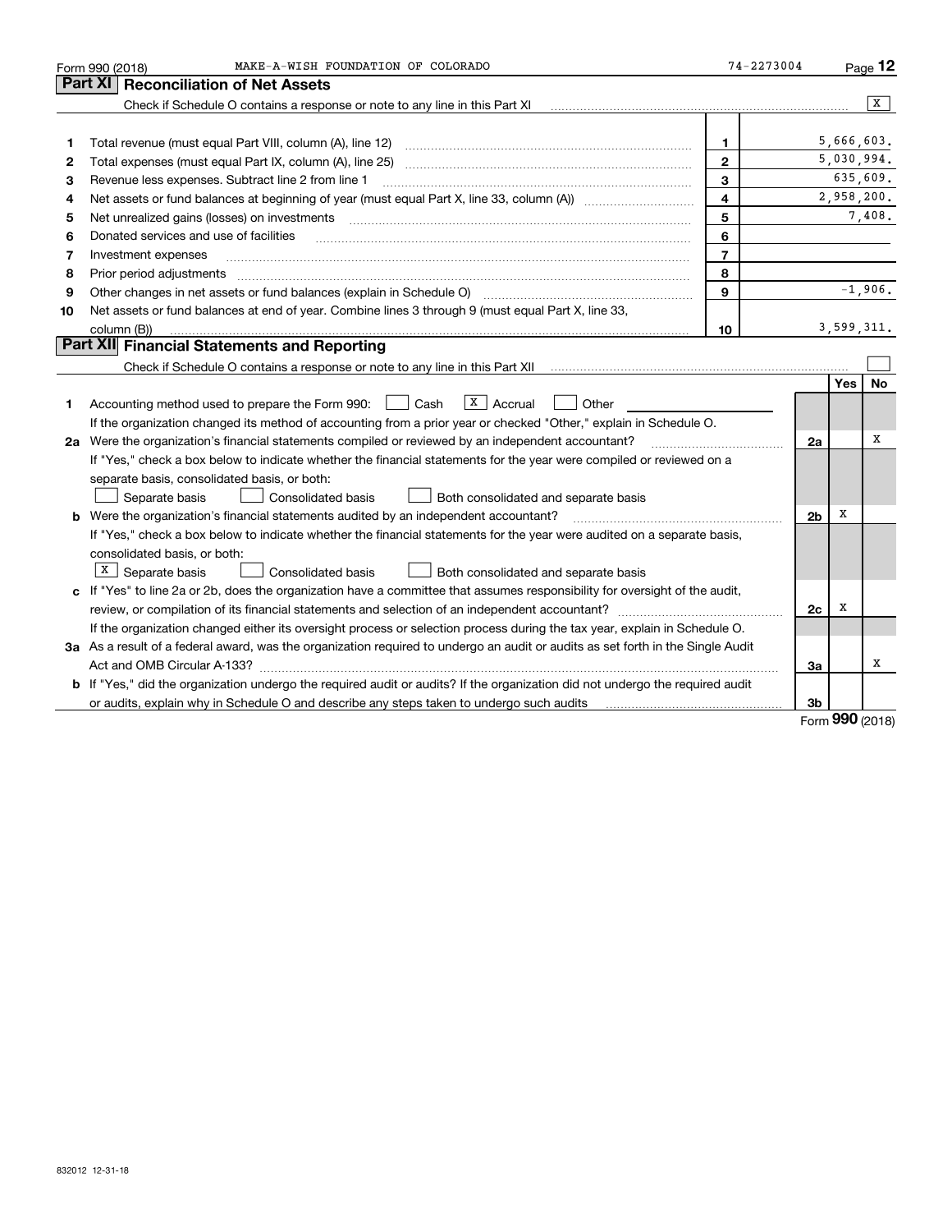Form 990 (2018) MAKE-A-WISH FOUNDATION OF COLORADO 74-2273004

## Part XI Reconciliation of Net Assets

Check if Schedule O contains a response or note to any line in this Part XI [X]

| | | | |
|---|---|---|---|
| 1 | Total revenue (must equal Part VIII, column (A), line 12) | 1 | 5,666,603. |
| 2 | Total expenses (must equal Part IX, column (A), line 25) | 2 | 5,030,994. |
| 3 | Revenue less expenses. Subtract line 2 from line 1 | 3 | 635,609. |
| 4 | Net assets or fund balances at beginning of year (must equal Part X, line 33, column (A)) | 4 | 2,958,200. |
| 5 | Net unrealized gains (losses) on investments | 5 | 7,408. |
| 6 | Donated services and use of facilities | 6 | |
| 7 | Investment expenses | 7 | |
| 8 | Prior period adjustments | 8 | |
| 9 | Other changes in net assets or fund balances (explain in Schedule O) | 9 | -1,906. |
| 10 | Net assets or fund balances at end of year. Combine lines 3 through 9 (must equal Part X, line 33, column (B)) | 10 | 3,599,311. |

## Part XII Financial Statements and Reporting

Check if Schedule O contains a response or note to any line in this Part XII [ ]

| | | | Yes | No |
|---|---|---|---|---|
| 1 | Accounting method used to prepare the Form 990: [ ] Cash [X] Accrual [ ] Other<br>If the organization changed its method of accounting from a prior year or checked "Other," explain in Schedule O. | | | |
| 2a | Were the organization's financial statements compiled or reviewed by an independent accountant?<br>If "Yes," check a box below to indicate whether the financial statements for the year were compiled or reviewed on a separate basis, consolidated basis, or both:<br>[ ] Separate basis [ ] Consolidated basis [ ] Both consolidated and separate basis | 2a | | X |
| b | Were the organization's financial statements audited by an independent accountant?<br>If "Yes," check a box below to indicate whether the financial statements for the year were audited on a separate basis, consolidated basis, or both:<br>[X] Separate basis [ ] Consolidated basis [ ] Both consolidated and separate basis | 2b | X | |
| c | If "Yes" to line 2a or 2b, does the organization have a committee that assumes responsibility for oversight of the audit, review, or compilation of its financial statements and selection of an independent accountant?<br>If the organization changed either its oversight process or selection process during the tax year, explain in Schedule O. | 2c | X | |
| 3a | As a result of a federal award, was the organization required to undergo an audit or audits as set forth in the Single Audit Act and OMB Circular A-133? | 3a | | X |
| b | If "Yes," did the organization undergo the required audit or audits? If the organization did not undergo the required audit or audits, explain why in Schedule O and describe any steps taken to undergo such audits | 3b | | |

Form 990 (2018)

832012 12-31-18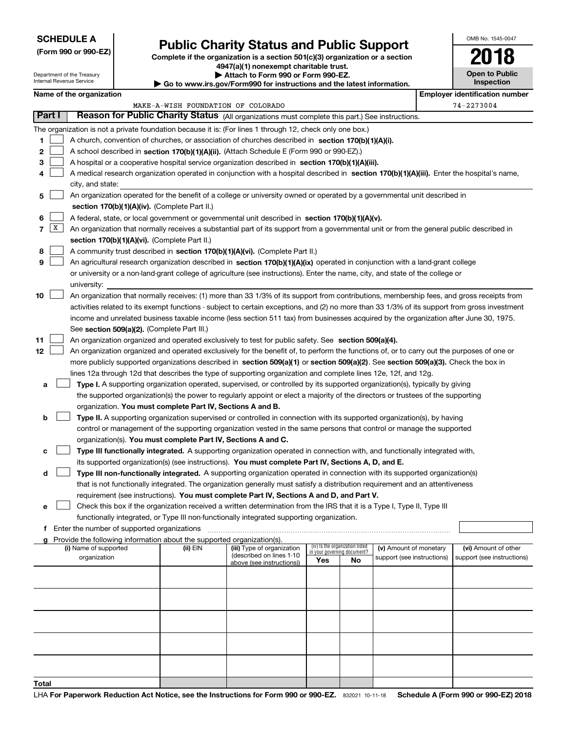**SCHEDULE A**
**(Form 990 or 990-EZ)**

Department of the Treasury
Internal Revenue Service

# Public Charity Status and Public Support

**Complete if the organization is a section 501(c)(3) organization or a section 4947(a)(1) nonexempt charitable trust.**
**▶ Attach to Form 990 or Form 990-EZ.**
**▶ Go to www.irs.gov/Form990 for instructions and the latest information.**

OMB No. 1545-0047

**2018**

**Open to Public Inspection**

**Name of the organization:** MAKE-A-WISH FOUNDATION OF COLORADO

**Employer identification number:** 74-2273004

## Part I — Reason for Public Charity Status (All organizations must complete this part.) See instructions.

The organization is not a private foundation because it is: (For lines 1 through 12, check only one box.)

1. [ ] A church, convention of churches, or association of churches described in **section 170(b)(1)(A)(i).**
2. [ ] A school described in **section 170(b)(1)(A)(ii).** (Attach Schedule E (Form 990 or 990-EZ).)
3. [ ] A hospital or a cooperative hospital service organization described in **section 170(b)(1)(A)(iii).**
4. [ ] A medical research organization operated in conjunction with a hospital described in **section 170(b)(1)(A)(iii).** Enter the hospital's name, city, and state:
5. [ ] An organization operated for the benefit of a college or university owned or operated by a governmental unit described in **section 170(b)(1)(A)(iv).** (Complete Part II.)
6. [ ] A federal, state, or local government or governmental unit described in **section 170(b)(1)(A)(v).**
7. [X] An organization that normally receives a substantial part of its support from a governmental unit or from the general public described in **section 170(b)(1)(A)(vi).** (Complete Part II.)
8. [ ] A community trust described in **section 170(b)(1)(A)(vi).** (Complete Part II.)
9. [ ] An agricultural research organization described in **section 170(b)(1)(A)(ix)** operated in conjunction with a land-grant college or university or a non-land-grant college of agriculture (see instructions). Enter the name, city, and state of the college or university:
10. [ ] An organization that normally receives: (1) more than 33 1/3% of its support from contributions, membership fees, and gross receipts from activities related to its exempt functions - subject to certain exceptions, and (2) no more than 33 1/3% of its support from gross investment income and unrelated business taxable income (less section 511 tax) from businesses acquired by the organization after June 30, 1975. See **section 509(a)(2).** (Complete Part III.)
11. [ ] An organization organized and operated exclusively to test for public safety. See **section 509(a)(4).**
12. [ ] An organization organized and operated exclusively for the benefit of, to perform the functions of, or to carry out the purposes of one or more publicly supported organizations described in **section 509(a)(1)** or **section 509(a)(2).** See **section 509(a)(3).** Check the box in lines 12a through 12d that describes the type of supporting organization and complete lines 12e, 12f, and 12g.
   - **a** [ ] **Type I.** A supporting organization operated, supervised, or controlled by its supported organization(s), typically by giving the supported organization(s) the power to regularly appoint or elect a majority of the directors or trustees of the supporting organization. **You must complete Part IV, Sections A and B.**
   - **b** [ ] **Type II.** A supporting organization supervised or controlled in connection with its supported organization(s), by having control or management of the supporting organization vested in the same persons that control or manage the supported organization(s). **You must complete Part IV, Sections A and C.**
   - **c** [ ] **Type III functionally integrated.** A supporting organization operated in connection with, and functionally integrated with, its supported organization(s) (see instructions). **You must complete Part IV, Sections A, D, and E.**
   - **d** [ ] **Type III non-functionally integrated.** A supporting organization operated in connection with its supported organization(s) that is not functionally integrated. The organization generally must satisfy a distribution requirement and an attentiveness requirement (see instructions). **You must complete Part IV, Sections A and D, and Part V.**
   - **e** [ ] Check this box if the organization received a written determination from the IRS that it is a Type I, Type II, Type III functionally integrated, or Type III non-functionally integrated supporting organization.
   - **f** Enter the number of supported organizations
   - **g** Provide the following information about the supported organization(s).

| (i) Name of supported organization | (ii) EIN | (iii) Type of organization (described on lines 1-10 above (see instructions)) | (iv) Is the organization listed in your governing document? Yes | No | (v) Amount of monetary support (see instructions) | (vi) Amount of other support (see instructions) |
|---|---|---|---|---|---|---|
| | | | | | | |
| | | | | | | |
| | | | | | | |
| | | | | | | |
| | | | | | | |
| **Total** | | | | | | |

LHA **For Paperwork Reduction Act Notice, see the Instructions for Form 990 or 990-EZ.** 832021 10-11-18 **Schedule A (Form 990 or 990-EZ) 2018**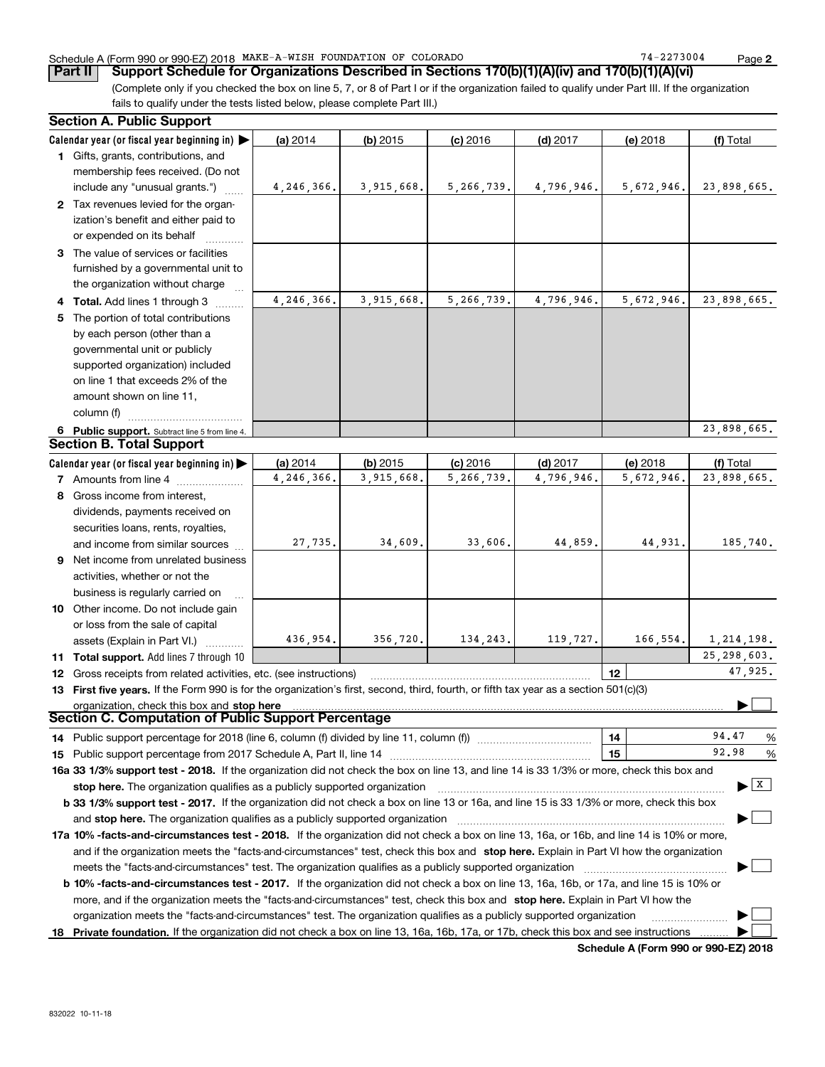Schedule A (Form 990 or 990-EZ) 2018 MAKE-A-WISH FOUNDATION OF COLORADO 74-2273004

## Part II Support Schedule for Organizations Described in Sections 170(b)(1)(A)(iv) and 170(b)(1)(A)(vi)

(Complete only if you checked the box on line 5, 7, or 8 of Part I or if the organization failed to qualify under Part III. If the organization fails to qualify under the tests listed below, please complete Part III.)

### Section A. Public Support

| Calendar year (or fiscal year beginning in) ▶ | (a) 2014 | (b) 2015 | (c) 2016 | (d) 2017 | (e) 2018 | (f) Total |
|---|---|---|---|---|---|---|
| 1 Gifts, grants, contributions, and membership fees received. (Do not include any "unusual grants.") | 4,246,366. | 3,915,668. | 5,266,739. | 4,796,946. | 5,672,946. | 23,898,665. |
| 2 Tax revenues levied for the organization's benefit and either paid to or expended on its behalf | | | | | | |
| 3 The value of services or facilities furnished by a governmental unit to the organization without charge | | | | | | |
| 4 Total. Add lines 1 through 3 | 4,246,366. | 3,915,668. | 5,266,739. | 4,796,946. | 5,672,946. | 23,898,665. |
| 5 The portion of total contributions by each person (other than a governmental unit or publicly supported organization) included on line 1 that exceeds 2% of the amount shown on line 11, column (f) | | | | | | |
| 6 Public support. Subtract line 5 from line 4. | | | | | | 23,898,665. |

### Section B. Total Support

| Calendar year (or fiscal year beginning in) ▶ | (a) 2014 | (b) 2015 | (c) 2016 | (d) 2017 | (e) 2018 | (f) Total |
|---|---|---|---|---|---|---|
| 7 Amounts from line 4 | 4,246,366. | 3,915,668. | 5,266,739. | 4,796,946. | 5,672,946. | 23,898,665. |
| 8 Gross income from interest, dividends, payments received on securities loans, rents, royalties, and income from similar sources | 27,735. | 34,609. | 33,606. | 44,859. | 44,931. | 185,740. |
| 9 Net income from unrelated business activities, whether or not the business is regularly carried on | | | | | | |
| 10 Other income. Do not include gain or loss from the sale of capital assets (Explain in Part VI.) | 436,954. | 356,720. | 134,243. | 119,727. | 166,554. | 1,214,198. |
| 11 Total support. Add lines 7 through 10 | | | | | | 25,298,603. |

12 Gross receipts from related activities, etc. (see instructions) | 12 | 47,925.

13 **First five years.** If the Form 990 is for the organization's first, second, third, fourth, or fifth tax year as a section 501(c)(3) organization, check this box and **stop here** ▶ ☐

### Section C. Computation of Public Support Percentage

14 Public support percentage for 2018 (line 6, column (f) divided by line 11, column (f)) | 14 | 94.47 %

15 Public support percentage from 2017 Schedule A, Part II, line 14 | 15 | 92.98 %

**16a 33 1/3% support test - 2018.** If the organization did not check the box on line 13, and line 14 is 33 1/3% or more, check this box and **stop here.** The organization qualifies as a publicly supported organization ▶ ☒

**b 33 1/3% support test - 2017.** If the organization did not check a box on line 13 or 16a, and line 15 is 33 1/3% or more, check this box and **stop here.** The organization qualifies as a publicly supported organization ▶ ☐

**17a 10% -facts-and-circumstances test - 2018.** If the organization did not check a box on line 13, 16a, or 16b, and line 14 is 10% or more, and if the organization meets the "facts-and-circumstances" test, check this box and **stop here.** Explain in Part VI how the organization meets the "facts-and-circumstances" test. The organization qualifies as a publicly supported organization ▶ ☐

**b 10% -facts-and-circumstances test - 2017.** If the organization did not check a box on line 13, 16a, 16b, or 17a, and line 15 is 10% or more, and if the organization meets the "facts-and-circumstances" test, check this box and **stop here.** Explain in Part VI how the organization meets the "facts-and-circumstances" test. The organization qualifies as a publicly supported organization ▶ ☐

**18 Private foundation.** If the organization did not check a box on line 13, 16a, 16b, 17a, or 17b, check this box and see instructions ▶ ☐

832022 10-11-18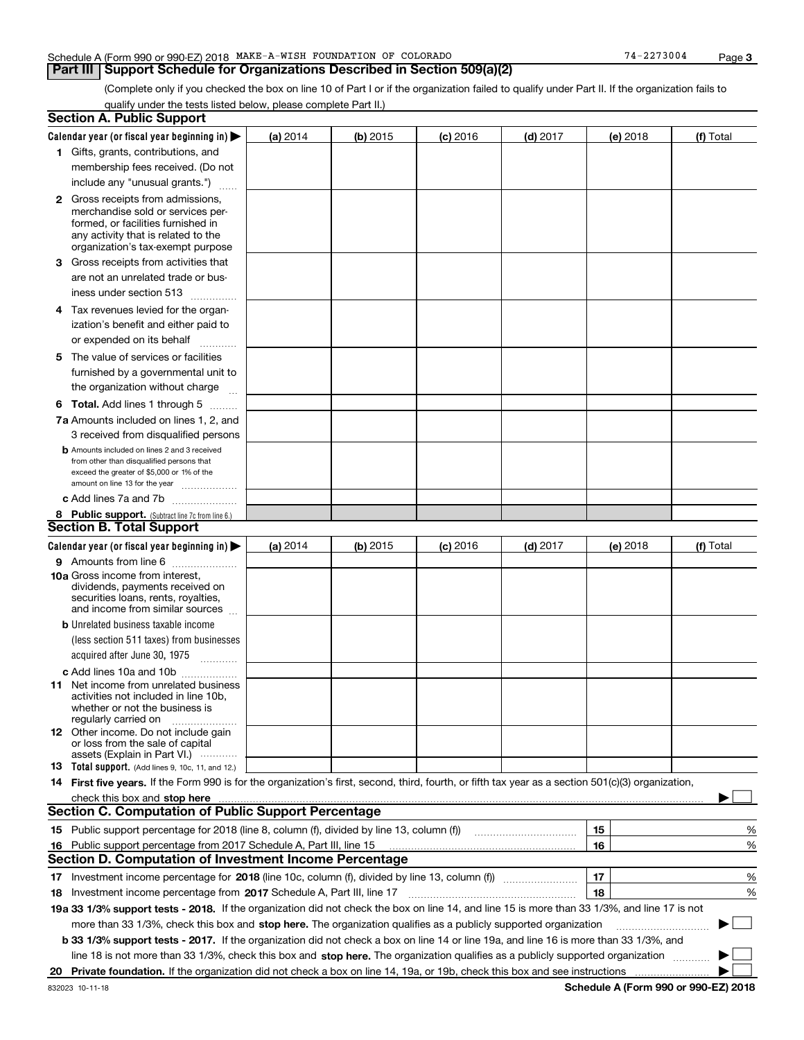Schedule A (Form 990 or 990-EZ) 2018 MAKE-A-WISH FOUNDATION OF COLORADO 74-2273004

## Part III Support Schedule for Organizations Described in Section 509(a)(2)

(Complete only if you checked the box on line 10 of Part I or if the organization failed to qualify under Part II. If the organization fails to qualify under the tests listed below, please complete Part II.)

### Section A. Public Support

| Calendar year (or fiscal year beginning in) ▶ | (a) 2014 | (b) 2015 | (c) 2016 | (d) 2017 | (e) 2018 | (f) Total |
|---|---|---|---|---|---|---|
| **1** Gifts, grants, contributions, and membership fees received. (Do not include any "unusual grants.") | | | | | | |
| **2** Gross receipts from admissions, merchandise sold or services performed, or facilities furnished in any activity that is related to the organization's tax-exempt purpose | | | | | | |
| **3** Gross receipts from activities that are not an unrelated trade or business under section 513 | | | | | | |
| **4** Tax revenues levied for the organization's benefit and either paid to or expended on its behalf | | | | | | |
| **5** The value of services or facilities furnished by a governmental unit to the organization without charge | | | | | | |
| **6 Total.** Add lines 1 through 5 | | | | | | |
| **7a** Amounts included on lines 1, 2, and 3 received from disqualified persons | | | | | | |
| **b** Amounts included on lines 2 and 3 received from other than disqualified persons that exceed the greater of $5,000 or 1% of the amount on line 13 for the year | | | | | | |
| **c** Add lines 7a and 7b | | | | | | |
| **8 Public support.** (Subtract line 7c from line 6.) | | | | | | |

### Section B. Total Support

| Calendar year (or fiscal year beginning in) ▶ | (a) 2014 | (b) 2015 | (c) 2016 | (d) 2017 | (e) 2018 | (f) Total |
|---|---|---|---|---|---|---|
| **9** Amounts from line 6 | | | | | | |
| **10a** Gross income from interest, dividends, payments received on securities loans, rents, royalties, and income from similar sources | | | | | | |
| **b** Unrelated business taxable income (less section 511 taxes) from businesses acquired after June 30, 1975 | | | | | | |
| **c** Add lines 10a and 10b | | | | | | |
| **11** Net income from unrelated business activities not included in line 10b, whether or not the business is regularly carried on | | | | | | |
| **12** Other income. Do not include gain or loss from the sale of capital assets (Explain in Part VI.) | | | | | | |
| **13 Total support.** (Add lines 9, 10c, 11, and 12.) | | | | | | |

**14 First five years.** If the Form 990 is for the organization's first, second, third, fourth, or fifth tax year as a section 501(c)(3) organization, check this box and **stop here** ▶ ☐

### Section C. Computation of Public Support Percentage

| | | | |
|---|---|---|---|
| **15** | Public support percentage for 2018 (line 8, column (f), divided by line 13, column (f)) | 15 | % |
| **16** | Public support percentage from 2017 Schedule A, Part III, line 15 | 16 | % |

### Section D. Computation of Investment Income Percentage

| | | | |
|---|---|---|---|
| **17** | Investment income percentage for **2018** (line 10c, column (f), divided by line 13, column (f)) | 17 | % |
| **18** | Investment income percentage from **2017** Schedule A, Part III, line 17 | 18 | % |

**19a 33 1/3% support tests - 2018.** If the organization did not check the box on line 14, and line 15 is more than 33 1/3%, and line 17 is not more than 33 1/3%, check this box and **stop here.** The organization qualifies as a publicly supported organization ▶ ☐

**b 33 1/3% support tests - 2017.** If the organization did not check a box on line 14 or line 19a, and line 16 is more than 33 1/3%, and line 18 is not more than 33 1/3%, check this box and **stop here.** The organization qualifies as a publicly supported organization ▶ ☐

**20 Private foundation.** If the organization did not check a box on line 14, 19a, or 19b, check this box and see instructions ▶ ☐

832023 10-11-18 **Schedule A (Form 990 or 990-EZ) 2018**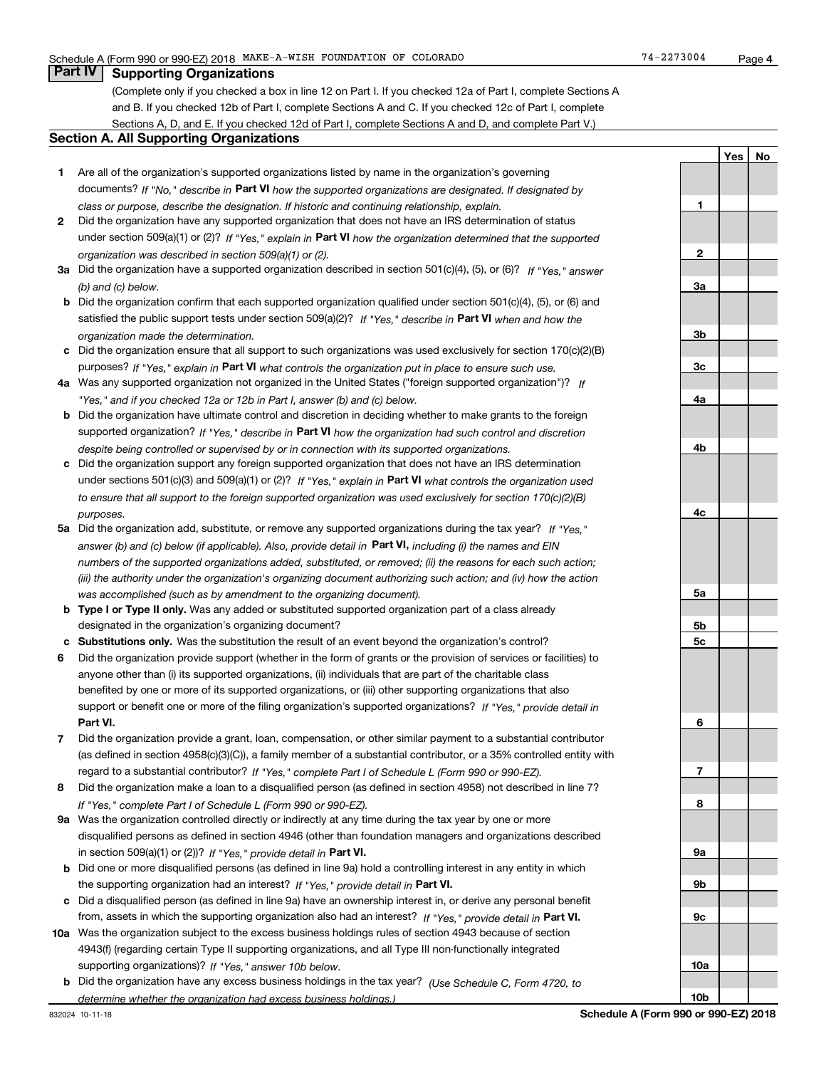Schedule A (Form 990 or 990-EZ) 2018 MAKE-A-WISH FOUNDATION OF COLORADO 74-2273004

## Part IV Supporting Organizations

(Complete only if you checked a box in line 12 on Part I. If you checked 12a of Part I, complete Sections A and B. If you checked 12b of Part I, complete Sections A and C. If you checked 12c of Part I, complete Sections A, D, and E. If you checked 12d of Part I, complete Sections A and D, and complete Part V.)

### Section A. All Supporting Organizations

| | | | Yes | No |
|---|---|---|---|---|
| **1** | Are all of the organization's supported organizations listed by name in the organization's governing documents? *If "No," describe in* **Part VI** *how the supported organizations are designated. If designated by class or purpose, describe the designation. If historic and continuing relationship, explain.* | **1** | | |
| **2** | Did the organization have any supported organization that does not have an IRS determination of status under section 509(a)(1) or (2)? *If "Yes," explain in* **Part VI** *how the organization determined that the supported organization was described in section 509(a)(1) or (2).* | **2** | | |
| **3a** | Did the organization have a supported organization described in section 501(c)(4), (5), or (6)? *If "Yes," answer (b) and (c) below.* | **3a** | | |
| **b** | Did the organization confirm that each supported organization qualified under section 501(c)(4), (5), or (6) and satisfied the public support tests under section 509(a)(2)? *If "Yes," describe in* **Part VI** *when and how the organization made the determination.* | **3b** | | |
| **c** | Did the organization ensure that all support to such organizations was used exclusively for section 170(c)(2)(B) purposes? *If "Yes," explain in* **Part VI** *what controls the organization put in place to ensure such use.* | **3c** | | |
| **4a** | Was any supported organization not organized in the United States ("foreign supported organization")? *If "Yes," and if you checked 12a or 12b in Part I, answer (b) and (c) below.* | **4a** | | |
| **b** | Did the organization have ultimate control and discretion in deciding whether to make grants to the foreign supported organization? *If "Yes," describe in* **Part VI** *how the organization had such control and discretion despite being controlled or supervised by or in connection with its supported organizations.* | **4b** | | |
| **c** | Did the organization support any foreign supported organization that does not have an IRS determination under sections 501(c)(3) and 509(a)(1) or (2)? *If "Yes," explain in* **Part VI** *what controls the organization used to ensure that all support to the foreign supported organization was used exclusively for section 170(c)(2)(B) purposes.* | **4c** | | |
| **5a** | Did the organization add, substitute, or remove any supported organizations during the tax year? *If "Yes," answer (b) and (c) below (if applicable). Also, provide detail in* **Part VI,** *including (i) the names and EIN numbers of the supported organizations added, substituted, or removed; (ii) the reasons for each such action; (iii) the authority under the organization's organizing document authorizing such action; and (iv) how the action was accomplished (such as by amendment to the organizing document).* | **5a** | | |
| **b** | **Type I or Type II only.** Was any added or substituted supported organization part of a class already designated in the organization's organizing document? | **5b** | | |
| **c** | **Substitutions only.** Was the substitution the result of an event beyond the organization's control? | **5c** | | |
| **6** | Did the organization provide support (whether in the form of grants or the provision of services or facilities) to anyone other than (i) its supported organizations, (ii) individuals that are part of the charitable class benefited by one or more of its supported organizations, or (iii) other supporting organizations that also support or benefit one or more of the filing organization's supported organizations? *If "Yes," provide detail in* **Part VI.** | **6** | | |
| **7** | Did the organization provide a grant, loan, compensation, or other similar payment to a substantial contributor (as defined in section 4958(c)(3)(C)), a family member of a substantial contributor, or a 35% controlled entity with regard to a substantial contributor? *If "Yes," complete Part I of Schedule L (Form 990 or 990-EZ).* | **7** | | |
| **8** | Did the organization make a loan to a disqualified person (as defined in section 4958) not described in line 7? *If "Yes," complete Part I of Schedule L (Form 990 or 990-EZ).* | **8** | | |
| **9a** | Was the organization controlled directly or indirectly at any time during the tax year by one or more disqualified persons as defined in section 4946 (other than foundation managers and organizations described in section 509(a)(1) or (2))? *If "Yes," provide detail in* **Part VI.** | **9a** | | |
| **b** | Did one or more disqualified persons (as defined in line 9a) hold a controlling interest in any entity in which the supporting organization had an interest? *If "Yes," provide detail in* **Part VI.** | **9b** | | |
| **c** | Did a disqualified person (as defined in line 9a) have an ownership interest in, or derive any personal benefit from, assets in which the supporting organization also had an interest? *If "Yes," provide detail in* **Part VI.** | **9c** | | |
| **10a** | Was the organization subject to the excess business holdings rules of section 4943 because of section 4943(f) (regarding certain Type II supporting organizations, and all Type III non-functionally integrated supporting organizations)? *If "Yes," answer 10b below.* | **10a** | | |
| **b** | Did the organization have any excess business holdings in the tax year? *(Use Schedule C, Form 4720, to determine whether the organization had excess business holdings.)* | **10b** | | |

832024 10-11-18 **Schedule A (Form 990 or 990-EZ) 2018**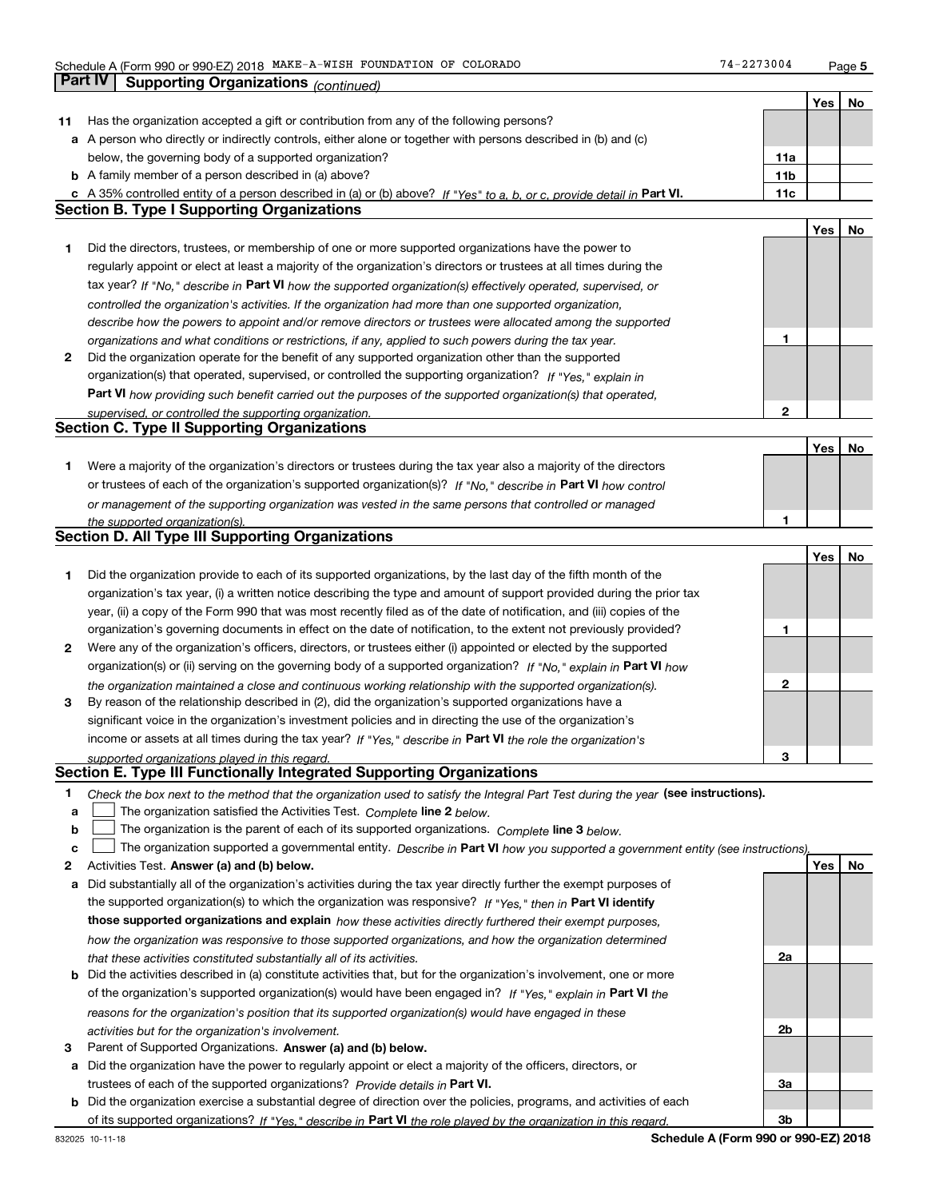Schedule A (Form 990 or 990-EZ) 2018 MAKE-A-WISH FOUNDATION OF COLORADO 74-2273004

## Part IV Supporting Organizations *(continued)*

| | | | Yes | No |
|---|---|---|---|---|
| **11** | Has the organization accepted a gift or contribution from any of the following persons? | | | |
| **a** | A person who directly or indirectly controls, either alone or together with persons described in (b) and (c) below, the governing body of a supported organization? | 11a | | |
| **b** | A family member of a person described in (a) above? | 11b | | |
| **c** | A 35% controlled entity of a person described in (a) or (b) above? *If "Yes" to a, b, or c, provide detail in* **Part VI.** | 11c | | |

### Section B. Type I Supporting Organizations

| | | | Yes | No |
|---|---|---|---|---|
| **1** | Did the directors, trustees, or membership of one or more supported organizations have the power to regularly appoint or elect at least a majority of the organization's directors or trustees at all times during the tax year? *If "No," describe in* **Part VI** *how the supported organization(s) effectively operated, supervised, or controlled the organization's activities. If the organization had more than one supported organization, describe how the powers to appoint and/or remove directors or trustees were allocated among the supported organizations and what conditions or restrictions, if any, applied to such powers during the tax year.* | 1 | | |
| **2** | Did the organization operate for the benefit of any supported organization other than the supported organization(s) that operated, supervised, or controlled the supporting organization? *If "Yes," explain in* **Part VI** *how providing such benefit carried out the purposes of the supported organization(s) that operated, supervised, or controlled the supporting organization.* | 2 | | |

### Section C. Type II Supporting Organizations

| | | | Yes | No |
|---|---|---|---|---|
| **1** | Were a majority of the organization's directors or trustees during the tax year also a majority of the directors or trustees of each of the organization's supported organization(s)? *If "No," describe in* **Part VI** *how control or management of the supporting organization was vested in the same persons that controlled or managed the supported organization(s).* | 1 | | |

### Section D. All Type III Supporting Organizations

| | | | Yes | No |
|---|---|---|---|---|
| **1** | Did the organization provide to each of its supported organizations, by the last day of the fifth month of the organization's tax year, (i) a written notice describing the type and amount of support provided during the prior tax year, (ii) a copy of the Form 990 that was most recently filed as of the date of notification, and (iii) copies of the organization's governing documents in effect on the date of notification, to the extent not previously provided? | 1 | | |
| **2** | Were any of the organization's officers, directors, or trustees either (i) appointed or elected by the supported organization(s) or (ii) serving on the governing body of a supported organization? *If "No," explain in* **Part VI** *how the organization maintained a close and continuous working relationship with the supported organization(s).* | 2 | | |
| **3** | By reason of the relationship described in (2), did the organization's supported organizations have a significant voice in the organization's investment policies and in directing the use of the organization's income or assets at all times during the tax year? *If "Yes," describe in* **Part VI** *the role the organization's supported organizations played in this regard.* | 3 | | |

### Section E. Type III Functionally Integrated Supporting Organizations

**1** *Check the box next to the method that the organization used to satisfy the Integral Part Test during the year* **(see instructions).**

- **a** ☐ The organization satisfied the Activities Test. *Complete* **line 2** *below.*
- **b** ☐ The organization is the parent of each of its supported organizations. *Complete* **line 3** *below.*
- **c** ☐ The organization supported a governmental entity. *Describe in* **Part VI** *how you supported a government entity (see instructions).*

| | | | Yes | No |
|---|---|---|---|---|
| **2** | Activities Test. **Answer (a) and (b) below.** | | | |
| **a** | Did substantially all of the organization's activities during the tax year directly further the exempt purposes of the supported organization(s) to which the organization was responsive? *If "Yes," then in* **Part VI identify those supported organizations and explain** *how these activities directly furthered their exempt purposes, how the organization was responsive to those supported organizations, and how the organization determined that these activities constituted substantially all of its activities.* | 2a | | |
| **b** | Did the activities described in (a) constitute activities that, but for the organization's involvement, one or more of the organization's supported organization(s) would have been engaged in? *If "Yes," explain in* **Part VI** *the reasons for the organization's position that its supported organization(s) would have engaged in these activities but for the organization's involvement.* | 2b | | |
| **3** | Parent of Supported Organizations. **Answer (a) and (b) below.** | | | |
| **a** | Did the organization have the power to regularly appoint or elect a majority of the officers, directors, or trustees of each of the supported organizations? *Provide details in* **Part VI.** | 3a | | |
| **b** | Did the organization exercise a substantial degree of direction over the policies, programs, and activities of each of its supported organizations? *If "Yes," describe in* **Part VI** *the role played by the organization in this regard.* | 3b | | |

832025 10-11-18 **Schedule A (Form 990 or 990-EZ) 2018**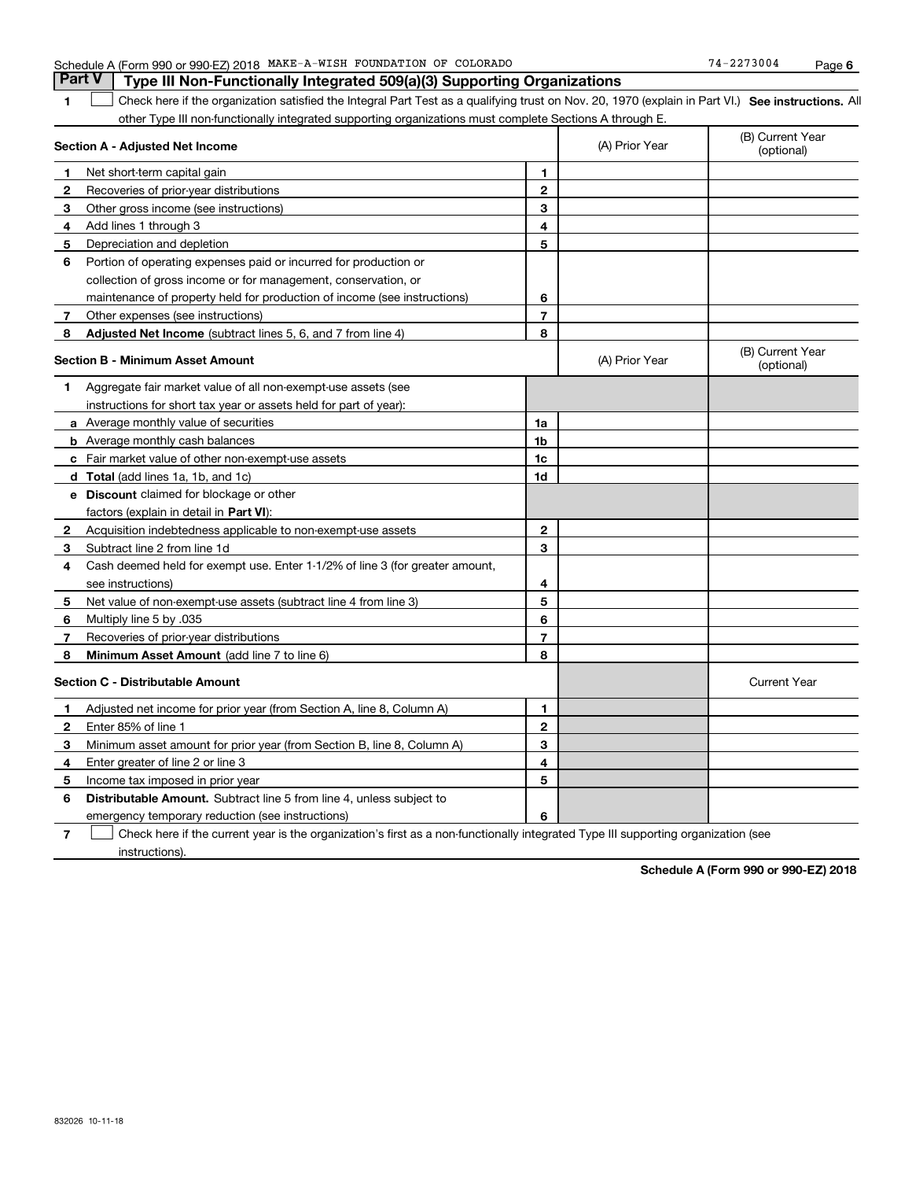Schedule A (Form 990 or 990-EZ) 2018 MAKE-A-WISH FOUNDATION OF COLORADO 74-2273004

## Part V Type III Non-Functionally Integrated 509(a)(3) Supporting Organizations

**1** ☐ Check here if the organization satisfied the Integral Part Test as a qualifying trust on Nov. 20, 1970 (explain in Part VI.) **See instructions.** All other Type III non-functionally integrated supporting organizations must complete Sections A through E.

| **Section A - Adjusted Net Income** | | (A) Prior Year | (B) Current Year (optional) |
|---|---|---|---|
| **1** Net short-term capital gain | 1 | | |
| **2** Recoveries of prior-year distributions | 2 | | |
| **3** Other gross income (see instructions) | 3 | | |
| **4** Add lines 1 through 3 | 4 | | |
| **5** Depreciation and depletion | 5 | | |
| **6** Portion of operating expenses paid or incurred for production or collection of gross income or for management, conservation, or maintenance of property held for production of income (see instructions) | 6 | | |
| **7** Other expenses (see instructions) | 7 | | |
| **8** **Adjusted Net Income** (subtract lines 5, 6, and 7 from line 4) | 8 | | |

| **Section B - Minimum Asset Amount** | | (A) Prior Year | (B) Current Year (optional) |
|---|---|---|---|
| **1** Aggregate fair market value of all non-exempt-use assets (see instructions for short tax year or assets held for part of year): | | | |
| **a** Average monthly value of securities | 1a | | |
| **b** Average monthly cash balances | 1b | | |
| **c** Fair market value of other non-exempt-use assets | 1c | | |
| **d** **Total** (add lines 1a, 1b, and 1c) | 1d | | |
| **e** **Discount** claimed for blockage or other factors (explain in detail in **Part VI**): | | | |
| **2** Acquisition indebtedness applicable to non-exempt-use assets | 2 | | |
| **3** Subtract line 2 from line 1d | 3 | | |
| **4** Cash deemed held for exempt use. Enter 1-1/2% of line 3 (for greater amount, see instructions) | 4 | | |
| **5** Net value of non-exempt-use assets (subtract line 4 from line 3) | 5 | | |
| **6** Multiply line 5 by .035 | 6 | | |
| **7** Recoveries of prior-year distributions | 7 | | |
| **8** **Minimum Asset Amount** (add line 7 to line 6) | 8 | | |

| **Section C - Distributable Amount** | | | Current Year |
|---|---|---|---|
| **1** Adjusted net income for prior year (from Section A, line 8, Column A) | 1 | | |
| **2** Enter 85% of line 1 | 2 | | |
| **3** Minimum asset amount for prior year (from Section B, line 8, Column A) | 3 | | |
| **4** Enter greater of line 2 or line 3 | 4 | | |
| **5** Income tax imposed in prior year | 5 | | |
| **6** **Distributable Amount.** Subtract line 5 from line 4, unless subject to emergency temporary reduction (see instructions) | 6 | | |

**7** ☐ Check here if the current year is the organization's first as a non-functionally integrated Type III supporting organization (see instructions).

**Schedule A (Form 990 or 990-EZ) 2018**

832026 10-11-18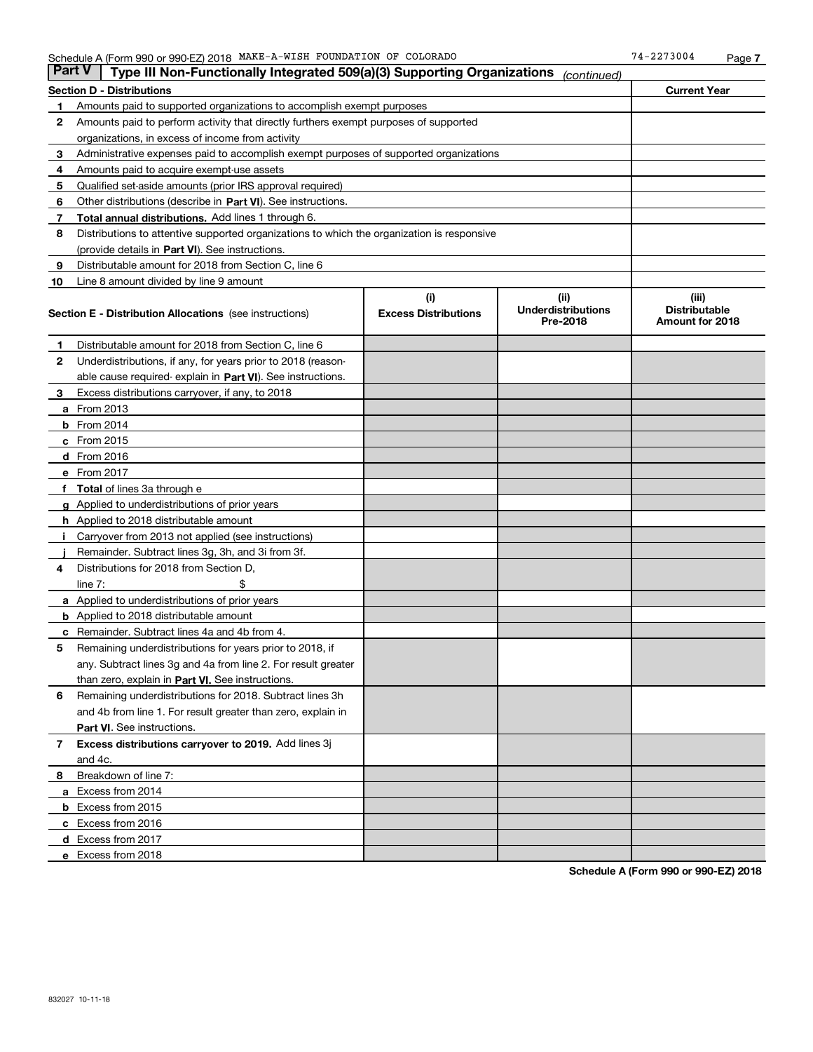Schedule A (Form 990 or 990-EZ) 2018 MAKE-A-WISH FOUNDATION OF COLORADO 74-2273004

## Part V Type III Non-Functionally Integrated 509(a)(3) Supporting Organizations *(continued)*

| Section D - Distributions | | Current Year |
|---|---|---|
| 1 | Amounts paid to supported organizations to accomplish exempt purposes | |
| 2 | Amounts paid to perform activity that directly furthers exempt purposes of supported organizations, in excess of income from activity | |
| 3 | Administrative expenses paid to accomplish exempt purposes of supported organizations | |
| 4 | Amounts paid to acquire exempt-use assets | |
| 5 | Qualified set-aside amounts (prior IRS approval required) | |
| 6 | Other distributions (describe in **Part VI**). See instructions. | |
| 7 | **Total annual distributions.** Add lines 1 through 6. | |
| 8 | Distributions to attentive supported organizations to which the organization is responsive (provide details in **Part VI**). See instructions. | |
| 9 | Distributable amount for 2018 from Section C, line 6 | |
| 10 | Line 8 amount divided by line 9 amount | |

| **Section E - Distribution Allocations** (see instructions) | (i) Excess Distributions | (ii) Underdistributions Pre-2018 | (iii) Distributable Amount for 2018 |
|---|---|---|---|
| **1** Distributable amount for 2018 from Section C, line 6 | | | |
| **2** Underdistributions, if any, for years prior to 2018 (reasonable cause required- explain in **Part VI**). See instructions. | | | |
| **3** Excess distributions carryover, if any, to 2018 | | | |
| **a** From 2013 | | | |
| **b** From 2014 | | | |
| **c** From 2015 | | | |
| **d** From 2016 | | | |
| **e** From 2017 | | | |
| **f** **Total** of lines 3a through e | | | |
| **g** Applied to underdistributions of prior years | | | |
| **h** Applied to 2018 distributable amount | | | |
| **i** Carryover from 2013 not applied (see instructions) | | | |
| **j** Remainder. Subtract lines 3g, 3h, and 3i from 3f. | | | |
| **4** Distributions for 2018 from Section D, line 7: $ | | | |
| **a** Applied to underdistributions of prior years | | | |
| **b** Applied to 2018 distributable amount | | | |
| **c** Remainder. Subtract lines 4a and 4b from 4. | | | |
| **5** Remaining underdistributions for years prior to 2018, if any. Subtract lines 3g and 4a from line 2. For result greater than zero, explain in **Part VI.** See instructions. | | | |
| **6** Remaining underdistributions for 2018. Subtract lines 3h and 4b from line 1. For result greater than zero, explain in **Part VI**. See instructions. | | | |
| **7** **Excess distributions carryover to 2019.** Add lines 3j and 4c. | | | |
| **8** Breakdown of line 7: | | | |
| **a** Excess from 2014 | | | |
| **b** Excess from 2015 | | | |
| **c** Excess from 2016 | | | |
| **d** Excess from 2017 | | | |
| **e** Excess from 2018 | | | |

**Schedule A (Form 990 or 990-EZ) 2018**

832027 10-11-18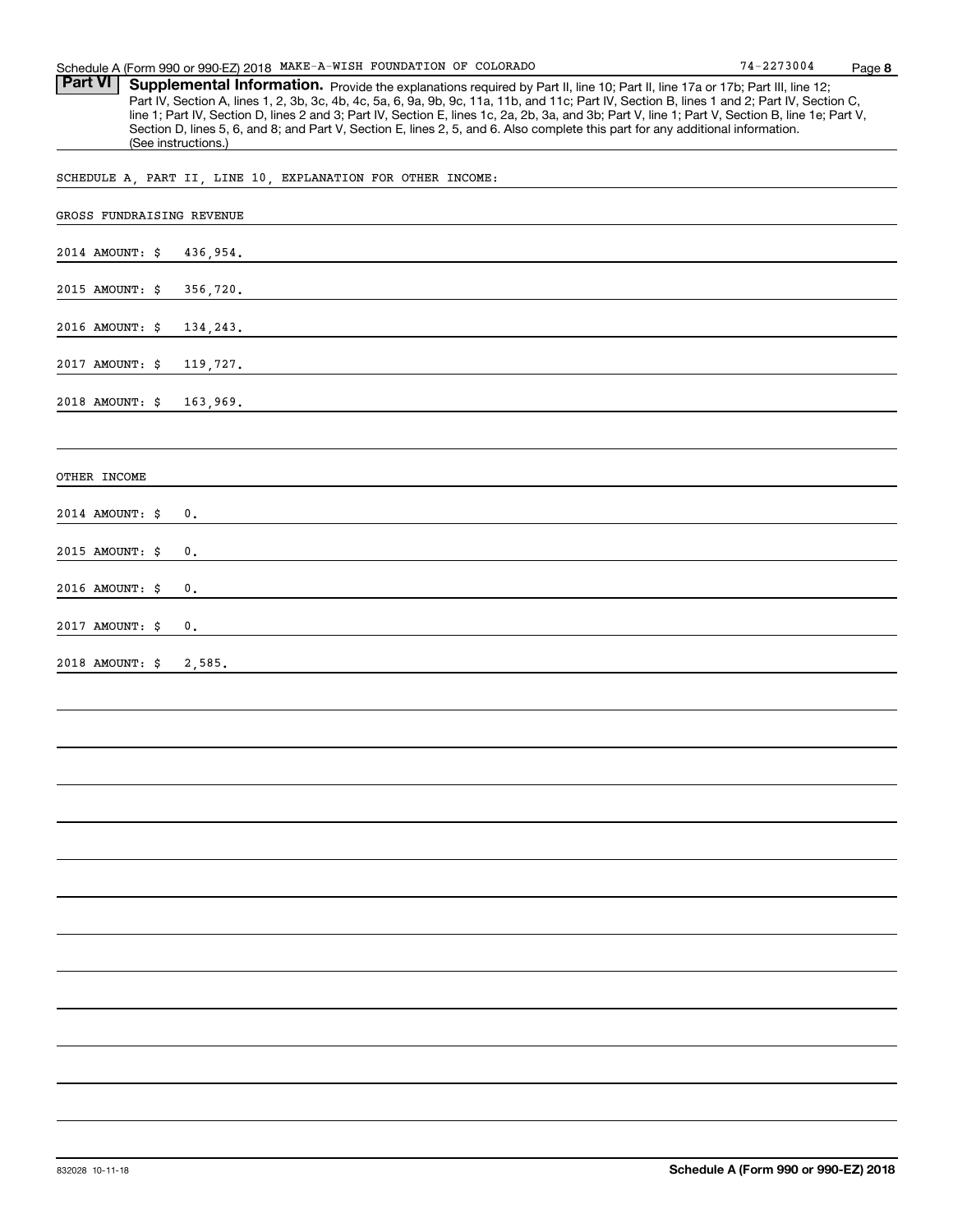Schedule A (Form 990 or 990-EZ) 2018 MAKE-A-WISH FOUNDATION OF COLORADO 74-2273004

**Part VI** **Supplemental Information.** Provide the explanations required by Part II, line 10; Part II, line 17a or 17b; Part III, line 12; Part IV, Section A, lines 1, 2, 3b, 3c, 4b, 4c, 5a, 6, 9a, 9b, 9c, 11a, 11b, and 11c; Part IV, Section B, lines 1 and 2; Part IV, Section C, line 1; Part IV, Section D, lines 2 and 3; Part IV, Section E, lines 1c, 2a, 2b, 3a, and 3b; Part V, line 1; Part V, Section B, line 1e; Part V, Section D, lines 5, 6, and 8; and Part V, Section E, lines 2, 5, and 6. Also complete this part for any additional information. (See instructions.)

SCHEDULE A, PART II, LINE 10, EXPLANATION FOR OTHER INCOME:

GROSS FUNDRAISING REVENUE

2014 AMOUNT: $ 436,954.

2015 AMOUNT: $ 356,720.

2016 AMOUNT: $ 134,243.

2017 AMOUNT: $ 119,727.

2018 AMOUNT: $ 163,969.

OTHER INCOME

2014 AMOUNT: $ 0.

2015 AMOUNT: $ 0.

2016 AMOUNT: $ 0.

2017 AMOUNT: $ 0.

2018 AMOUNT: $ 2,585.

832028 10-11-18 **Schedule A (Form 990 or 990-EZ) 2018**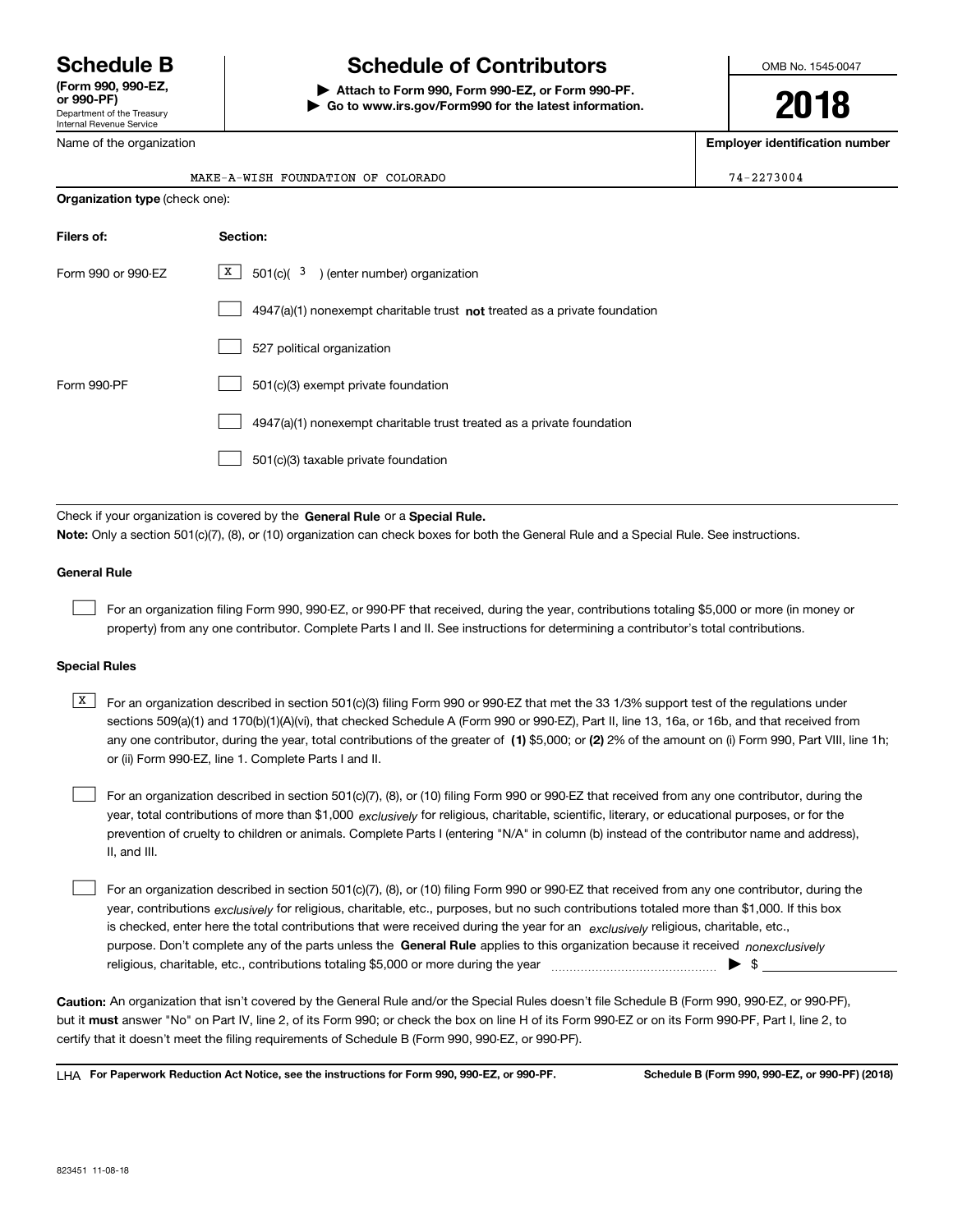# Schedule B

**(Form 990, 990-EZ, or 990-PF)**
Department of the Treasury
Internal Revenue Service

# Schedule of Contributors

**▶ Attach to Form 990, Form 990-EZ, or Form 990-PF.**
**▶ Go to www.irs.gov/Form990 for the latest information.**

OMB No. 1545-0047

**2018**

| Name of the organization | Employer identification number |
|---|---|
| MAKE-A-WISH FOUNDATION OF COLORADO | 74-2273004 |

**Organization type** (check one):

| Filers of: | Section: |
|---|---|
| Form 990 or 990-EZ | [X] 501(c)( 3 ) (enter number) organization |
| | [ ] 4947(a)(1) nonexempt charitable trust **not** treated as a private foundation |
| | [ ] 527 political organization |
| Form 990-PF | [ ] 501(c)(3) exempt private foundation |
| | [ ] 4947(a)(1) nonexempt charitable trust treated as a private foundation |
| | [ ] 501(c)(3) taxable private foundation |

Check if your organization is covered by the **General Rule** or a **Special Rule.**

**Note:** Only a section 501(c)(7), (8), or (10) organization can check boxes for both the General Rule and a Special Rule. See instructions.

### General Rule

[ ] For an organization filing Form 990, 990-EZ, or 990-PF that received, during the year, contributions totaling $5,000 or more (in money or property) from any one contributor. Complete Parts I and II. See instructions for determining a contributor's total contributions.

### Special Rules

[X] For an organization described in section 501(c)(3) filing Form 990 or 990-EZ that met the 33 1/3% support test of the regulations under sections 509(a)(1) and 170(b)(1)(A)(vi), that checked Schedule A (Form 990 or 990-EZ), Part II, line 13, 16a, or 16b, and that received from any one contributor, during the year, total contributions of the greater of **(1)** $5,000; or **(2)** 2% of the amount on (i) Form 990, Part VIII, line 1h; or (ii) Form 990-EZ, line 1. Complete Parts I and II.

[ ] For an organization described in section 501(c)(7), (8), or (10) filing Form 990 or 990-EZ that received from any one contributor, during the year, total contributions of more than $1,000 *exclusively* for religious, charitable, scientific, literary, or educational purposes, or for the prevention of cruelty to children or animals. Complete Parts I (entering "N/A" in column (b) instead of the contributor name and address), II, and III.

[ ] For an organization described in section 501(c)(7), (8), or (10) filing Form 990 or 990-EZ that received from any one contributor, during the year, contributions *exclusively* for religious, charitable, etc., purposes, but no such contributions totaled more than $1,000. If this box is checked, enter here the total contributions that were received during the year for an *exclusively* religious, charitable, etc., purpose. Don't complete any of the parts unless the **General Rule** applies to this organization because it received *nonexclusively* religious, charitable, etc., contributions totaling $5,000 or more during the year ▶ $ ______

**Caution:** An organization that isn't covered by the General Rule and/or the Special Rules doesn't file Schedule B (Form 990, 990-EZ, or 990-PF), but it **must** answer "No" on Part IV, line 2, of its Form 990; or check the box on line H of its Form 990-EZ or on its Form 990-PF, Part I, line 2, to certify that it doesn't meet the filing requirements of Schedule B (Form 990, 990-EZ, or 990-PF).

LHA **For Paperwork Reduction Act Notice, see the instructions for Form 990, 990-EZ, or 990-PF.** **Schedule B (Form 990, 990-EZ, or 990-PF) (2018)**

823451 11-08-18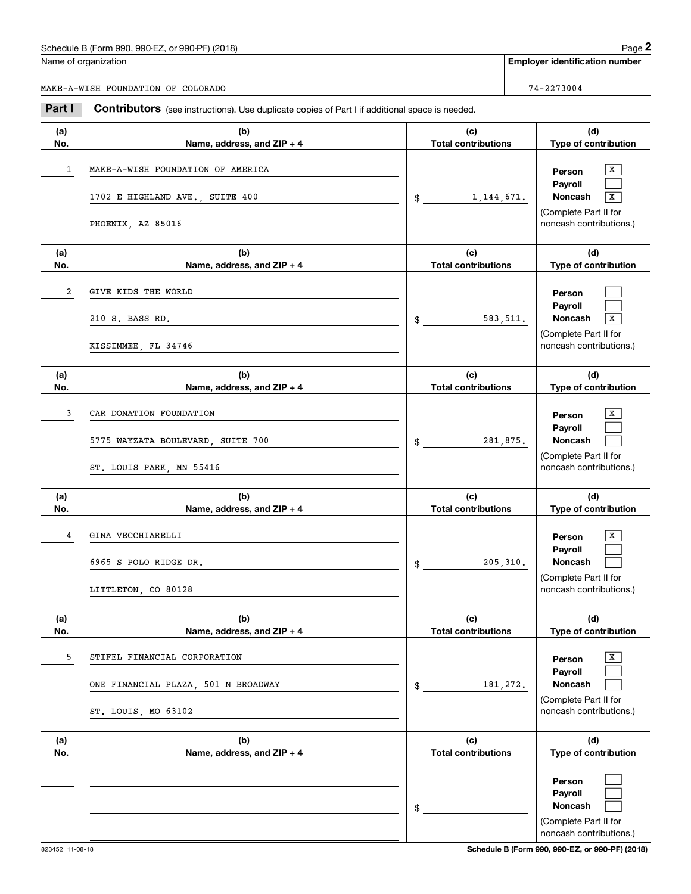Schedule B (Form 990, 990-EZ, or 990-PF) (2018)

Name of organization: MAKE-A-WISH FOUNDATION OF COLORADO

Employer identification number: 74-2273004

## Part I Contributors (see instructions). Use duplicate copies of Part I if additional space is needed.

| (a) No. | (b) Name, address, and ZIP + 4 | (c) Total contributions | (d) Type of contribution |
|---|---|---|---|
| 1 | MAKE-A-WISH FOUNDATION OF AMERICA<br>1702 E HIGHLAND AVE., SUITE 400<br>PHOENIX, AZ 85016 | $ 1,144,671. | Person [X]<br>Payroll [ ]<br>Noncash [X]<br>(Complete Part II for noncash contributions.) |
| 2 | GIVE KIDS THE WORLD<br>210 S. BASS RD.<br>KISSIMMEE, FL 34746 | $ 583,511. | Person [ ]<br>Payroll [ ]<br>Noncash [X]<br>(Complete Part II for noncash contributions.) |
| 3 | CAR DONATION FOUNDATION<br>5775 WAYZATA BOULEVARD, SUITE 700<br>ST. LOUIS PARK, MN 55416 | $ 281,875. | Person [X]<br>Payroll [ ]<br>Noncash [ ]<br>(Complete Part II for noncash contributions.) |
| 4 | GINA VECCHIARELLI<br>6965 S POLO RIDGE DR.<br>LITTLETON, CO 80128 | $ 205,310. | Person [X]<br>Payroll [ ]<br>Noncash [ ]<br>(Complete Part II for noncash contributions.) |
| 5 | STIFEL FINANCIAL CORPORATION<br>ONE FINANCIAL PLAZA, 501 N BROADWAY<br>ST. LOUIS, MO 63102 | $ 181,272. | Person [X]<br>Payroll [ ]<br>Noncash [ ]<br>(Complete Part II for noncash contributions.) |
| | | $ | Person [ ]<br>Payroll [ ]<br>Noncash [ ]<br>(Complete Part II for noncash contributions.) |

823452 11-08-18

Schedule B (Form 990, 990-EZ, or 990-PF) (2018)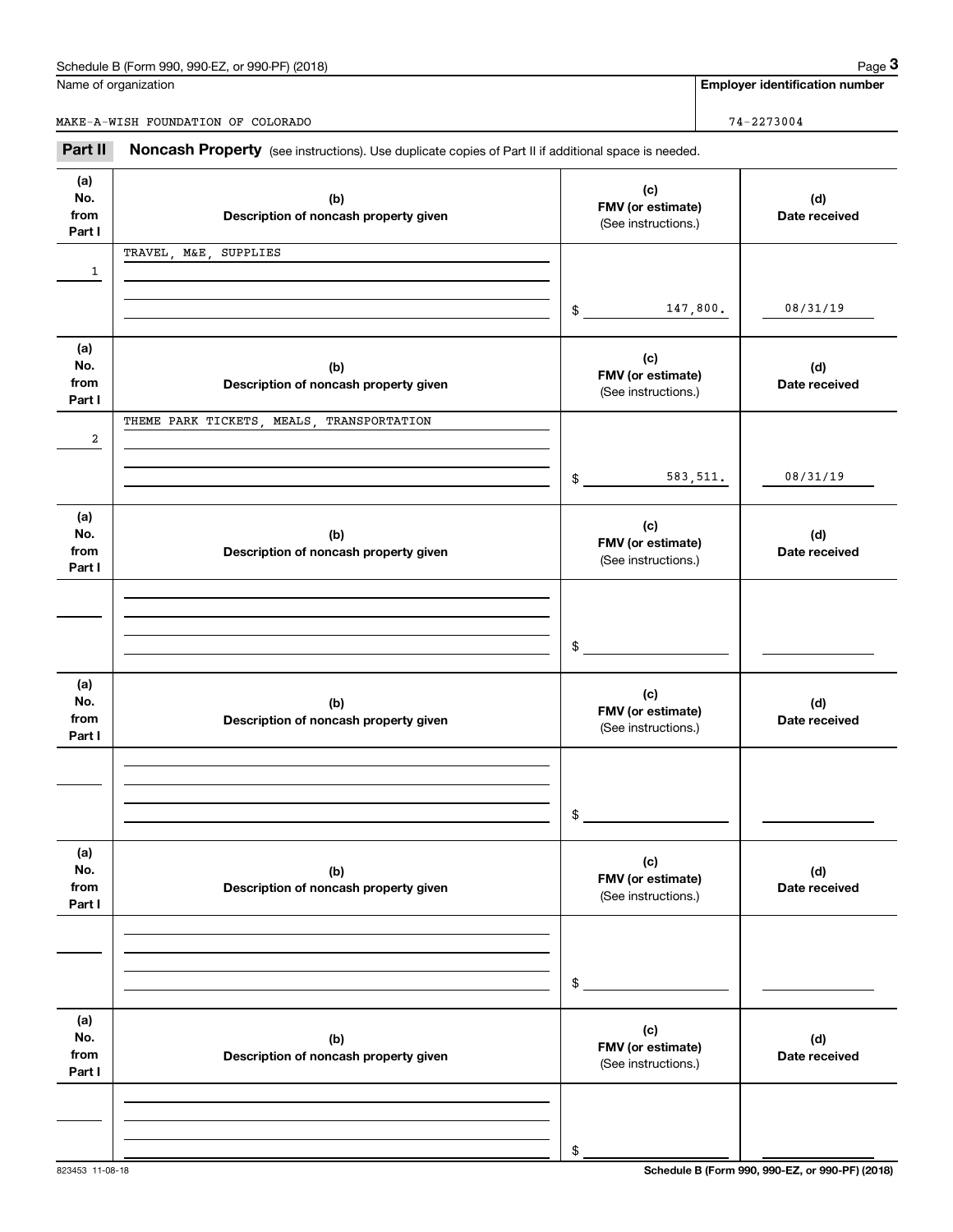Name of organization

MAKE-A-WISH FOUNDATION OF COLORADO

**Employer identification number**

74-2273004

**Part II** **Noncash Property** (see instructions). Use duplicate copies of Part II if additional space is needed.

| (a) No. from Part I | (b) Description of noncash property given | (c) FMV (or estimate) (See instructions.) | (d) Date received |
|---|---|---|---|
| 1 | TRAVEL, M&E, SUPPLIES | $ 147,800. | 08/31/19 |
| 2 | THEME PARK TICKETS, MEALS, TRANSPORTATION | $ 583,511. | 08/31/19 |
| | | $ | |
| | | $ | |
| | | $ | |
| | | $ | |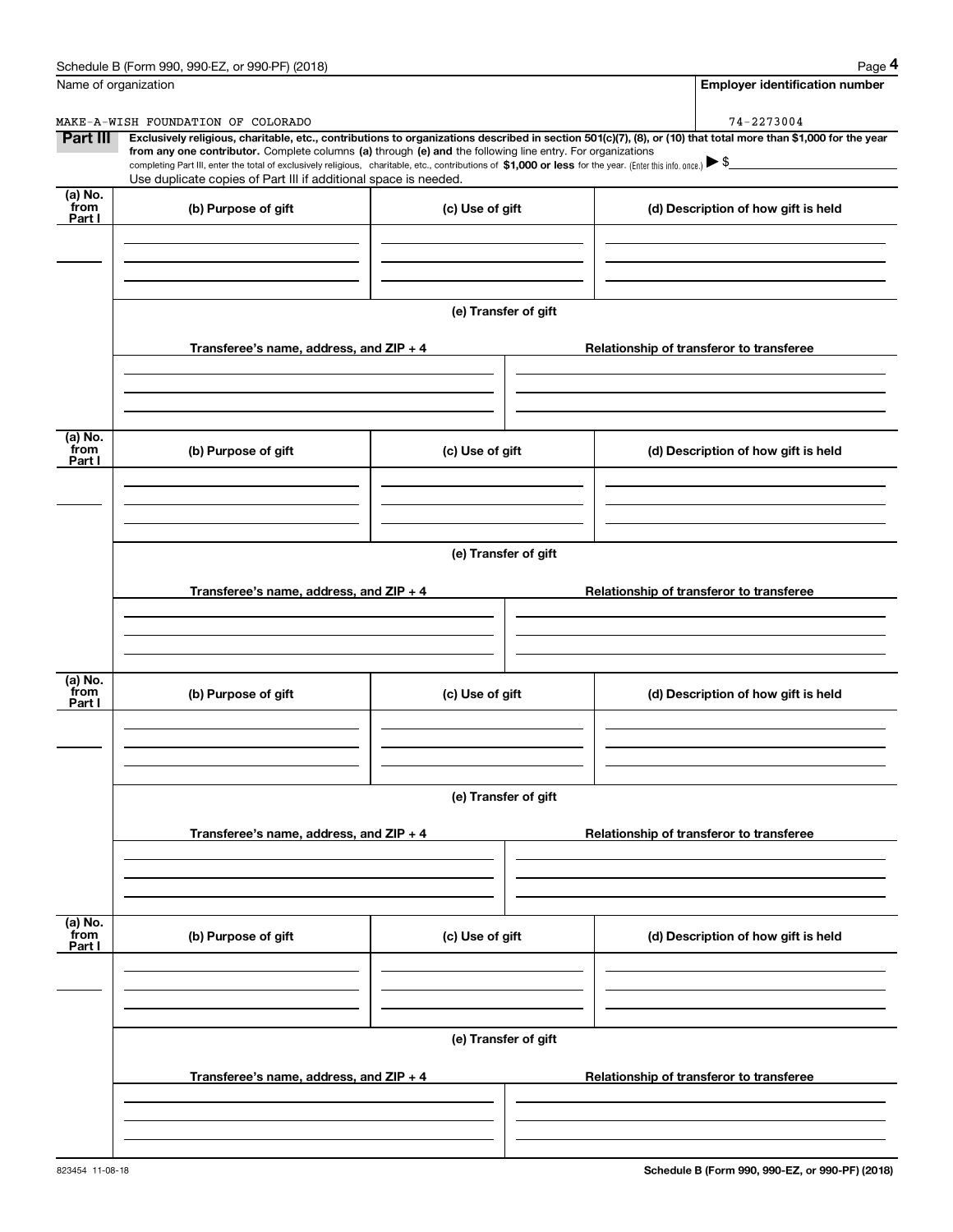Name of organization

MAKE-A-WISH FOUNDATION OF COLORADO

**Employer identification number**

74-2273004

**Part III** **Exclusively religious, charitable, etc., contributions to organizations described in section 501(c)(7), (8), or (10) that total more than $1,000 for the year from any one contributor.** Complete columns **(a)** through **(e) and** the following line entry. For organizations completing Part III, enter the total of exclusively religious, charitable, etc., contributions of **$1,000 or less** for the year. (Enter this info. once.) ▶ $

Use duplicate copies of Part III if additional space is needed.

| (a) No. from Part I | (b) Purpose of gift | (c) Use of gift | (d) Description of how gift is held |
|---|---|---|---|
| | | | |

**(e) Transfer of gift**

| Transferee's name, address, and ZIP + 4 | Relationship of transferor to transferee |
|---|---|
| | |

| (a) No. from Part I | (b) Purpose of gift | (c) Use of gift | (d) Description of how gift is held |
|---|---|---|---|
| | | | |

**(e) Transfer of gift**

| Transferee's name, address, and ZIP + 4 | Relationship of transferor to transferee |
|---|---|
| | |

| (a) No. from Part I | (b) Purpose of gift | (c) Use of gift | (d) Description of how gift is held |
|---|---|---|---|
| | | | |

**(e) Transfer of gift**

| Transferee's name, address, and ZIP + 4 | Relationship of transferor to transferee |
|---|---|
| | |

| (a) No. from Part I | (b) Purpose of gift | (c) Use of gift | (d) Description of how gift is held |
|---|---|---|---|
| | | | |

**(e) Transfer of gift**

| Transferee's name, address, and ZIP + 4 | Relationship of transferor to transferee |
|---|---|
| | |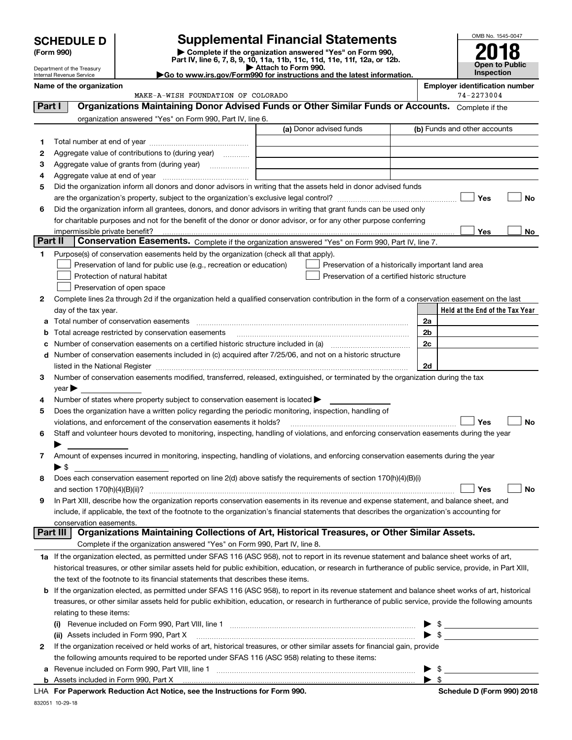# SCHEDULE D (Form 990)

Department of the Treasury
Internal Revenue Service

## Supplemental Financial Statements

▶ Complete if the organization answered "Yes" on Form 990, Part IV, line 6, 7, 8, 9, 10, 11a, 11b, 11c, 11d, 11e, 11f, 12a, or 12b.
▶ Attach to Form 990.
▶Go to www.irs.gov/Form990 for instructions and the latest information.

OMB No. 1545-0047

**2018**

**Open to Public Inspection**

**Name of the organization**
MAKE-A-WISH FOUNDATION OF COLORADO

**Employer identification number**
74-2273004

## Part I — Organizations Maintaining Donor Advised Funds or Other Similar Funds or Accounts.

Complete if the organization answered "Yes" on Form 990, Part IV, line 6.

| | | (a) Donor advised funds | (b) Funds and other accounts |
|---|---|---|---|
| 1 | Total number at end of year | | |
| 2 | Aggregate value of contributions to (during year) | | |
| 3 | Aggregate value of grants from (during year) | | |
| 4 | Aggregate value at end of year | | |

5 Did the organization inform all donors and donor advisors in writing that the assets held in donor advised funds are the organization's property, subject to the organization's exclusive legal control? ☐ Yes ☐ No

6 Did the organization inform all grantees, donors, and donor advisors in writing that grant funds can be used only for charitable purposes and not for the benefit of the donor or donor advisor, or for any other purpose conferring impermissible private benefit? ☐ Yes ☐ No

## Part II — Conservation Easements.

Complete if the organization answered "Yes" on Form 990, Part IV, line 7.

1 Purpose(s) of conservation easements held by the organization (check all that apply).

- ☐ Preservation of land for public use (e.g., recreation or education)
- ☐ Protection of natural habitat
- ☐ Preservation of open space
- ☐ Preservation of a historically important land area
- ☐ Preservation of a certified historic structure

2 Complete lines 2a through 2d if the organization held a qualified conservation contribution in the form of a conservation easement on the last day of the tax year.

| | | | Held at the End of the Tax Year |
|---|---|---|---|
| a | Total number of conservation easements | 2a | |
| b | Total acreage restricted by conservation easements | 2b | |
| c | Number of conservation easements on a certified historic structure included in (a) | 2c | |
| d | Number of conservation easements included in (c) acquired after 7/25/06, and not on a historic structure listed in the National Register | 2d | |

3 Number of conservation easements modified, transferred, released, extinguished, or terminated by the organization during the tax year ▶

4 Number of states where property subject to conservation easement is located ▶

5 Does the organization have a written policy regarding the periodic monitoring, inspection, handling of violations, and enforcement of the conservation easements it holds? ☐ Yes ☐ No

6 Staff and volunteer hours devoted to monitoring, inspecting, handling of violations, and enforcing conservation easements during the year ▶

7 Amount of expenses incurred in monitoring, inspecting, handling of violations, and enforcing conservation easements during the year ▶ $

8 Does each conservation easement reported on line 2(d) above satisfy the requirements of section 170(h)(4)(B)(i) and section 170(h)(4)(B)(ii)? ☐ Yes ☐ No

9 In Part XIII, describe how the organization reports conservation easements in its revenue and expense statement, and balance sheet, and include, if applicable, the text of the footnote to the organization's financial statements that describes the organization's accounting for conservation easements.

## Part III — Organizations Maintaining Collections of Art, Historical Treasures, or Other Similar Assets.

Complete if the organization answered "Yes" on Form 990, Part IV, line 8.

1a If the organization elected, as permitted under SFAS 116 (ASC 958), not to report in its revenue statement and balance sheet works of art, historical treasures, or other similar assets held for public exhibition, education, or research in furtherance of public service, provide, in Part XIII, the text of the footnote to its financial statements that describes these items.

b If the organization elected, as permitted under SFAS 116 (ASC 958), to report in its revenue statement and balance sheet works of art, historical treasures, or other similar assets held for public exhibition, education, or research in furtherance of public service, provide the following amounts relating to these items:

(i) Revenue included on Form 990, Part VIII, line 1 ▶ $

(ii) Assets included in Form 990, Part X ▶ $

2 If the organization received or held works of art, historical treasures, or other similar assets for financial gain, provide the following amounts required to be reported under SFAS 116 (ASC 958) relating to these items:

a Revenue included on Form 990, Part VIII, line 1 ▶ $

b Assets included in Form 990, Part X ▶ $

LHA For Paperwork Reduction Act Notice, see the Instructions for Form 990. Schedule D (Form 990) 2018

832051 10-29-18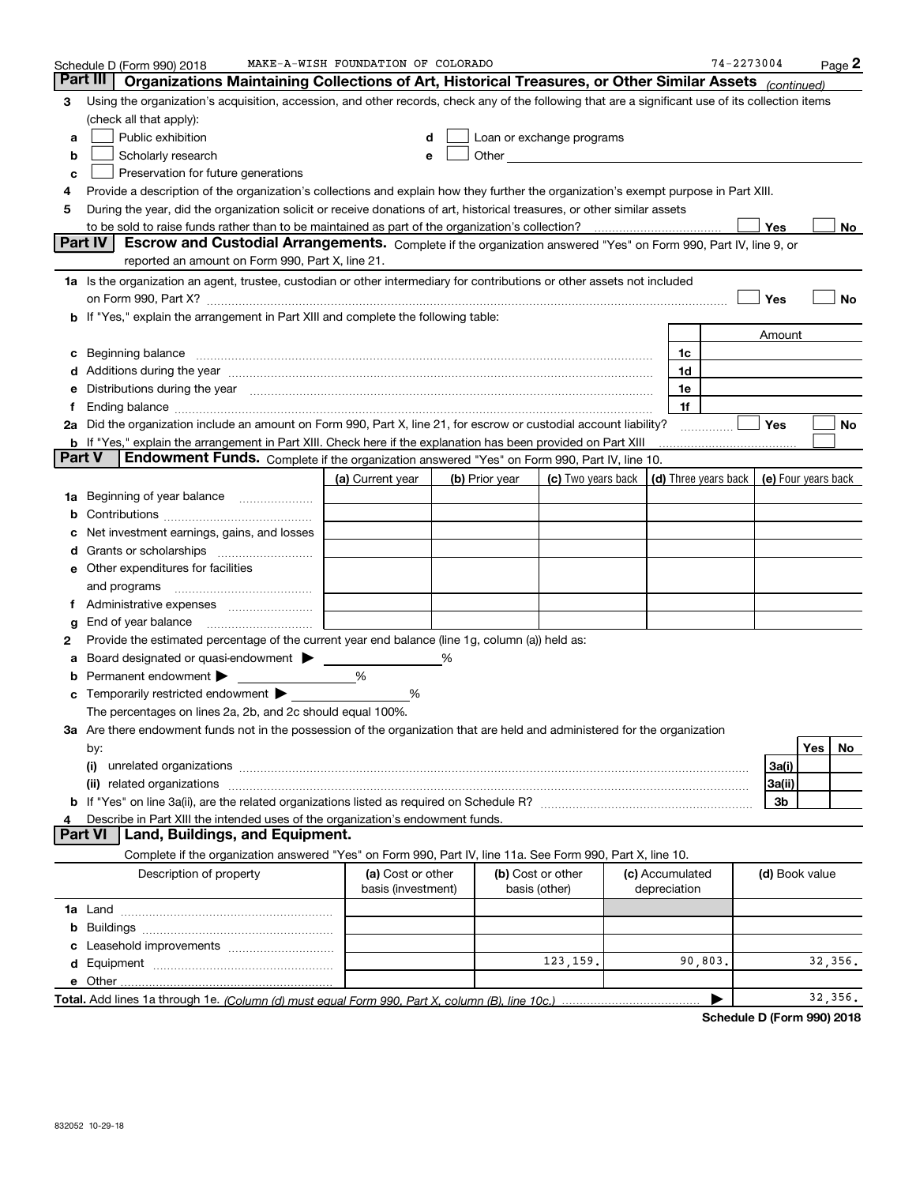Schedule D (Form 990) 2018 MAKE-A-WISH FOUNDATION OF COLORADO 74-2273004 Page 2

## Part III Organizations Maintaining Collections of Art, Historical Treasures, or Other Similar Assets *(continued)*

**3** Using the organization's acquisition, accession, and other records, check any of the following that are a significant use of its collection items (check all that apply):

- **a** ☐ Public exhibition
- **b** ☐ Scholarly research
- **c** ☐ Preservation for future generations
- **d** ☐ Loan or exchange programs
- **e** ☐ Other

**4** Provide a description of the organization's collections and explain how they further the organization's exempt purpose in Part XIII.

**5** During the year, did the organization solicit or receive donations of art, historical treasures, or other similar assets to be sold to raise funds rather than to be maintained as part of the organization's collection? ☐ Yes ☐ No

## Part IV Escrow and Custodial Arrangements.
Complete if the organization answered "Yes" on Form 990, Part IV, line 9, or reported an amount on Form 990, Part X, line 21.

**1a** Is the organization an agent, trustee, custodian or other intermediary for contributions or other assets not included on Form 990, Part X? ☐ Yes ☐ No

**b** If "Yes," explain the arrangement in Part XIII and complete the following table:

| | | Amount |
|---|---|---|
| **c** Beginning balance | 1c | |
| **d** Additions during the year | 1d | |
| **e** Distributions during the year | 1e | |
| **f** Ending balance | 1f | |

**2a** Did the organization include an amount on Form 990, Part X, line 21, for escrow or custodial account liability? ☐ Yes ☐ No

**b** If "Yes," explain the arrangement in Part XIII. Check here if the explanation has been provided on Part XIII ☐

## Part V Endowment Funds.
Complete if the organization answered "Yes" on Form 990, Part IV, line 10.

| | (a) Current year | (b) Prior year | (c) Two years back | (d) Three years back | (e) Four years back |
|---|---|---|---|---|---|
| **1a** Beginning of year balance | | | | | |
| **b** Contributions | | | | | |
| **c** Net investment earnings, gains, and losses | | | | | |
| **d** Grants or scholarships | | | | | |
| **e** Other expenditures for facilities and programs | | | | | |
| **f** Administrative expenses | | | | | |
| **g** End of year balance | | | | | |

**2** Provide the estimated percentage of the current year end balance (line 1g, column (a)) held as:

- **a** Board designated or quasi-endowment ▶ %
- **b** Permanent endowment ▶ %
- **c** Temporarily restricted endowment ▶ %

The percentages on lines 2a, 2b, and 2c should equal 100%.

**3a** Are there endowment funds not in the possession of the organization that are held and administered for the organization by:

| | | Yes | No |
|---|---|---|---|
| **(i)** unrelated organizations | 3a(i) | | |
| **(ii)** related organizations | 3a(ii) | | |
| **b** If "Yes" on line 3a(ii), are the related organizations listed as required on Schedule R? | 3b | | |

**4** Describe in Part XIII the intended uses of the organization's endowment funds.

## Part VI Land, Buildings, and Equipment.

Complete if the organization answered "Yes" on Form 990, Part IV, line 11a. See Form 990, Part X, line 10.

| Description of property | (a) Cost or other basis (investment) | (b) Cost or other basis (other) | (c) Accumulated depreciation | (d) Book value |
|---|---|---|---|---|
| **1a** Land | | | | |
| **b** Buildings | | | | |
| **c** Leasehold improvements | | | | |
| **d** Equipment | | 123,159. | 90,803. | 32,356. |
| **e** Other | | | | |

**Total.** Add lines 1a through 1e. *(Column (d) must equal Form 990, Part X, column (B), line 10c.)* ▶ 32,356.

**Schedule D (Form 990) 2018**

832052 10-29-18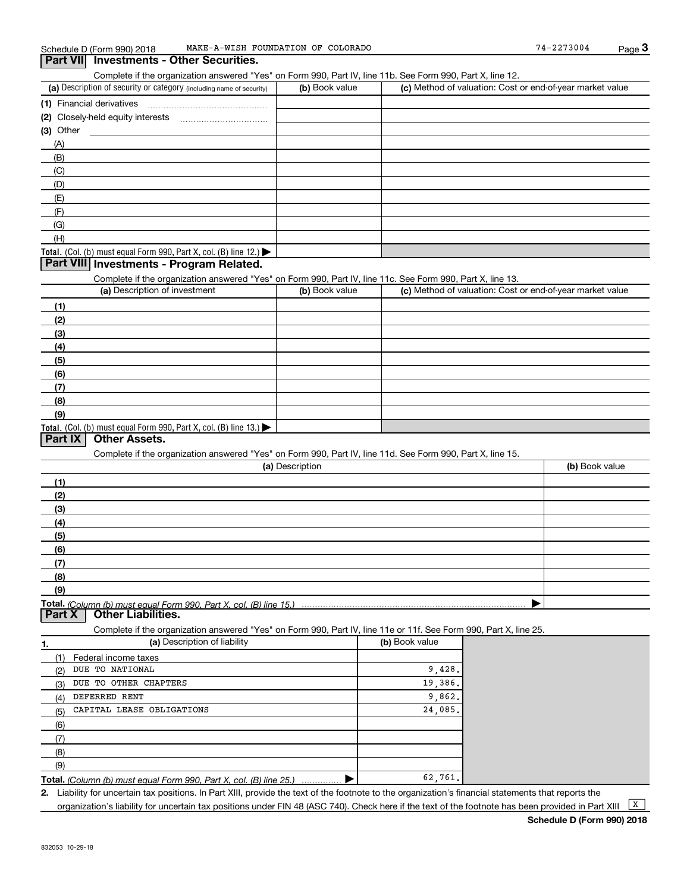Schedule D (Form 990) 2018 MAKE-A-WISH FOUNDATION OF COLORADO 74-2273004

## Part VII Investments - Other Securities.

Complete if the organization answered "Yes" on Form 990, Part IV, line 11b. See Form 990, Part X, line 12.

| (a) Description of security or category (including name of security) | (b) Book value | (c) Method of valuation: Cost or end-of-year market value |
|---|---|---|
| (1) Financial derivatives | | |
| (2) Closely-held equity interests | | |
| (3) Other | | |
| (A) | | |
| (B) | | |
| (C) | | |
| (D) | | |
| (E) | | |
| (F) | | |
| (G) | | |
| (H) | | |
| **Total.** (Col. (b) must equal Form 990, Part X, col. (B) line 12.) ▶ | | |

## Part VIII Investments - Program Related.

Complete if the organization answered "Yes" on Form 990, Part IV, line 11c. See Form 990, Part X, line 13.

| (a) Description of investment | (b) Book value | (c) Method of valuation: Cost or end-of-year market value |
|---|---|---|
| (1) | | |
| (2) | | |
| (3) | | |
| (4) | | |
| (5) | | |
| (6) | | |
| (7) | | |
| (8) | | |
| (9) | | |
| **Total.** (Col. (b) must equal Form 990, Part X, col. (B) line 13.) ▶ | | |

## Part IX Other Assets.

Complete if the organization answered "Yes" on Form 990, Part IV, line 11d. See Form 990, Part X, line 15.

| (a) Description | (b) Book value |
|---|---|
| (1) | |
| (2) | |
| (3) | |
| (4) | |
| (5) | |
| (6) | |
| (7) | |
| (8) | |
| (9) | |
| **Total.** *(Column (b) must equal Form 990, Part X, col. (B) line 15.)* ▶ | |

## Part X Other Liabilities.

Complete if the organization answered "Yes" on Form 990, Part IV, line 11e or 11f. See Form 990, Part X, line 25.

| 1. (a) Description of liability | (b) Book value |
|---|---|
| (1) Federal income taxes | |
| (2) DUE TO NATIONAL | 9,428. |
| (3) DUE TO OTHER CHAPTERS | 19,386. |
| (4) DEFERRED RENT | 9,862. |
| (5) CAPITAL LEASE OBLIGATIONS | 24,085. |
| (6) | |
| (7) | |
| (8) | |
| (9) | |
| **Total.** *(Column (b) must equal Form 990, Part X, col. (B) line 25.)* ▶ | 62,761. |

2. Liability for uncertain tax positions. In Part XIII, provide the text of the footnote to the organization's financial statements that reports the organization's liability for uncertain tax positions under FIN 48 (ASC 740). Check here if the text of the footnote has been provided in Part XIII [X]

**Schedule D (Form 990) 2018**

832053 10-29-18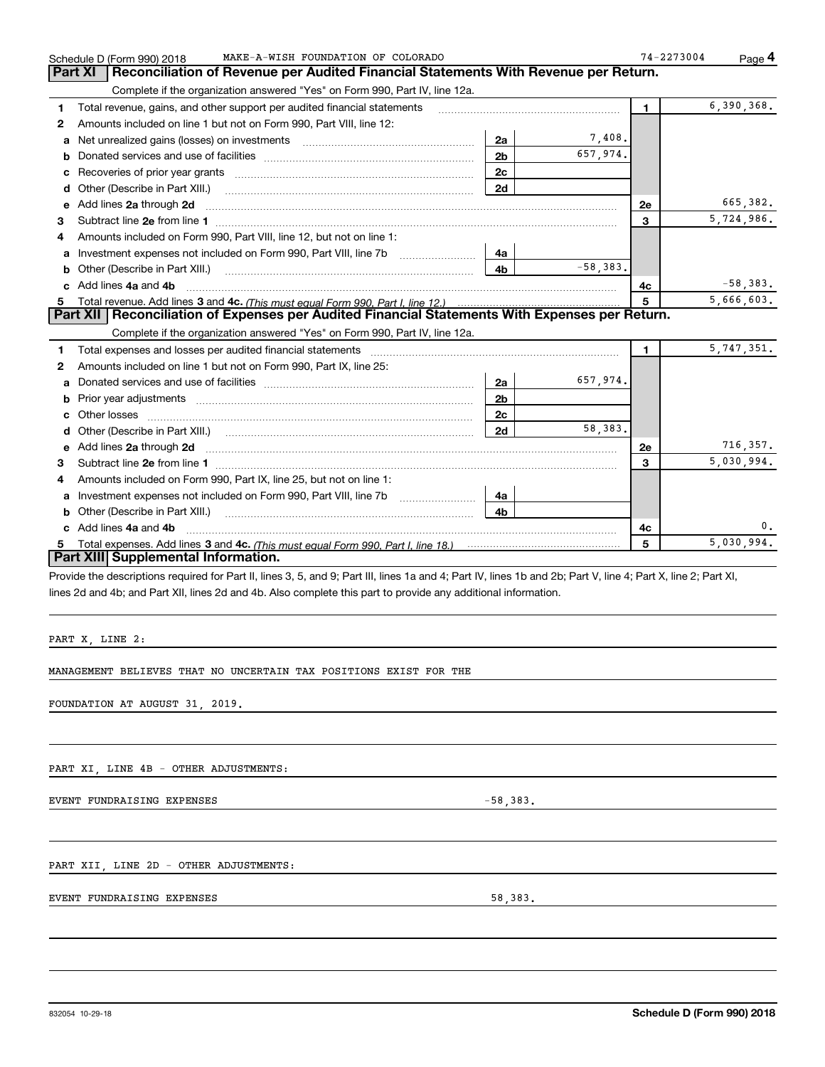Schedule D (Form 990) 2018 MAKE-A-WISH FOUNDATION OF COLORADO 74-2273004 Page 4

## Part XI Reconciliation of Revenue per Audited Financial Statements With Revenue per Return.

Complete if the organization answered "Yes" on Form 990, Part IV, line 12a.

| | | | | | |
|---|---|---|---|---|---|
| 1 | Total revenue, gains, and other support per audited financial statements | | | 1 | 6,390,368. |
| 2 | Amounts included on line 1 but not on Form 990, Part VIII, line 12: | | | | |
| a | Net unrealized gains (losses) on investments | 2a | 7,408. | | |
| b | Donated services and use of facilities | 2b | 657,974. | | |
| c | Recoveries of prior year grants | 2c | | | |
| d | Other (Describe in Part XIII.) | 2d | | | |
| e | Add lines 2a through 2d | | | 2e | 665,382. |
| 3 | Subtract line 2e from line 1 | | | 3 | 5,724,986. |
| 4 | Amounts included on Form 990, Part VIII, line 12, but not on line 1: | | | | |
| a | Investment expenses not included on Form 990, Part VIII, line 7b | 4a | | | |
| b | Other (Describe in Part XIII.) | 4b | -58,383. | | |
| c | Add lines 4a and 4b | | | 4c | -58,383. |
| 5 | Total revenue. Add lines 3 and 4c. *(This must equal Form 990, Part I, line 12.)* | | | 5 | 5,666,603. |

## Part XII Reconciliation of Expenses per Audited Financial Statements With Expenses per Return.

Complete if the organization answered "Yes" on Form 990, Part IV, line 12a.

| | | | | | |
|---|---|---|---|---|---|
| 1 | Total expenses and losses per audited financial statements | | | 1 | 5,747,351. |
| 2 | Amounts included on line 1 but not on Form 990, Part IX, line 25: | | | | |
| a | Donated services and use of facilities | 2a | 657,974. | | |
| b | Prior year adjustments | 2b | | | |
| c | Other losses | 2c | | | |
| d | Other (Describe in Part XIII.) | 2d | 58,383. | | |
| e | Add lines 2a through 2d | | | 2e | 716,357. |
| 3 | Subtract line 2e from line 1 | | | 3 | 5,030,994. |
| 4 | Amounts included on Form 990, Part IX, line 25, but not on line 1: | | | | |
| a | Investment expenses not included on Form 990, Part VIII, line 7b | 4a | | | |
| b | Other (Describe in Part XIII.) | 4b | | | |
| c | Add lines 4a and 4b | | | 4c | 0. |
| 5 | Total expenses. Add lines 3 and 4c. *(This must equal Form 990, Part I, line 18.)* | | | 5 | 5,030,994. |

## Part XIII Supplemental Information.

Provide the descriptions required for Part II, lines 3, 5, and 9; Part III, lines 1a and 4; Part IV, lines 1b and 2b; Part V, line 4; Part X, line 2; Part XI, lines 2d and 4b; and Part XII, lines 2d and 4b. Also complete this part to provide any additional information.

PART X, LINE 2:

MANAGEMENT BELIEVES THAT NO UNCERTAIN TAX POSITIONS EXIST FOR THE FOUNDATION AT AUGUST 31, 2019.

PART XI, LINE 4B - OTHER ADJUSTMENTS:

EVENT FUNDRAISING EXPENSES -58,383.

PART XII, LINE 2D - OTHER ADJUSTMENTS:

EVENT FUNDRAISING EXPENSES 58,383.

832054 10-29-18 **Schedule D (Form 990) 2018**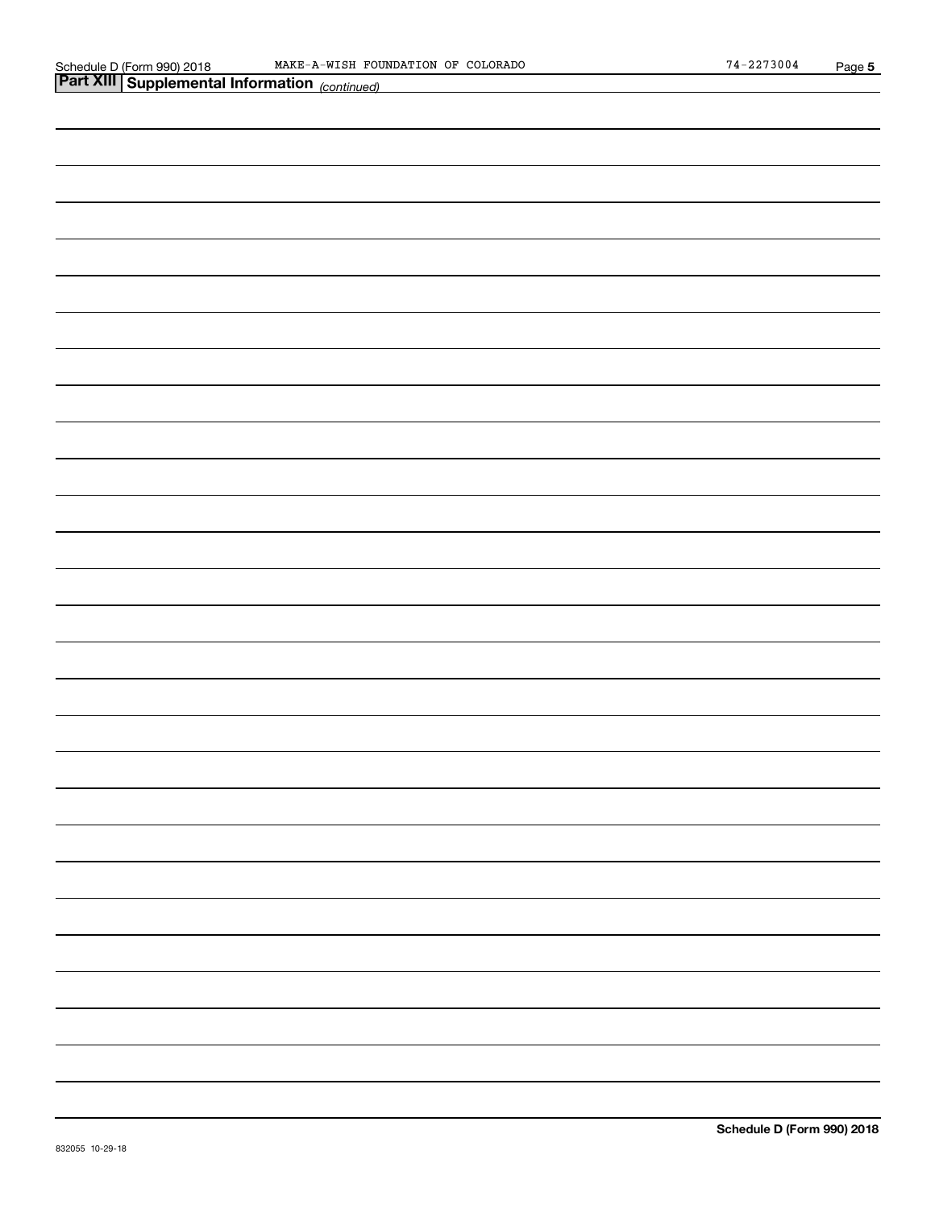## Part XIII Supplemental Information *(continued)*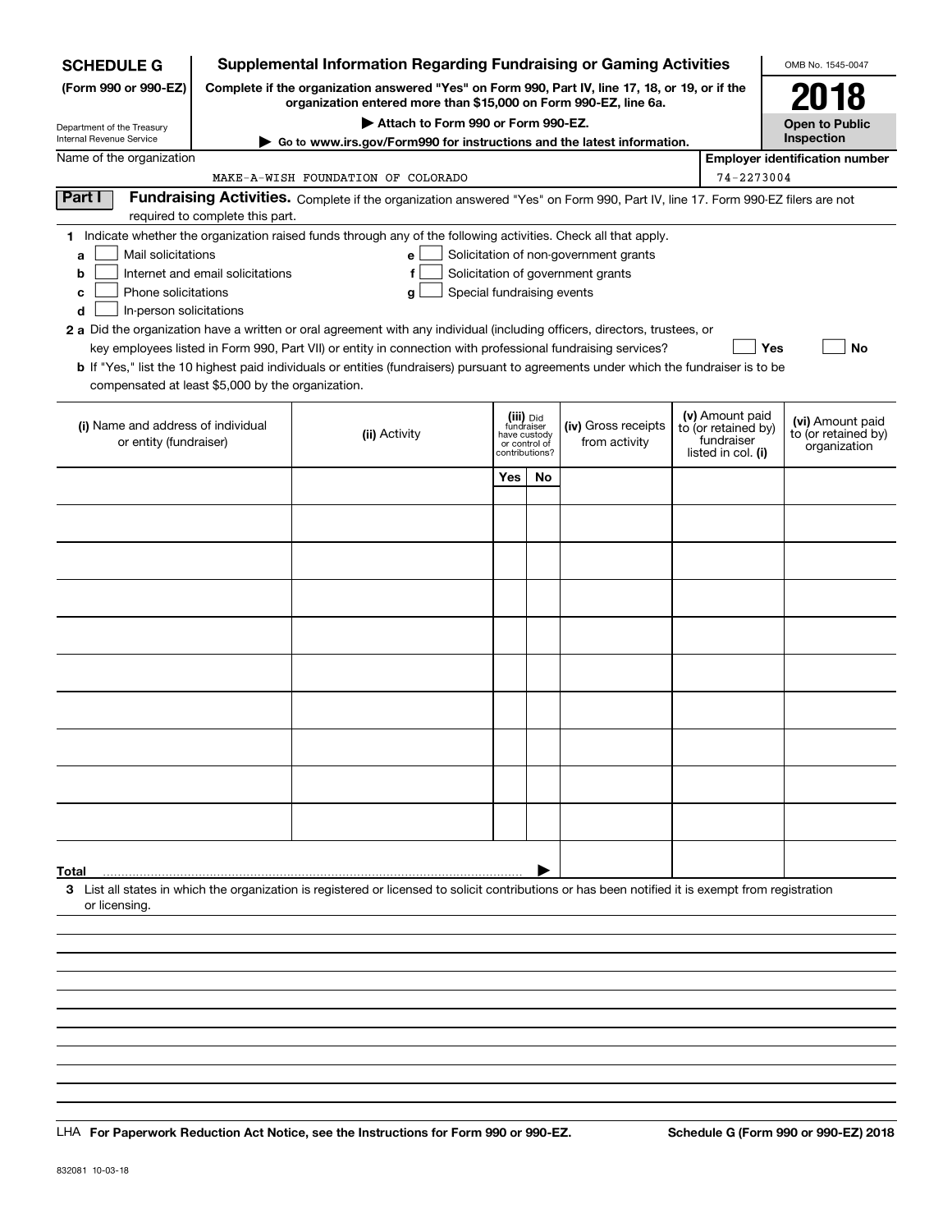**SCHEDULE G**
**(Form 990 or 990-EZ)**

Department of the Treasury
Internal Revenue Service

# Supplemental Information Regarding Fundraising or Gaming Activities

**Complete if the organization answered "Yes" on Form 990, Part IV, line 17, 18, or 19, or if the organization entered more than $15,000 on Form 990-EZ, line 6a.**

▶ **Attach to Form 990 or Form 990-EZ.**

▶ **Go to www.irs.gov/Form990 for instructions and the latest information.**

OMB No. 1545-0047

**2018**

**Open to Public Inspection**

Name of the organization: MAKE-A-WISH FOUNDATION OF COLORADO

**Employer identification number** 74-2273004

**Part I** **Fundraising Activities.** Complete if the organization answered "Yes" on Form 990, Part IV, line 17. Form 990-EZ filers are not required to complete this part.

**1** Indicate whether the organization raised funds through any of the following activities. Check all that apply.

- **a** ☐ Mail solicitations
- **b** ☐ Internet and email solicitations
- **c** ☐ Phone solicitations
- **d** ☐ In-person solicitations
- **e** ☐ Solicitation of non-government grants
- **f** ☐ Solicitation of government grants
- **g** ☐ Special fundraising events

**2 a** Did the organization have a written or oral agreement with any individual (including officers, directors, trustees, or key employees listed in Form 990, Part VII) or entity in connection with professional fundraising services? ☐ **Yes** ☐ **No**

**b** If "Yes," list the 10 highest paid individuals or entities (fundraisers) pursuant to agreements under which the fundraiser is to be compensated at least $5,000 by the organization.

| (i) Name and address of individual or entity (fundraiser) | (ii) Activity | (iii) Did fundraiser have custody or control of contributions? | | (iv) Gross receipts from activity | (v) Amount paid to (or retained by) fundraiser listed in col. (i) | (vi) Amount paid to (or retained by) organization |
|---|---|---|---|---|---|---|
| | | Yes | No | | | |
| | | | | | | |
| | | | | | | |
| | | | | | | |
| | | | | | | |
| | | | | | | |
| | | | | | | |
| | | | | | | |
| | | | | | | |
| | | | | | | |
| | | | | | | |
| **Total** | | | | | | |

**3** List all states in which the organization is registered or licensed to solicit contributions or has been notified it is exempt from registration or licensing.

LHA **For Paperwork Reduction Act Notice, see the Instructions for Form 990 or 990-EZ.** **Schedule G (Form 990 or 990-EZ) 2018**

832081 10-03-18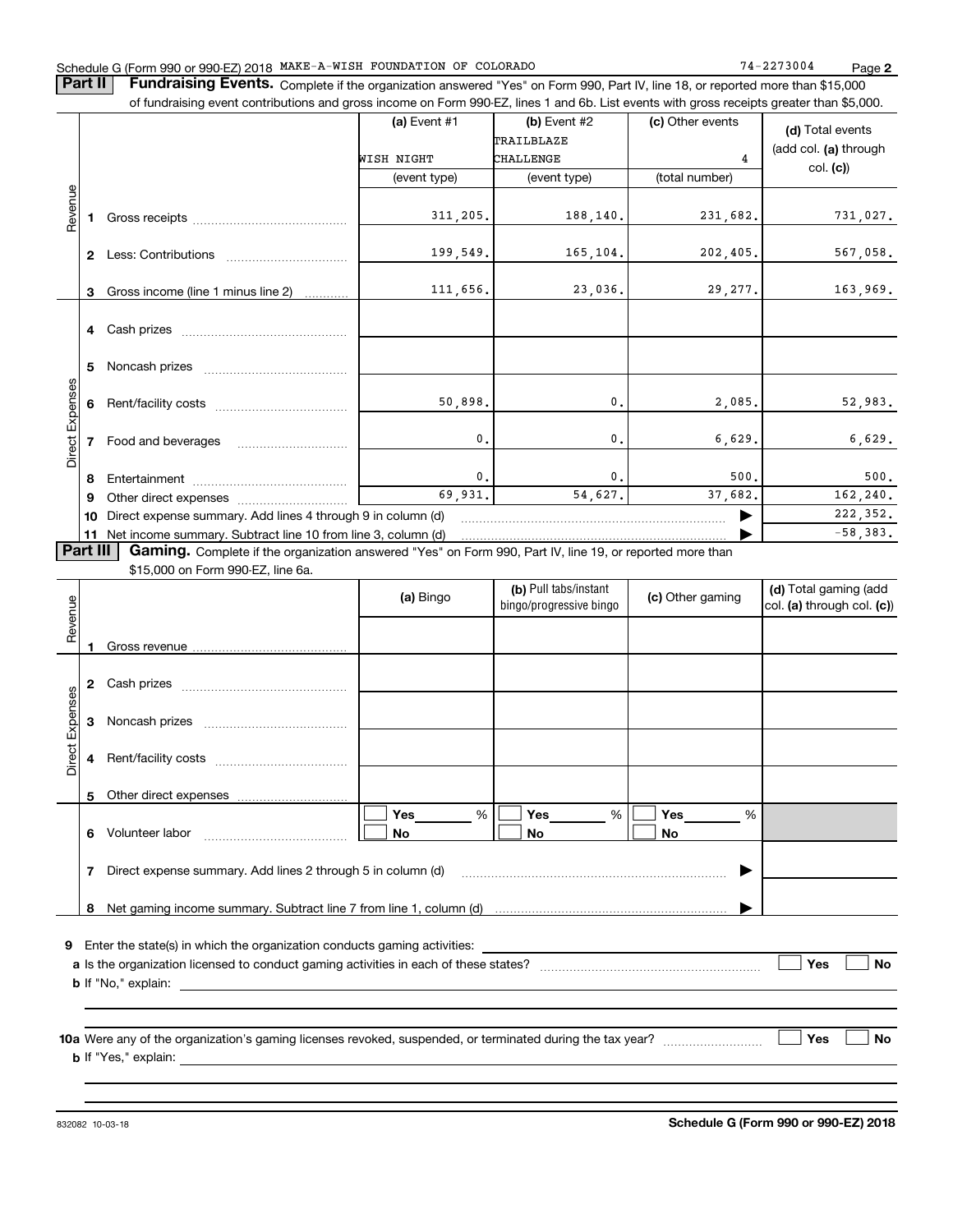Schedule G (Form 990 or 990-EZ) 2018 MAKE-A-WISH FOUNDATION OF COLORADO 74-2273004

**Part II** **Fundraising Events.** Complete if the organization answered "Yes" on Form 990, Part IV, line 18, or reported more than $15,000 of fundraising event contributions and gross income on Form 990-EZ, lines 1 and 6b. List events with gross receipts greater than $5,000.

| | | (a) Event #1 | (b) Event #2 | (c) Other events | (d) Total events (add col. (a) through col. (c)) |
|---|---|---|---|---|---|
| | | WISH NIGHT | TRAILBLAZE CHALLENGE | 4 | |
| | | (event type) | (event type) | (total number) | |
| Revenue | 1 Gross receipts | 311,205. | 188,140. | 231,682. | 731,027. |
| | 2 Less: Contributions | 199,549. | 165,104. | 202,405. | 567,058. |
| | 3 Gross income (line 1 minus line 2) | 111,656. | 23,036. | 29,277. | 163,969. |
| Direct Expenses | 4 Cash prizes | | | | |
| | 5 Noncash prizes | | | | |
| | 6 Rent/facility costs | 50,898. | 0. | 2,085. | 52,983. |
| | 7 Food and beverages | 0. | 0. | 6,629. | 6,629. |
| | 8 Entertainment | 0. | 0. | 500. | 500. |
| | 9 Other direct expenses | 69,931. | 54,627. | 37,682. | 162,240. |
| | 10 Direct expense summary. Add lines 4 through 9 in column (d) | | | ▶ | 222,352. |
| | 11 Net income summary. Subtract line 10 from line 3, column (d) | | | ▶ | -58,383. |

**Part III** **Gaming.** Complete if the organization answered "Yes" on Form 990, Part IV, line 19, or reported more than $15,000 on Form 990-EZ, line 6a.

| | | (a) Bingo | (b) Pull tabs/instant bingo/progressive bingo | (c) Other gaming | (d) Total gaming (add col. (a) through col. (c)) |
|---|---|---|---|---|---|
| Revenue | 1 Gross revenue | | | | |
| Direct Expenses | 2 Cash prizes | | | | |
| | 3 Noncash prizes | | | | |
| | 4 Rent/facility costs | | | | |
| | 5 Other direct expenses | | | | |
| | 6 Volunteer labor | ☐ Yes ___ % ☐ No | ☐ Yes ___ % ☐ No | ☐ Yes ___ % ☐ No | |
| | 7 Direct expense summary. Add lines 2 through 5 in column (d) | | | ▶ | |
| | 8 Net gaming income summary. Subtract line 7 from line 1, column (d) | | | ▶ | |

**9** Enter the state(s) in which the organization conducts gaming activities: ______

**a** Is the organization licensed to conduct gaming activities in each of these states? ☐ Yes ☐ No

**b** If "No," explain: ______

**10a** Were any of the organization's gaming licenses revoked, suspended, or terminated during the tax year? ☐ Yes ☐ No

**b** If "Yes," explain: ______

832082 10-03-18 **Schedule G (Form 990 or 990-EZ) 2018**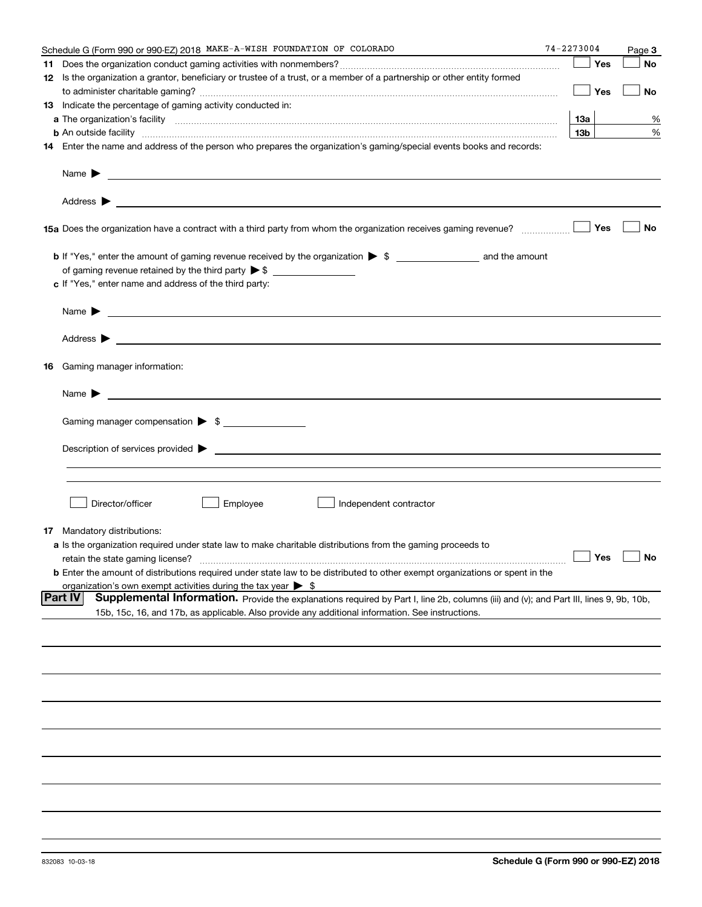Schedule G (Form 990 or 990-EZ) 2018 MAKE-A-WISH FOUNDATION OF COLORADO 74-2273004 Page **3**

**11** Does the organization conduct gaming activities with nonmembers? ☐ Yes ☐ No

**12** Is the organization a grantor, beneficiary or trustee of a trust, or a member of a partnership or other entity formed to administer charitable gaming? ☐ Yes ☐ No

**13** Indicate the percentage of gaming activity conducted in:

**a** The organization's facility **13a** %

**b** An outside facility **13b** %

**14** Enter the name and address of the person who prepares the organization's gaming/special events books and records:

Name ▶

Address ▶

**15a** Does the organization have a contract with a third party from whom the organization receives gaming revenue? ☐ Yes ☐ No

**b** If "Yes," enter the amount of gaming revenue received by the organization ▶ $ ________ and the amount of gaming revenue retained by the third party ▶ $ ________

**c** If "Yes," enter name and address of the third party:

Name ▶

Address ▶

**16** Gaming manager information:

Name ▶

Gaming manager compensation ▶ $ ________

Description of services provided ▶

☐ Director/officer ☐ Employee ☐ Independent contractor

**17** Mandatory distributions:

**a** Is the organization required under state law to make charitable distributions from the gaming proceeds to retain the state gaming license? ☐ Yes ☐ No

**b** Enter the amount of distributions required under state law to be distributed to other exempt organizations or spent in the organization's own exempt activities during the tax year ▶ $

**Part IV** **Supplemental Information.** Provide the explanations required by Part I, line 2b, columns (iii) and (v); and Part III, lines 9, 9b, 10b, 15b, 15c, 16, and 17b, as applicable. Also provide any additional information. See instructions.

832083 10-03-18 **Schedule G (Form 990 or 990-EZ) 2018**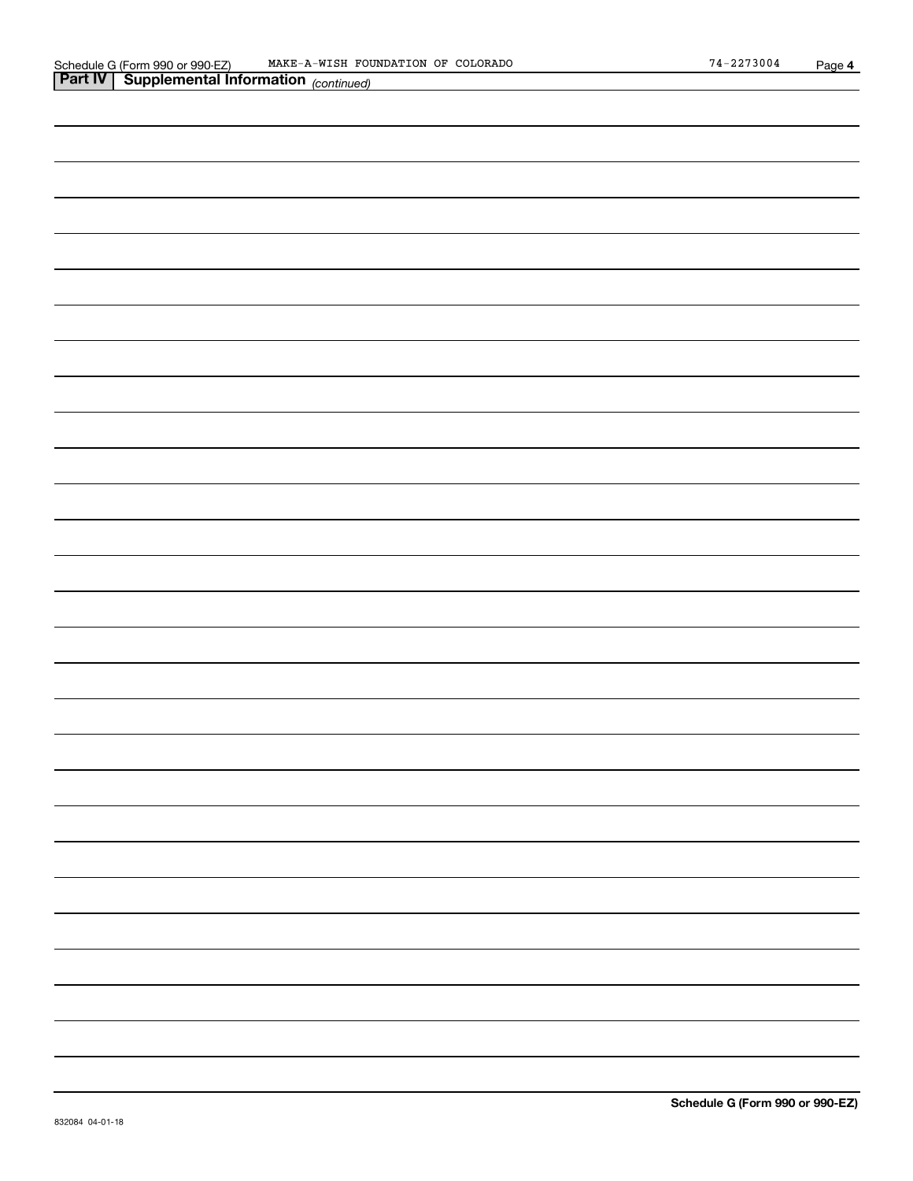Schedule G (Form 990 or 990-EZ) MAKE-A-WISH FOUNDATION OF COLORADO 74-2273004 Page 4

**Part IV | Supplemental Information** *(continued)*

832084 04-01-18

**Schedule G (Form 990 or 990-EZ)**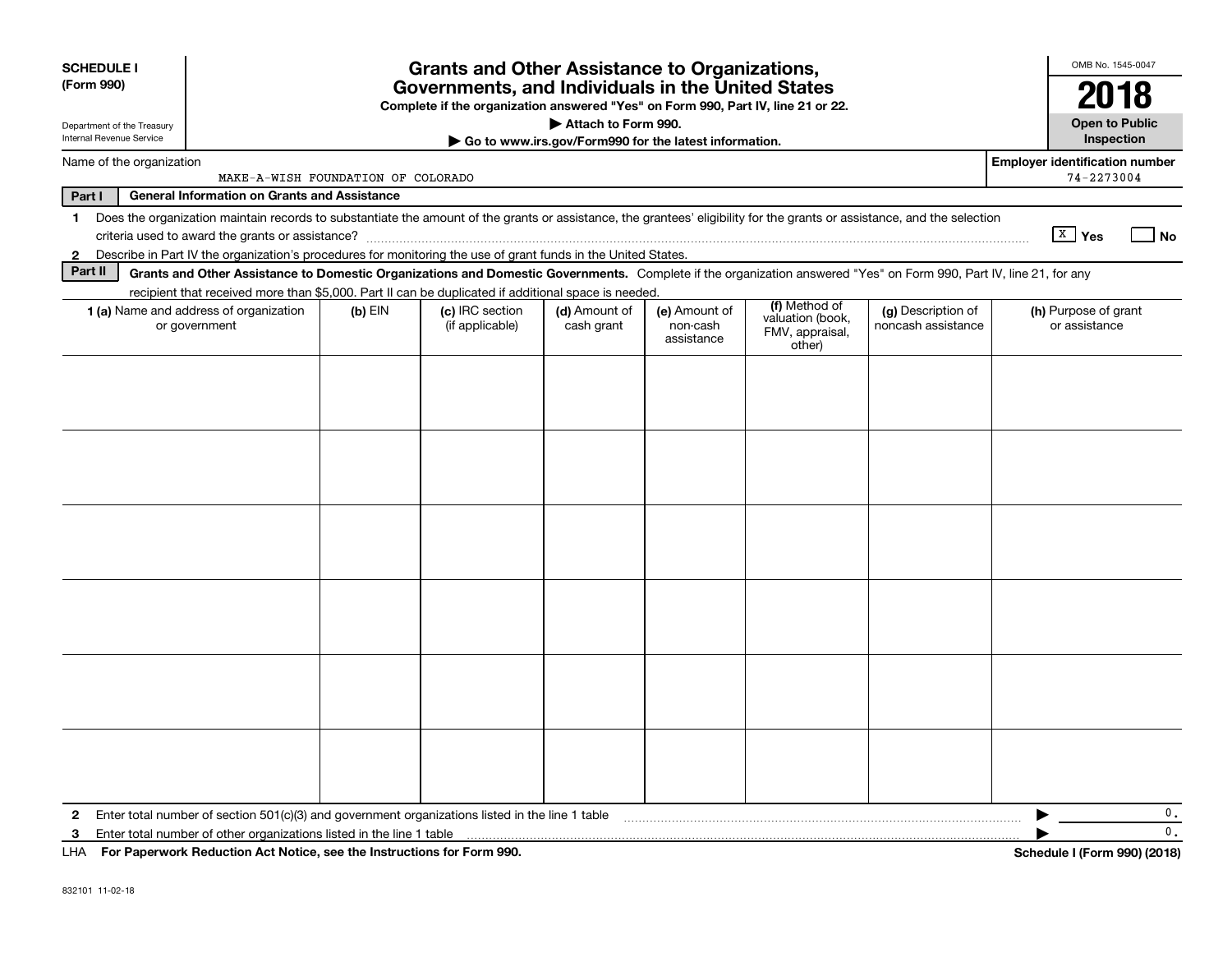**SCHEDULE I (Form 990)**

Department of the Treasury
Internal Revenue Service

# Grants and Other Assistance to Organizations, Governments, and Individuals in the United States

**Complete if the organization answered "Yes" on Form 990, Part IV, line 21 or 22.**

**▶ Attach to Form 990.**

**▶ Go to www.irs.gov/Form990 for the latest information.**

OMB No. 1545-0047

**2018**

**Open to Public Inspection**

Name of the organization: MAKE-A-WISH FOUNDATION OF COLORADO

**Employer identification number** 74-2273004

**Part I — General Information on Grants and Assistance**

1 Does the organization maintain records to substantiate the amount of the grants or assistance, the grantees' eligibility for the grants or assistance, and the selection criteria used to award the grants or assistance? [X] **Yes** [ ] **No**

2 Describe in Part IV the organization's procedures for monitoring the use of grant funds in the United States.

**Part II — Grants and Other Assistance to Domestic Organizations and Domestic Governments.** Complete if the organization answered "Yes" on Form 990, Part IV, line 21, for any recipient that received more than $5,000. Part II can be duplicated if additional space is needed.

| **1 (a)** Name and address of organization or government | **(b)** EIN | **(c)** IRC section (if applicable) | **(d)** Amount of cash grant | **(e)** Amount of non-cash assistance | **(f)** Method of valuation (book, FMV, appraisal, other) | **(g)** Description of noncash assistance | **(h)** Purpose of grant or assistance |
|---|---|---|---|---|---|---|---|
| | | | | | | | |
| | | | | | | | |
| | | | | | | | |
| | | | | | | | |
| | | | | | | | |
| | | | | | | | |

2 Enter total number of section 501(c)(3) and government organizations listed in the line 1 table ▶ 0.

3 Enter total number of other organizations listed in the line 1 table ▶ 0.

LHA **For Paperwork Reduction Act Notice, see the Instructions for Form 990.** **Schedule I (Form 990) (2018)**

832101 11-02-18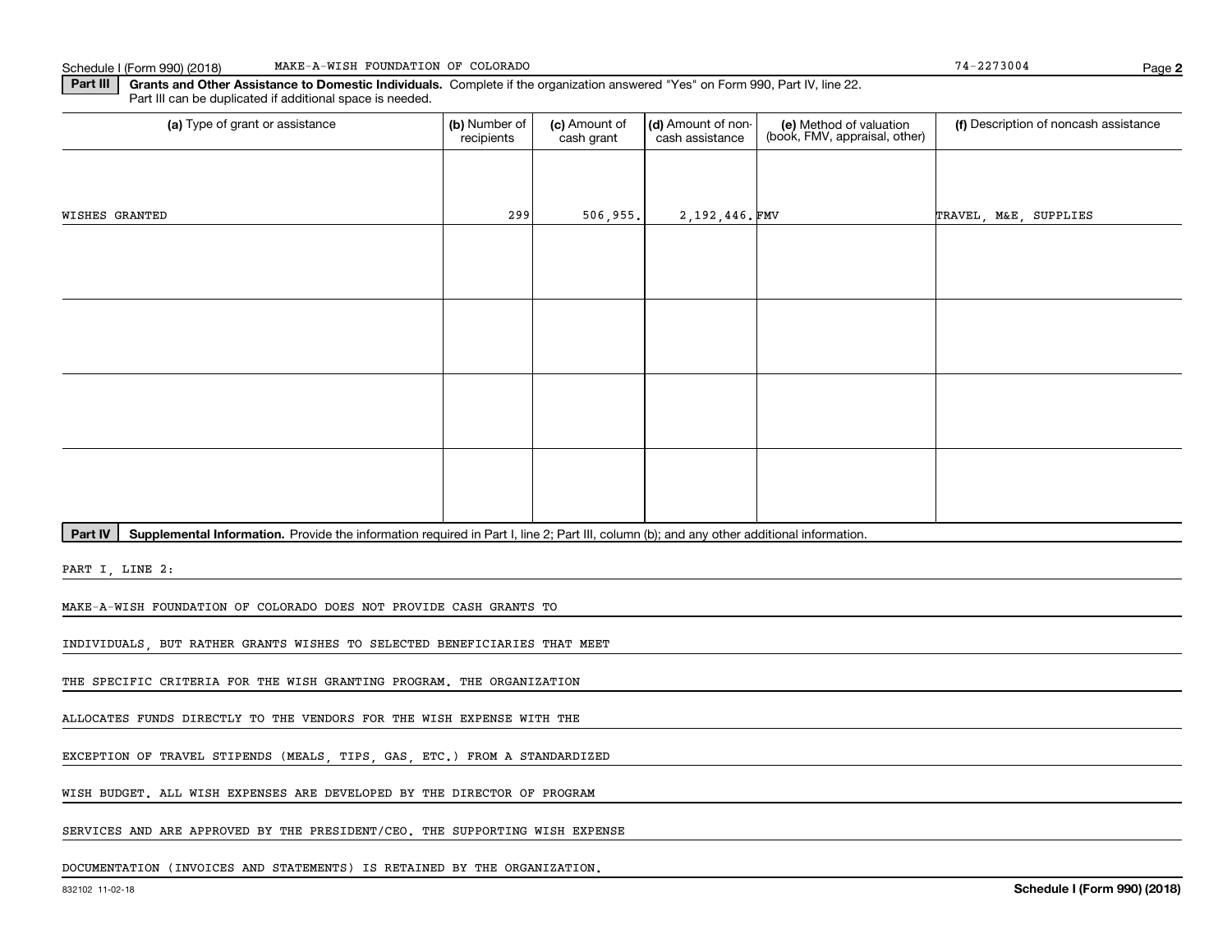Schedule I (Form 990) (2018) MAKE-A-WISH FOUNDATION OF COLORADO 74-2273004

**Part III** **Grants and Other Assistance to Domestic Individuals.** Complete if the organization answered "Yes" on Form 990, Part IV, line 22. Part III can be duplicated if additional space is needed.

| (a) Type of grant or assistance | (b) Number of recipients | (c) Amount of cash grant | (d) Amount of non-cash assistance | (e) Method of valuation (book, FMV, appraisal, other) | (f) Description of noncash assistance |
|---|---|---|---|---|---|
| WISHES GRANTED | 299 | 506,955. | 2,192,446. | FMV | TRAVEL, M&E, SUPPLIES |
| | | | | | |
| | | | | | |
| | | | | | |
| | | | | | |

**Part IV** **Supplemental Information.** Provide the information required in Part I, line 2; Part III, column (b); and any other additional information.

PART I, LINE 2:

MAKE-A-WISH FOUNDATION OF COLORADO DOES NOT PROVIDE CASH GRANTS TO INDIVIDUALS, BUT RATHER GRANTS WISHES TO SELECTED BENEFICIARIES THAT MEET THE SPECIFIC CRITERIA FOR THE WISH GRANTING PROGRAM. THE ORGANIZATION ALLOCATES FUNDS DIRECTLY TO THE VENDORS FOR THE WISH EXPENSE WITH THE EXCEPTION OF TRAVEL STIPENDS (MEALS, TIPS, GAS, ETC.) FROM A STANDARDIZED WISH BUDGET. ALL WISH EXPENSES ARE DEVELOPED BY THE DIRECTOR OF PROGRAM SERVICES AND ARE APPROVED BY THE PRESIDENT/CEO. THE SUPPORTING WISH EXPENSE DOCUMENTATION (INVOICES AND STATEMENTS) IS RETAINED BY THE ORGANIZATION.

832102 11-02-18 **Schedule I (Form 990) (2018)**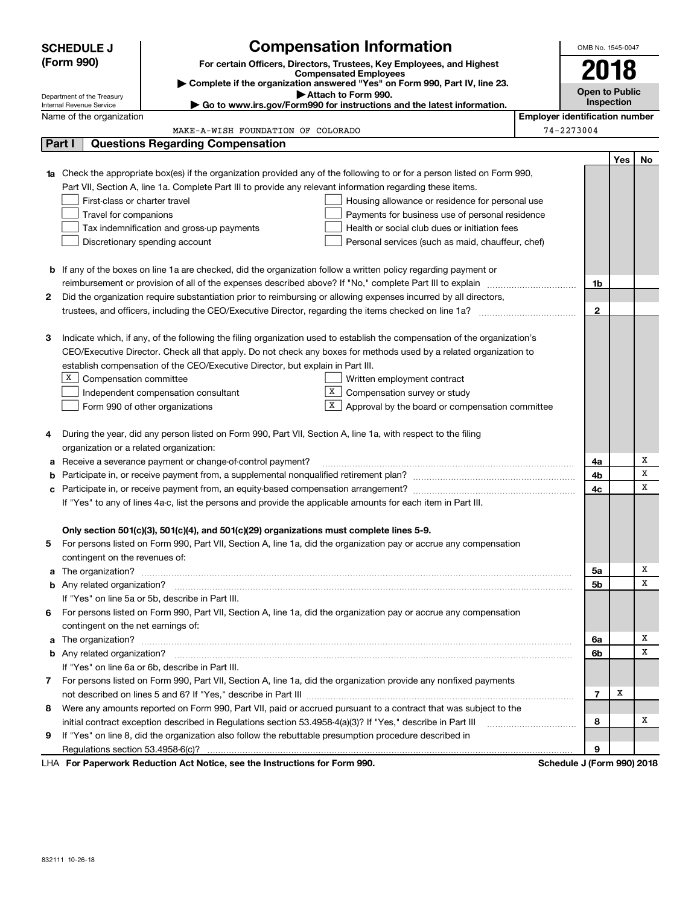# SCHEDULE J (Form 990)

Department of the Treasury
Internal Revenue Service

## Compensation Information

**For certain Officers, Directors, Trustees, Key Employees, and Highest Compensated Employees**

▶ **Complete if the organization answered "Yes" on Form 990, Part IV, line 23.**

▶ **Attach to Form 990.**

▶ **Go to www.irs.gov/Form990 for instructions and the latest information.**

OMB No. 1545-0047

**2018**

**Open to Public Inspection**

Name of the organization: MAKE-A-WISH FOUNDATION OF COLORADO

Employer identification number: 74-2273004

## Part I — Questions Regarding Compensation

| | | | Yes | No |
|---|---|---|---|---|
| **1a** | Check the appropriate box(es) if the organization provided any of the following to or for a person listed on Form 990, Part VII, Section A, line 1a. Complete Part III to provide any relevant information regarding these items.<br>☐ First-class or charter travel ☐ Housing allowance or residence for personal use<br>☐ Travel for companions ☐ Payments for business use of personal residence<br>☐ Tax indemnification and gross-up payments ☐ Health or social club dues or initiation fees<br>☐ Discretionary spending account ☐ Personal services (such as maid, chauffeur, chef) | | | |
| **b** | If any of the boxes on line 1a are checked, did the organization follow a written policy regarding payment or reimbursement or provision of all of the expenses described above? If "No," complete Part III to explain | 1b | | |
| **2** | Did the organization require substantiation prior to reimbursing or allowing expenses incurred by all directors, trustees, and officers, including the CEO/Executive Director, regarding the items checked on line 1a? | 2 | | |
| **3** | Indicate which, if any, of the following the filing organization used to establish the compensation of the organization's CEO/Executive Director. Check all that apply. Do not check any boxes for methods used by a related organization to establish compensation of the CEO/Executive Director, but explain in Part III.<br>☒ Compensation committee ☐ Written employment contract<br>☐ Independent compensation consultant ☒ Compensation survey or study<br>☐ Form 990 of other organizations ☒ Approval by the board or compensation committee | | | |
| **4** | During the year, did any person listed on Form 990, Part VII, Section A, line 1a, with respect to the filing organization or a related organization: | | | |
| **a** | Receive a severance payment or change-of-control payment? | 4a | | X |
| **b** | Participate in, or receive payment from, a supplemental nonqualified retirement plan? | 4b | | X |
| **c** | Participate in, or receive payment from, an equity-based compensation arrangement? | 4c | | X |
| | If "Yes" to any of lines 4a-c, list the persons and provide the applicable amounts for each item in Part III. | | | |
| | **Only section 501(c)(3), 501(c)(4), and 501(c)(29) organizations must complete lines 5-9.** | | | |
| **5** | For persons listed on Form 990, Part VII, Section A, line 1a, did the organization pay or accrue any compensation contingent on the revenues of: | | | |
| **a** | The organization? | 5a | | X |
| **b** | Any related organization? | 5b | | X |
| | If "Yes" on line 5a or 5b, describe in Part III. | | | |
| **6** | For persons listed on Form 990, Part VII, Section A, line 1a, did the organization pay or accrue any compensation contingent on the net earnings of: | | | |
| **a** | The organization? | 6a | | X |
| **b** | Any related organization? | 6b | | X |
| | If "Yes" on line 6a or 6b, describe in Part III. | | | |
| **7** | For persons listed on Form 990, Part VII, Section A, line 1a, did the organization provide any nonfixed payments not described on lines 5 and 6? If "Yes," describe in Part III | 7 | X | |
| **8** | Were any amounts reported on Form 990, Part VII, paid or accrued pursuant to a contract that was subject to the initial contract exception described in Regulations section 53.4958-4(a)(3)? If "Yes," describe in Part III | 8 | | X |
| **9** | If "Yes" on line 8, did the organization also follow the rebuttable presumption procedure described in Regulations section 53.4958-6(c)? | 9 | | |

LHA **For Paperwork Reduction Act Notice, see the Instructions for Form 990.** **Schedule J (Form 990) 2018**

832111 10-26-18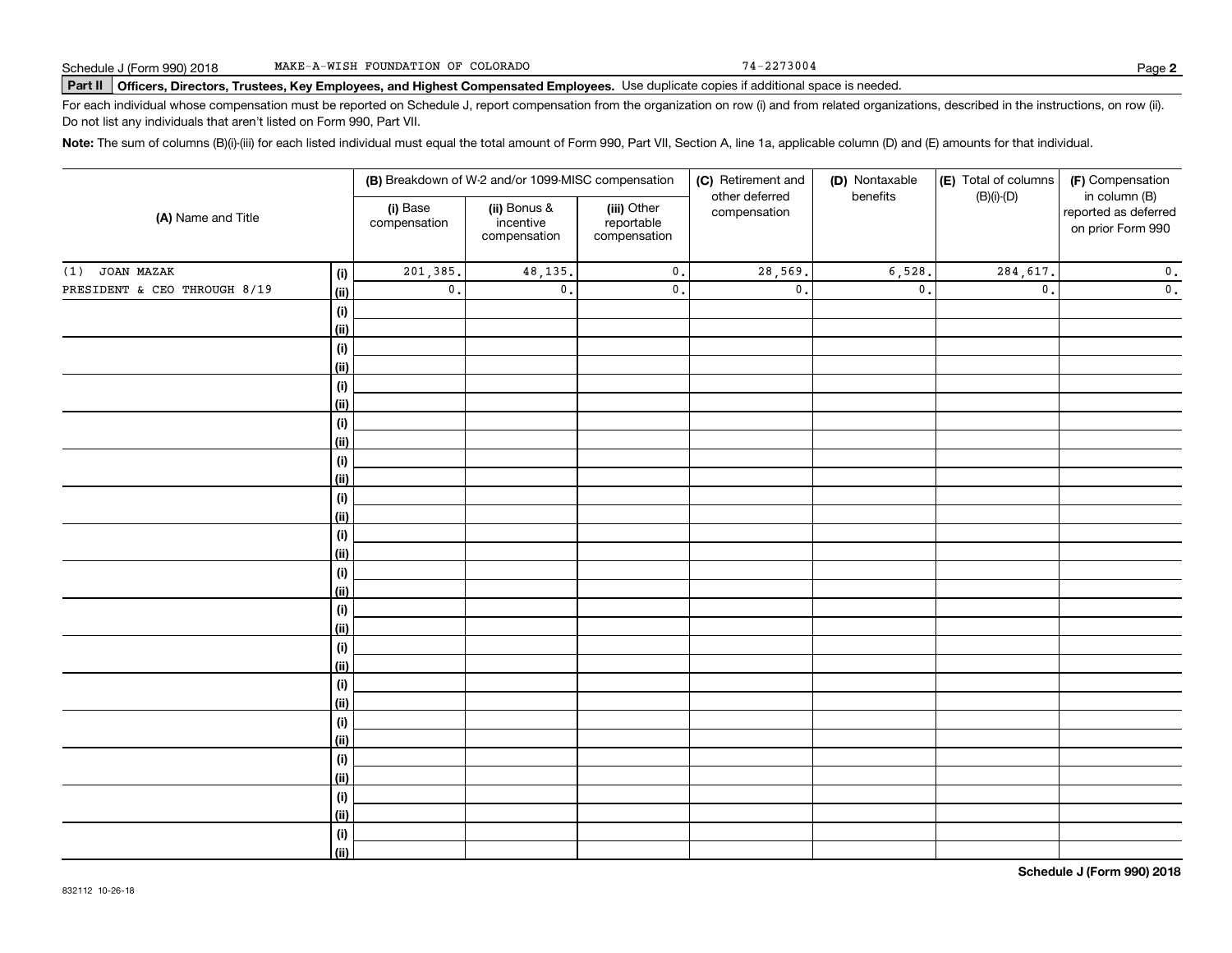Schedule J (Form 990) 2018 MAKE-A-WISH FOUNDATION OF COLORADO 74-2273004 Page **2**

**Part II** **Officers, Directors, Trustees, Key Employees, and Highest Compensated Employees.** Use duplicate copies if additional space is needed.

For each individual whose compensation must be reported on Schedule J, report compensation from the organization on row (i) and from related organizations, described in the instructions, on row (ii). Do not list any individuals that aren't listed on Form 990, Part VII.

**Note:** The sum of columns (B)(i)-(iii) for each listed individual must equal the total amount of Form 990, Part VII, Section A, line 1a, applicable column (D) and (E) amounts for that individual.

| (A) Name and Title | | (B) Breakdown of W-2 and/or 1099-MISC compensation | | | (C) Retirement and other deferred compensation | (D) Nontaxable benefits | (E) Total of columns (B)(i)-(D) | (F) Compensation in column (B) reported as deferred on prior Form 990 |
|---|---|---|---|---|---|---|---|---|
| | | (i) Base compensation | (ii) Bonus & incentive compensation | (iii) Other reportable compensation | | | | |
| (1) JOAN MAZAK | (i) | 201,385. | 48,135. | 0. | 28,569. | 6,528. | 284,617. | 0. |
| PRESIDENT & CEO THROUGH 8/19 | (ii) | 0. | 0. | 0. | 0. | 0. | 0. | 0. |

**Schedule J (Form 990) 2018**

832112 10-26-18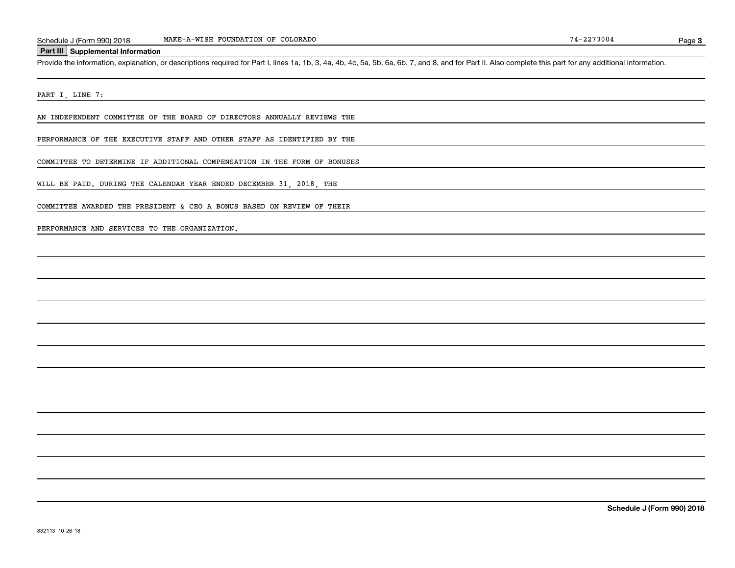## Part III Supplemental Information

Provide the information, explanation, or descriptions required for Part I, lines 1a, 1b, 3, 4a, 4b, 4c, 5a, 5b, 6a, 6b, 7, and 8, and for Part II. Also complete this part for any additional information.

PART I, LINE 7:

AN INDEPENDENT COMMITTEE OF THE BOARD OF DIRECTORS ANNUALLY REVIEWS THE PERFORMANCE OF THE EXECUTIVE STAFF AND OTHER STAFF AS IDENTIFIED BY THE COMMITTEE TO DETERMINE IF ADDITIONAL COMPENSATION IN THE FORM OF BONUSES WILL BE PAID. DURING THE CALENDAR YEAR ENDED DECEMBER 31, 2018, THE COMMITTEE AWARDED THE PRESIDENT & CEO A BONUS BASED ON REVIEW OF THEIR PERFORMANCE AND SERVICES TO THE ORGANIZATION.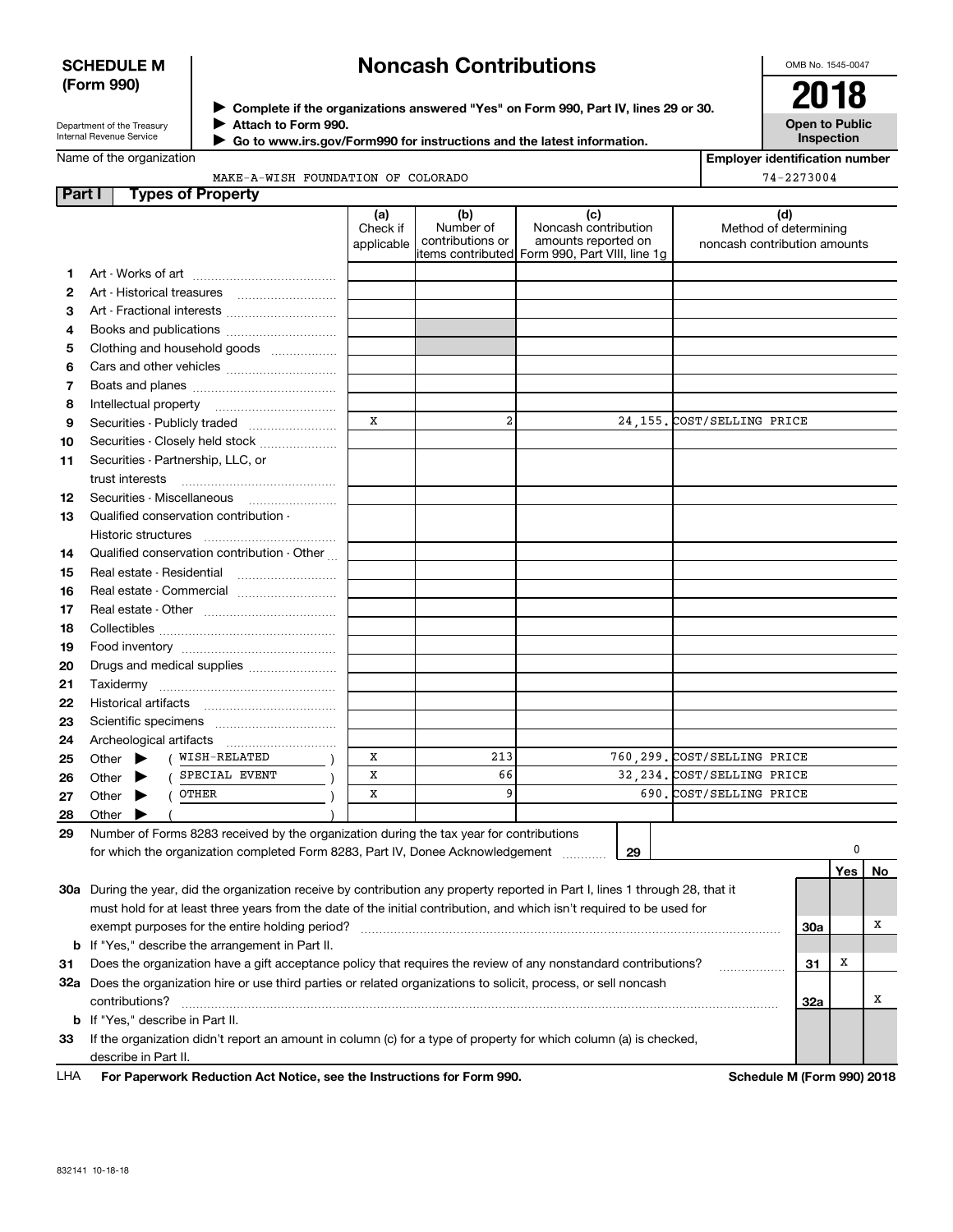**SCHEDULE M (Form 990)**

Department of the Treasury
Internal Revenue Service

# Noncash Contributions

▶ Complete if the organizations answered "Yes" on Form 990, Part IV, lines 29 or 30.
▶ Attach to Form 990.
▶ Go to www.irs.gov/Form990 for instructions and the latest information.

OMB No. 1545-0047

**2018**

**Open to Public Inspection**

| Name of the organization | Employer identification number |
|---|---|
| MAKE-A-WISH FOUNDATION OF COLORADO | 74-2273004 |

**Part I Types of Property**

| | | (a) Check if applicable | (b) Number of contributions or items contributed | (c) Noncash contribution amounts reported on Form 990, Part VIII, line 1g | (d) Method of determining noncash contribution amounts |
|---|---|---|---|---|---|
| 1 | Art - Works of art | | | | |
| 2 | Art - Historical treasures | | | | |
| 3 | Art - Fractional interests | | | | |
| 4 | Books and publications | | | | |
| 5 | Clothing and household goods | | | | |
| 6 | Cars and other vehicles | | | | |
| 7 | Boats and planes | | | | |
| 8 | Intellectual property | | | | |
| 9 | Securities - Publicly traded | X | 2 | 24,155. | COST/SELLING PRICE |
| 10 | Securities - Closely held stock | | | | |
| 11 | Securities - Partnership, LLC, or trust interests | | | | |
| 12 | Securities - Miscellaneous | | | | |
| 13 | Qualified conservation contribution - Historic structures | | | | |
| 14 | Qualified conservation contribution - Other | | | | |
| 15 | Real estate - Residential | | | | |
| 16 | Real estate - Commercial | | | | |
| 17 | Real estate - Other | | | | |
| 18 | Collectibles | | | | |
| 19 | Food inventory | | | | |
| 20 | Drugs and medical supplies | | | | |
| 21 | Taxidermy | | | | |
| 22 | Historical artifacts | | | | |
| 23 | Scientific specimens | | | | |
| 24 | Archeological artifacts | | | | |
| 25 | Other ▶ ( WISH-RELATED ) | X | 213 | 760,299. | COST/SELLING PRICE |
| 26 | Other ▶ ( SPECIAL EVENT ) | X | 66 | 32,234. | COST/SELLING PRICE |
| 27 | Other ▶ ( OTHER ) | X | 9 | 690. | COST/SELLING PRICE |
| 28 | Other ▶ ( ) | | | | |

**29** Number of Forms 8283 received by the organization during the tax year for contributions for which the organization completed Form 8283, Part IV, Donee Acknowledgement . . . **29** 0

| | | | Yes | No |
|---|---|---|---|---|
| 30a | During the year, did the organization receive by contribution any property reported in Part I, lines 1 through 28, that it must hold for at least three years from the date of the initial contribution, and which isn't required to be used for exempt purposes for the entire holding period? | 30a | | X |
| b | If "Yes," describe the arrangement in Part II. | | | |
| 31 | Does the organization have a gift acceptance policy that requires the review of any nonstandard contributions? | 31 | X | |
| 32a | Does the organization hire or use third parties or related organizations to solicit, process, or sell noncash contributions? | 32a | | X |
| b | If "Yes," describe in Part II. | | | |
| 33 | If the organization didn't report an amount in column (c) for a type of property for which column (a) is checked, describe in Part II. | | | |

LHA **For Paperwork Reduction Act Notice, see the Instructions for Form 990.** **Schedule M (Form 990) 2018**

832141 10-18-18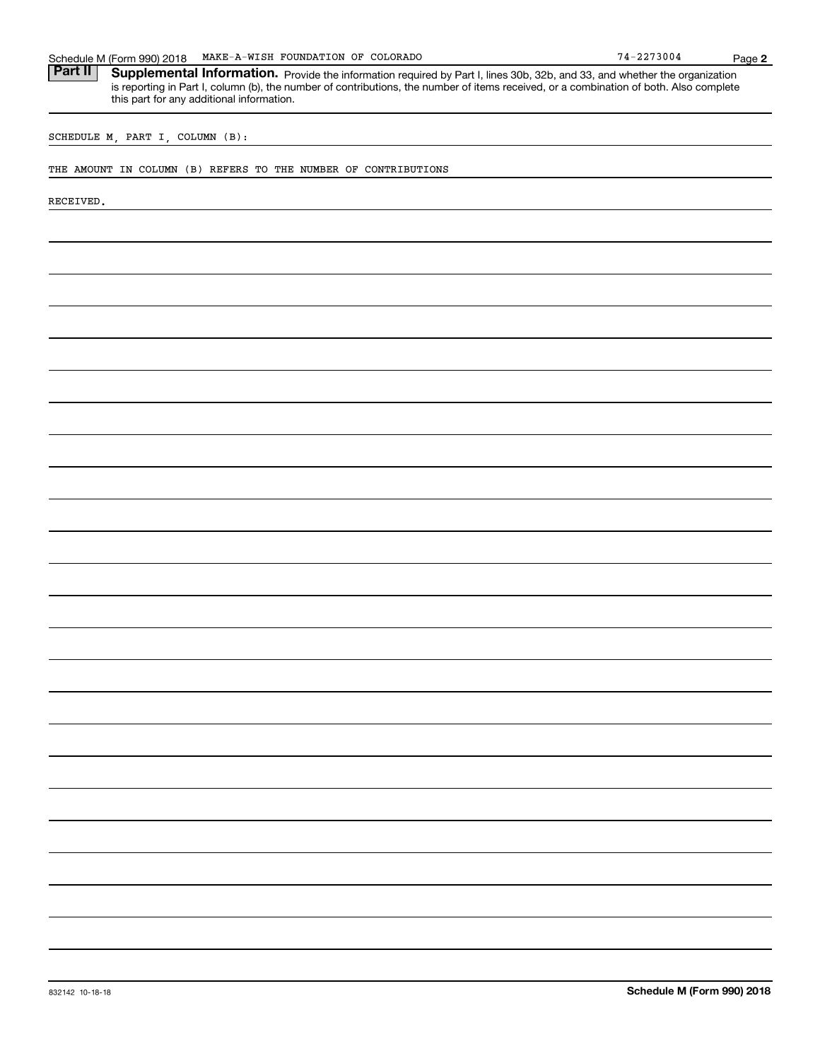## Part II Supplemental Information.

Provide the information required by Part I, lines 30b, 32b, and 33, and whether the organization is reporting in Part I, column (b), the number of contributions, the number of items received, or a combination of both. Also complete this part for any additional information.

SCHEDULE M, PART I, COLUMN (B):

THE AMOUNT IN COLUMN (B) REFERS TO THE NUMBER OF CONTRIBUTIONS

RECEIVED.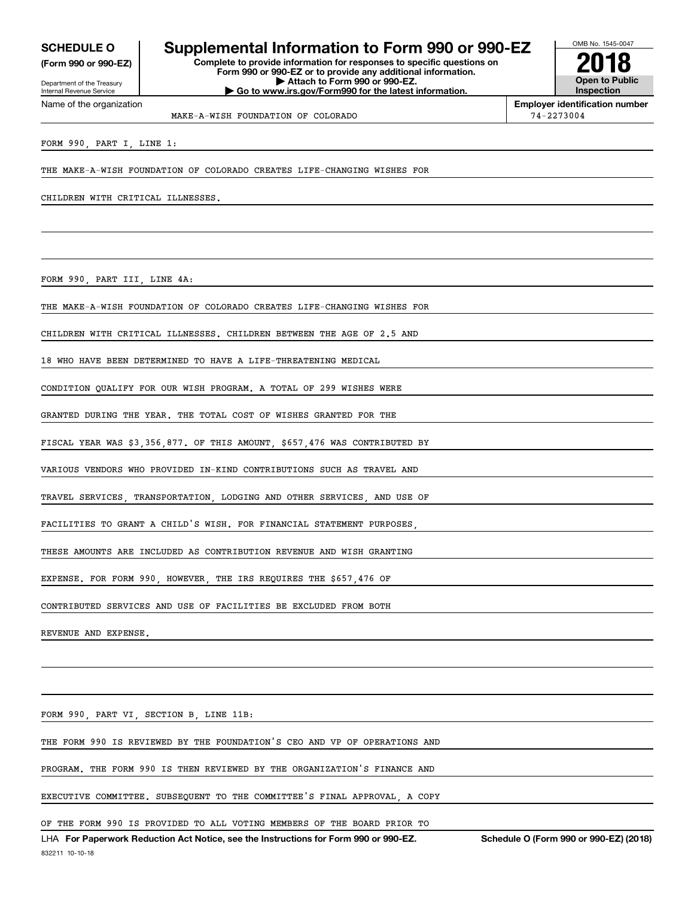**SCHEDULE O**
**(Form 990 or 990-EZ)**

Department of the Treasury
Internal Revenue Service

# Supplemental Information to Form 990 or 990-EZ

**Complete to provide information for responses to specific questions on Form 990 or 990-EZ or to provide any additional information.**
**▶ Attach to Form 990 or 990-EZ.**
**▶ Go to www.irs.gov/Form990 for the latest information.**

OMB No. 1545-0047
**2018**
**Open to Public Inspection**

| Name of the organization | Employer identification number |
|---|---|
| MAKE-A-WISH FOUNDATION OF COLORADO | 74-2273004 |

FORM 990, PART I, LINE 1:

THE MAKE-A-WISH FOUNDATION OF COLORADO CREATES LIFE-CHANGING WISHES FOR CHILDREN WITH CRITICAL ILLNESSES.

FORM 990, PART III, LINE 4A:

THE MAKE-A-WISH FOUNDATION OF COLORADO CREATES LIFE-CHANGING WISHES FOR CHILDREN WITH CRITICAL ILLNESSES. CHILDREN BETWEEN THE AGE OF 2.5 AND 18 WHO HAVE BEEN DETERMINED TO HAVE A LIFE-THREATENING MEDICAL CONDITION QUALIFY FOR OUR WISH PROGRAM. A TOTAL OF 299 WISHES WERE GRANTED DURING THE YEAR. THE TOTAL COST OF WISHES GRANTED FOR THE FISCAL YEAR WAS $3,356,877. OF THIS AMOUNT, $657,476 WAS CONTRIBUTED BY VARIOUS VENDORS WHO PROVIDED IN-KIND CONTRIBUTIONS SUCH AS TRAVEL AND TRAVEL SERVICES, TRANSPORTATION, LODGING AND OTHER SERVICES, AND USE OF FACILITIES TO GRANT A CHILD'S WISH. FOR FINANCIAL STATEMENT PURPOSES, THESE AMOUNTS ARE INCLUDED AS CONTRIBUTION REVENUE AND WISH GRANTING EXPENSE. FOR FORM 990, HOWEVER, THE IRS REQUIRES THE $657,476 OF CONTRIBUTED SERVICES AND USE OF FACILITIES BE EXCLUDED FROM BOTH REVENUE AND EXPENSE.

FORM 990, PART VI, SECTION B, LINE 11B:

THE FORM 990 IS REVIEWED BY THE FOUNDATION'S CEO AND VP OF OPERATIONS AND PROGRAM. THE FORM 990 IS THEN REVIEWED BY THE ORGANIZATION'S FINANCE AND EXECUTIVE COMMITTEE. SUBSEQUENT TO THE COMMITTEE'S FINAL APPROVAL, A COPY OF THE FORM 990 IS PROVIDED TO ALL VOTING MEMBERS OF THE BOARD PRIOR TO

LHA **For Paperwork Reduction Act Notice, see the Instructions for Form 990 or 990-EZ.** **Schedule O (Form 990 or 990-EZ) (2018)**
832211 10-10-18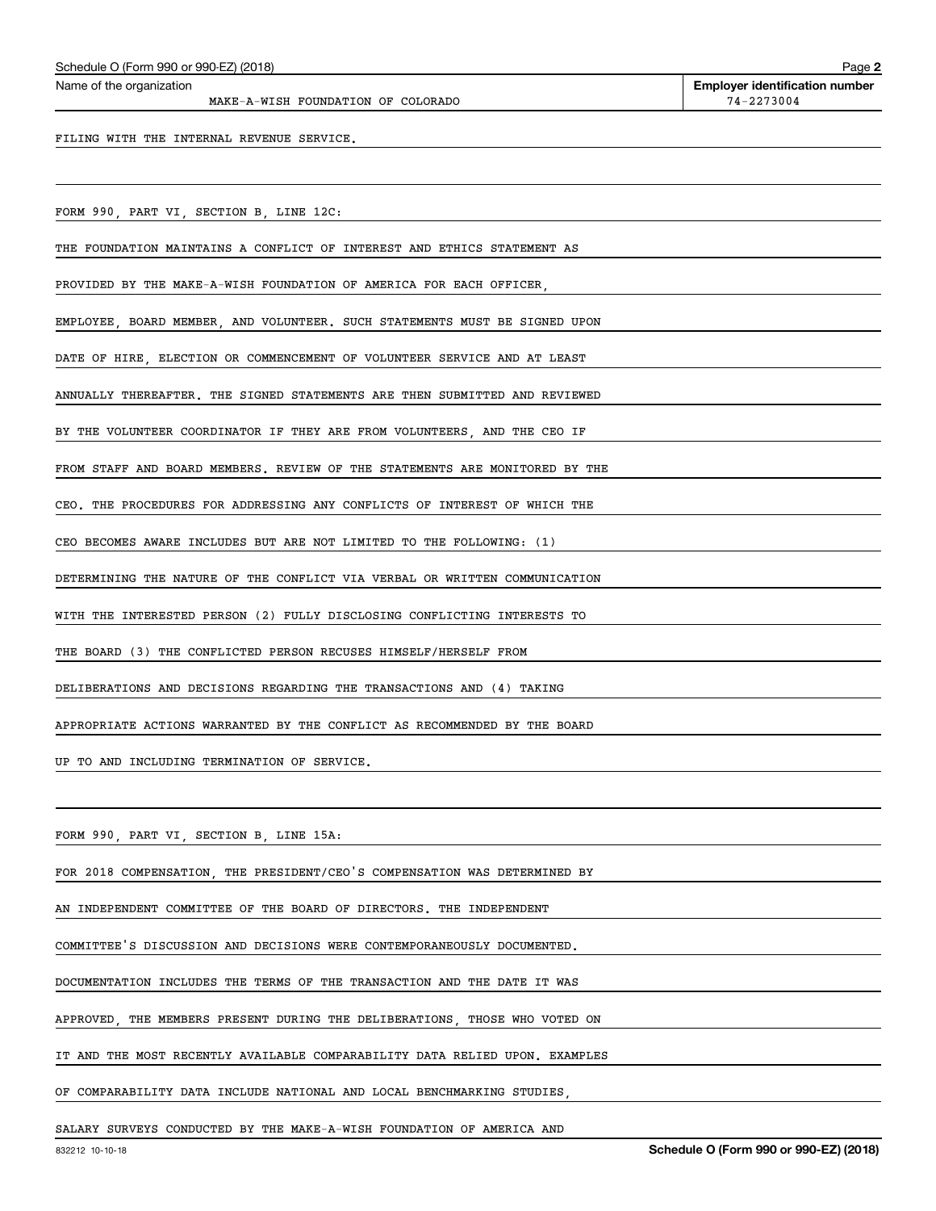Name of the organization: MAKE-A-WISH FOUNDATION OF COLORADO

Employer identification number: 74-2273004

FILING WITH THE INTERNAL REVENUE SERVICE.

FORM 990, PART VI, SECTION B, LINE 12C:

THE FOUNDATION MAINTAINS A CONFLICT OF INTEREST AND ETHICS STATEMENT AS PROVIDED BY THE MAKE-A-WISH FOUNDATION OF AMERICA FOR EACH OFFICER, EMPLOYEE, BOARD MEMBER, AND VOLUNTEER. SUCH STATEMENTS MUST BE SIGNED UPON DATE OF HIRE, ELECTION OR COMMENCEMENT OF VOLUNTEER SERVICE AND AT LEAST ANNUALLY THEREAFTER. THE SIGNED STATEMENTS ARE THEN SUBMITTED AND REVIEWED BY THE VOLUNTEER COORDINATOR IF THEY ARE FROM VOLUNTEERS, AND THE CEO IF FROM STAFF AND BOARD MEMBERS. REVIEW OF THE STATEMENTS ARE MONITORED BY THE CEO. THE PROCEDURES FOR ADDRESSING ANY CONFLICTS OF INTEREST OF WHICH THE CEO BECOMES AWARE INCLUDES BUT ARE NOT LIMITED TO THE FOLLOWING: (1) DETERMINING THE NATURE OF THE CONFLICT VIA VERBAL OR WRITTEN COMMUNICATION WITH THE INTERESTED PERSON (2) FULLY DISCLOSING CONFLICTING INTERESTS TO THE BOARD (3) THE CONFLICTED PERSON RECUSES HIMSELF/HERSELF FROM DELIBERATIONS AND DECISIONS REGARDING THE TRANSACTIONS AND (4) TAKING APPROPRIATE ACTIONS WARRANTED BY THE CONFLICT AS RECOMMENDED BY THE BOARD UP TO AND INCLUDING TERMINATION OF SERVICE.

FORM 990, PART VI, SECTION B, LINE 15A:

FOR 2018 COMPENSATION, THE PRESIDENT/CEO'S COMPENSATION WAS DETERMINED BY AN INDEPENDENT COMMITTEE OF THE BOARD OF DIRECTORS. THE INDEPENDENT COMMITTEE'S DISCUSSION AND DECISIONS WERE CONTEMPORANEOUSLY DOCUMENTED. DOCUMENTATION INCLUDES THE TERMS OF THE TRANSACTION AND THE DATE IT WAS APPROVED, THE MEMBERS PRESENT DURING THE DELIBERATIONS, THOSE WHO VOTED ON IT AND THE MOST RECENTLY AVAILABLE COMPARABILITY DATA RELIED UPON. EXAMPLES OF COMPARABILITY DATA INCLUDE NATIONAL AND LOCAL BENCHMARKING STUDIES, SALARY SURVEYS CONDUCTED BY THE MAKE-A-WISH FOUNDATION OF AMERICA AND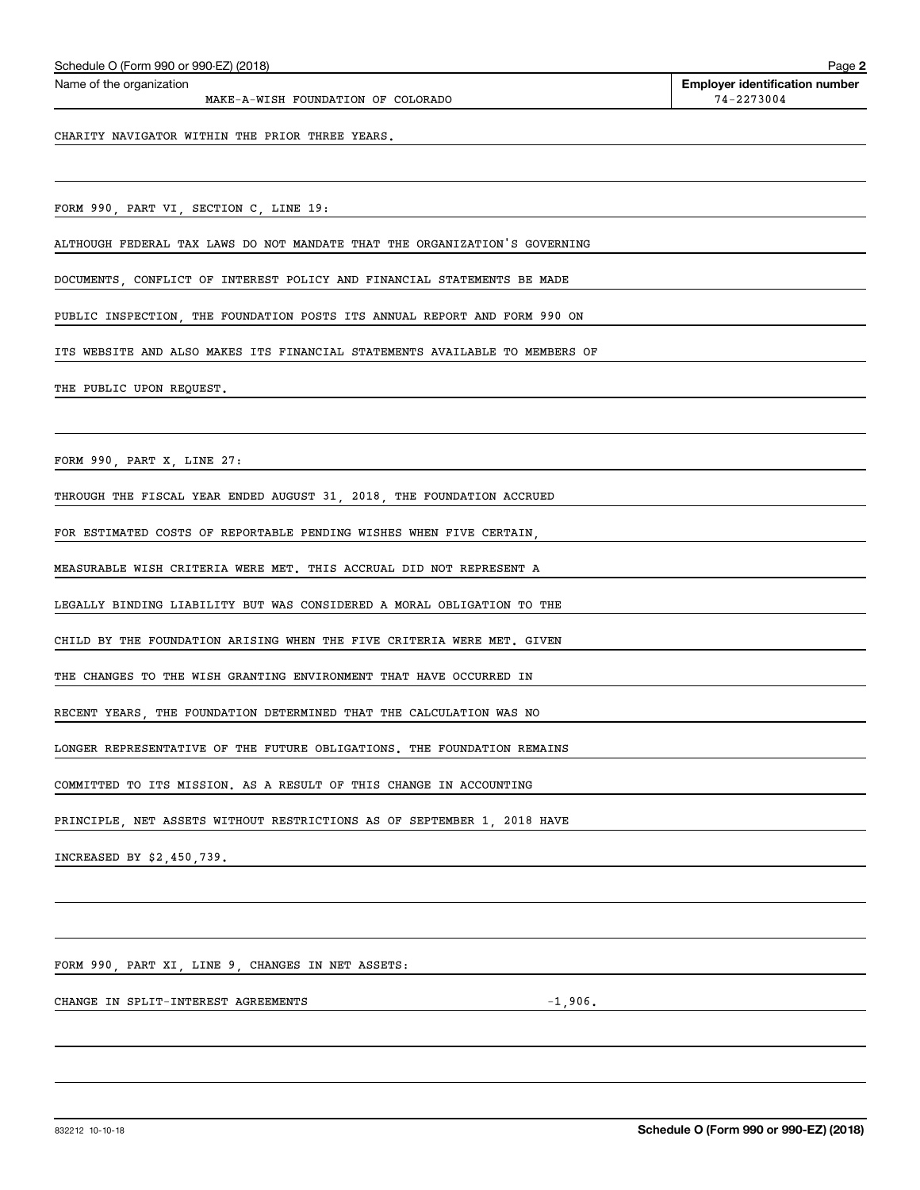Name of the organization: MAKE-A-WISH FOUNDATION OF COLORADO

Employer identification number: 74-2273004

CHARITY NAVIGATOR WITHIN THE PRIOR THREE YEARS.

FORM 990, PART VI, SECTION C, LINE 19:

ALTHOUGH FEDERAL TAX LAWS DO NOT MANDATE THAT THE ORGANIZATION'S GOVERNING DOCUMENTS, CONFLICT OF INTEREST POLICY AND FINANCIAL STATEMENTS BE MADE PUBLIC INSPECTION, THE FOUNDATION POSTS ITS ANNUAL REPORT AND FORM 990 ON ITS WEBSITE AND ALSO MAKES ITS FINANCIAL STATEMENTS AVAILABLE TO MEMBERS OF THE PUBLIC UPON REQUEST.

FORM 990, PART X, LINE 27:

THROUGH THE FISCAL YEAR ENDED AUGUST 31, 2018, THE FOUNDATION ACCRUED FOR ESTIMATED COSTS OF REPORTABLE PENDING WISHES WHEN FIVE CERTAIN, MEASURABLE WISH CRITERIA WERE MET. THIS ACCRUAL DID NOT REPRESENT A LEGALLY BINDING LIABILITY BUT WAS CONSIDERED A MORAL OBLIGATION TO THE CHILD BY THE FOUNDATION ARISING WHEN THE FIVE CRITERIA WERE MET. GIVEN THE CHANGES TO THE WISH GRANTING ENVIRONMENT THAT HAVE OCCURRED IN RECENT YEARS, THE FOUNDATION DETERMINED THAT THE CALCULATION WAS NO LONGER REPRESENTATIVE OF THE FUTURE OBLIGATIONS. THE FOUNDATION REMAINS COMMITTED TO ITS MISSION. AS A RESULT OF THIS CHANGE IN ACCOUNTING PRINCIPLE, NET ASSETS WITHOUT RESTRICTIONS AS OF SEPTEMBER 1, 2018 HAVE INCREASED BY $2,450,739.

FORM 990, PART XI, LINE 9, CHANGES IN NET ASSETS:

| | |
|---|---|
| CHANGE IN SPLIT-INTEREST AGREEMENTS | -1,906. |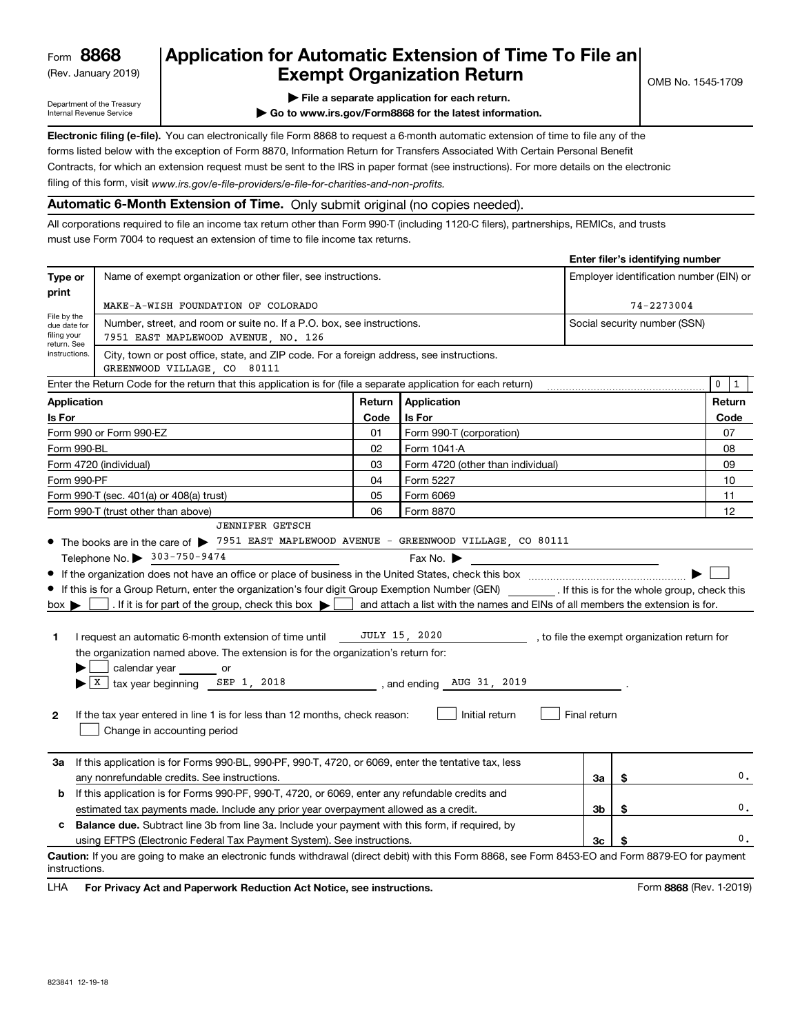Form **8868**
(Rev. January 2019)
Department of the Treasury
Internal Revenue Service

# Application for Automatic Extension of Time To File an Exempt Organization Return

OMB No. 1545-1709

▶ File a separate application for each return.
▶ Go to www.irs.gov/Form8868 for the latest information.

**Electronic filing (e-file).** You can electronically file Form 8868 to request a 6-month automatic extension of time to file any of the forms listed below with the exception of Form 8870, Information Return for Transfers Associated With Certain Personal Benefit Contracts, for which an extension request must be sent to the IRS in paper format (see instructions). For more details on the electronic filing of this form, visit *www.irs.gov/e-file-providers/e-file-for-charities-and-non-profits.*

## Automatic 6-Month Extension of Time. Only submit original (no copies needed).

All corporations required to file an income tax return other than Form 990-T (including 1120-C filers), partnerships, REMICs, and trusts must use Form 7004 to request an extension of time to file income tax returns.

| | | **Enter filer's identifying number** |
|---|---|---|
| **Type or print** | Name of exempt organization or other filer, see instructions. MAKE-A-WISH FOUNDATION OF COLORADO | Employer identification number (EIN) or 74-2273004 |
| File by the due date for filing your return. See instructions. | Number, street, and room or suite no. If a P.O. box, see instructions. 7951 EAST MAPLEWOOD AVENUE, NO. 126 | Social security number (SSN) |
| | City, town or post office, state, and ZIP code. For a foreign address, see instructions. GREENWOOD VILLAGE, CO 80111 | |

Enter the Return Code for the return that this application is for (file a separate application for each return) 0 1

| Application Is For | Return Code | Application Is For | Return Code |
|---|---|---|---|
| Form 990 or Form 990-EZ | 01 | Form 990-T (corporation) | 07 |
| Form 990-BL | 02 | Form 1041-A | 08 |
| Form 4720 (individual) | 03 | Form 4720 (other than individual) | 09 |
| Form 990-PF | 04 | Form 5227 | 10 |
| Form 990-T (sec. 401(a) or 408(a) trust) | 05 | Form 6069 | 11 |
| Form 990-T (trust other than above) | 06 | Form 8870 | 12 |

- The books are in the care of ▶ JENNIFER GETSCH 7951 EAST MAPLEWOOD AVENUE - GREENWOOD VILLAGE, CO 80111
  Telephone No. ▶ 303-750-9474   Fax No. ▶
- If the organization does not have an office or place of business in the United States, check this box ▶ ☐
- If this is for a Group Return, enter the organization's four digit Group Exemption Number (GEN) ______. If this is for the whole group, check this box ▶ ☐ . If it is for part of the group, check this box ▶ ☐ and attach a list with the names and EINs of all members the extension is for.

**1** I request an automatic 6-month extension of time until JULY 15, 2020 , to file the exempt organization return for the organization named above. The extension is for the organization's return for:
▶ ☐ calendar year ______ or
▶ ☒ tax year beginning SEP 1, 2018 , and ending AUG 31, 2019 .

**2** If the tax year entered in line 1 is for less than 12 months, check reason: ☐ Initial return ☐ Final return ☐ Change in accounting period

| | | | | |
|---|---|---|---|---|
| **3a** | If this application is for Forms 990-BL, 990-PF, 990-T, 4720, or 6069, enter the tentative tax, less any nonrefundable credits. See instructions. | 3a | $ | 0. |
| **b** | If this application is for Forms 990-PF, 990-T, 4720, or 6069, enter any refundable credits and estimated tax payments made. Include any prior year overpayment allowed as a credit. | 3b | $ | 0. |
| **c** | **Balance due.** Subtract line 3b from line 3a. Include your payment with this form, if required, by using EFTPS (Electronic Federal Tax Payment System). See instructions. | 3c | $ | 0. |

**Caution:** If you are going to make an electronic funds withdrawal (direct debit) with this Form 8868, see Form 8453-EO and Form 8879-EO for payment instructions.

LHA **For Privacy Act and Paperwork Reduction Act Notice, see instructions.** Form **8868** (Rev. 1-2019)

823841 12-19-18